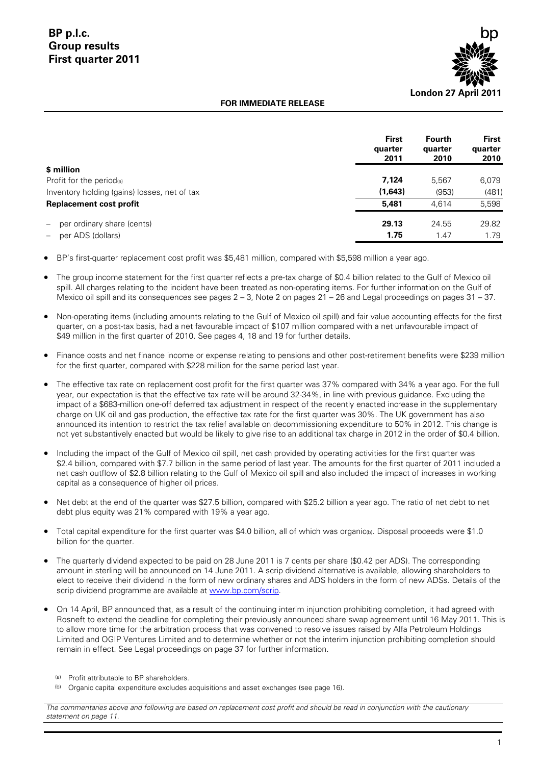# BP p.l.c.
# Group results
# First quarter 2011

London 27 April 2011

**FOR IMMEDIATE RELEASE**

| | First quarter 2011 | Fourth quarter 2010 | First quarter 2010 |
|---|---|---|---|
| **$ million** | | | |
| Profit for the period[a] | **7,124** | 5,567 | 6,079 |
| Inventory holding (gains) losses, net of tax | **(1,643)** | (953) | (481) |
| **Replacement cost profit** | **5,481** | 4,614 | 5,598 |
| – per ordinary share (cents) | **29.13** | 24.55 | 29.82 |
| – per ADS (dollars) | **1.75** | 1.47 | 1.79 |

- BP's first-quarter replacement cost profit was $5,481 million, compared with $5,598 million a year ago.
- The group income statement for the first quarter reflects a pre-tax charge of $0.4 billion related to the Gulf of Mexico oil spill. All charges relating to the incident have been treated as non-operating items. For further information on the Gulf of Mexico oil spill and its consequences see pages 2 – 3, Note 2 on pages 21 – 26 and Legal proceedings on pages 31 – 37.
- Non-operating items (including amounts relating to the Gulf of Mexico oil spill) and fair value accounting effects for the first quarter, on a post-tax basis, had a net favourable impact of $107 million compared with a net unfavourable impact of $49 million in the first quarter of 2010. See pages 4, 18 and 19 for further details.
- Finance costs and net finance income or expense relating to pensions and other post-retirement benefits were $239 million for the first quarter, compared with $228 million for the same period last year.
- The effective tax rate on replacement cost profit for the first quarter was 37% compared with 34% a year ago. For the full year, our expectation is that the effective tax rate will be around 32-34%, in line with previous guidance. Excluding the impact of a $683-million one-off deferred tax adjustment in respect of the recently enacted increase in the supplementary charge on UK oil and gas production, the effective tax rate for the first quarter was 30%. The UK government has also announced its intention to restrict the tax relief available on decommissioning expenditure to 50% in 2012. This change is not yet substantively enacted but would be likely to give rise to an additional tax charge in 2012 in the order of $0.4 billion.
- Including the impact of the Gulf of Mexico oil spill, net cash provided by operating activities for the first quarter was $2.4 billion, compared with $7.7 billion in the same period of last year. The amounts for the first quarter of 2011 included a net cash outflow of $2.8 billion relating to the Gulf of Mexico oil spill and also included the impact of increases in working capital as a consequence of higher oil prices.
- Net debt at the end of the quarter was $27.5 billion, compared with $25.2 billion a year ago. The ratio of net debt to net debt plus equity was 21% compared with 19% a year ago.
- Total capital expenditure for the first quarter was $4.0 billion, all of which was organic[b]. Disposal proceeds were $1.0 billion for the quarter.
- The quarterly dividend expected to be paid on 28 June 2011 is 7 cents per share ($0.42 per ADS). The corresponding amount in sterling will be announced on 14 June 2011. A scrip dividend alternative is available, allowing shareholders to elect to receive their dividend in the form of new ordinary shares and ADS holders in the form of new ADSs. Details of the scrip dividend programme are available at www.bp.com/scrip.
- On 14 April, BP announced that, as a result of the continuing interim injunction prohibiting completion, it had agreed with Rosneft to extend the deadline for completing their previously announced share swap agreement until 16 May 2011. This is to allow more time for the arbitration process that was convened to resolve issues raised by Alfa Petroleum Holdings Limited and OGIP Ventures Limited and to determine whether or not the interim injunction prohibiting completion should remain in effect. See Legal proceedings on page 37 for further information.

[a] Profit attributable to BP shareholders.

[b] Organic capital expenditure excludes acquisitions and asset exchanges (see page 16).

*The commentaries above and following are based on replacement cost profit and should be read in conjunction with the cautionary statement on page 11.*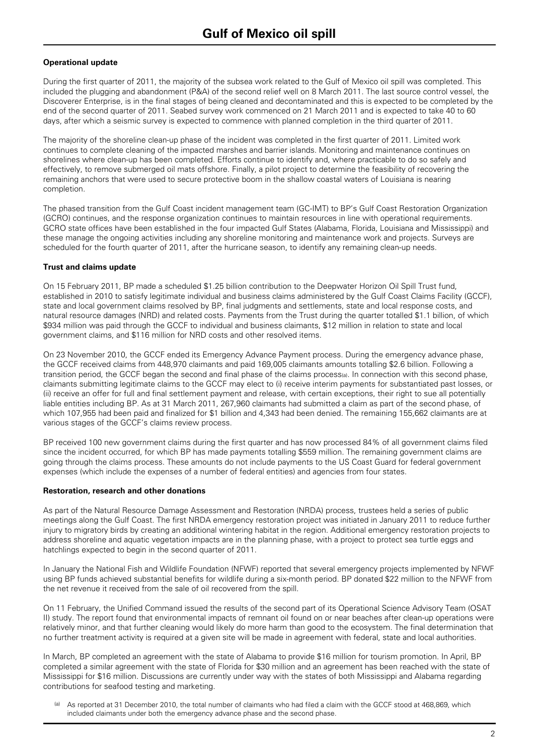# Gulf of Mexico oil spill

**Operational update**

During the first quarter of 2011, the majority of the subsea work related to the Gulf of Mexico oil spill was completed. This included the plugging and abandonment (P&A) of the second relief well on 8 March 2011. The last source control vessel, the Discoverer Enterprise, is in the final stages of being cleaned and decontaminated and this is expected to be completed by the end of the second quarter of 2011. Seabed survey work commenced on 21 March 2011 and is expected to take 40 to 60 days, after which a seismic survey is expected to commence with planned completion in the third quarter of 2011.

The majority of the shoreline clean-up phase of the incident was completed in the first quarter of 2011. Limited work continues to complete cleaning of the impacted marshes and barrier islands. Monitoring and maintenance continues on shorelines where clean-up has been completed. Efforts continue to identify and, where practicable to do so safely and effectively, to remove submerged oil mats offshore. Finally, a pilot project to determine the feasibility of recovering the remaining anchors that were used to secure protective boom in the shallow coastal waters of Louisiana is nearing completion.

The phased transition from the Gulf Coast incident management team (GC-IMT) to BP's Gulf Coast Restoration Organization (GCRO) continues, and the response organization continues to maintain resources in line with operational requirements. GCRO state offices have been established in the four impacted Gulf States (Alabama, Florida, Louisiana and Mississippi) and these manage the ongoing activities including any shoreline monitoring and maintenance work and projects. Surveys are scheduled for the fourth quarter of 2011, after the hurricane season, to identify any remaining clean-up needs.

**Trust and claims update**

On 15 February 2011, BP made a scheduled $1.25 billion contribution to the Deepwater Horizon Oil Spill Trust fund, established in 2010 to satisfy legitimate individual and business claims administered by the Gulf Coast Claims Facility (GCCF), state and local government claims resolved by BP, final judgments and settlements, state and local response costs, and natural resource damages (NRD) and related costs. Payments from the Trust during the quarter totalled $1.1 billion, of which $934 million was paid through the GCCF to individual and business claimants, $12 million in relation to state and local government claims, and $116 million for NRD costs and other resolved items.

On 23 November 2010, the GCCF ended its Emergency Advance Payment process. During the emergency advance phase, the GCCF received claims from 448,970 claimants and paid 169,005 claimants amounts totalling $2.6 billion. Following a transition period, the GCCF began the second and final phase of the claims process[a]. In connection with this second phase, claimants submitting legitimate claims to the GCCF may elect to (i) receive interim payments for substantiated past losses, or (ii) receive an offer for full and final settlement payment and release, with certain exceptions, their right to sue all potentially liable entities including BP. As at 31 March 2011, 267,960 claimants had submitted a claim as part of the second phase, of which 107,955 had been paid and finalized for $1 billion and 4,343 had been denied. The remaining 155,662 claimants are at various stages of the GCCF's claims review process.

BP received 100 new government claims during the first quarter and has now processed 84% of all government claims filed since the incident occurred, for which BP has made payments totalling $559 million. The remaining government claims are going through the claims process. These amounts do not include payments to the US Coast Guard for federal government expenses (which include the expenses of a number of federal entities) and agencies from four states.

**Restoration, research and other donations**

As part of the Natural Resource Damage Assessment and Restoration (NRDA) process, trustees held a series of public meetings along the Gulf Coast. The first NRDA emergency restoration project was initiated in January 2011 to reduce further injury to migratory birds by creating an additional wintering habitat in the region. Additional emergency restoration projects to address shoreline and aquatic vegetation impacts are in the planning phase, with a project to protect sea turtle eggs and hatchlings expected to begin in the second quarter of 2011.

In January the National Fish and Wildlife Foundation (NFWF) reported that several emergency projects implemented by NFWF using BP funds achieved substantial benefits for wildlife during a six-month period. BP donated $22 million to the NFWF from the net revenue it received from the sale of oil recovered from the spill.

On 11 February, the Unified Command issued the results of the second part of its Operational Science Advisory Team (OSAT II) study. The report found that environmental impacts of remnant oil found on or near beaches after clean-up operations were relatively minor, and that further cleaning would likely do more harm than good to the ecosystem. The final determination that no further treatment activity is required at a given site will be made in agreement with federal, state and local authorities.

In March, BP completed an agreement with the state of Alabama to provide $16 million for tourism promotion. In April, BP completed a similar agreement with the state of Florida for $30 million and an agreement has been reached with the state of Mississippi for $16 million. Discussions are currently under way with the states of both Mississippi and Alabama regarding contributions for seafood testing and marketing.

[a] As reported at 31 December 2010, the total number of claimants who had filed a claim with the GCCF stood at 468,869, which included claimants under both the emergency advance phase and the second phase.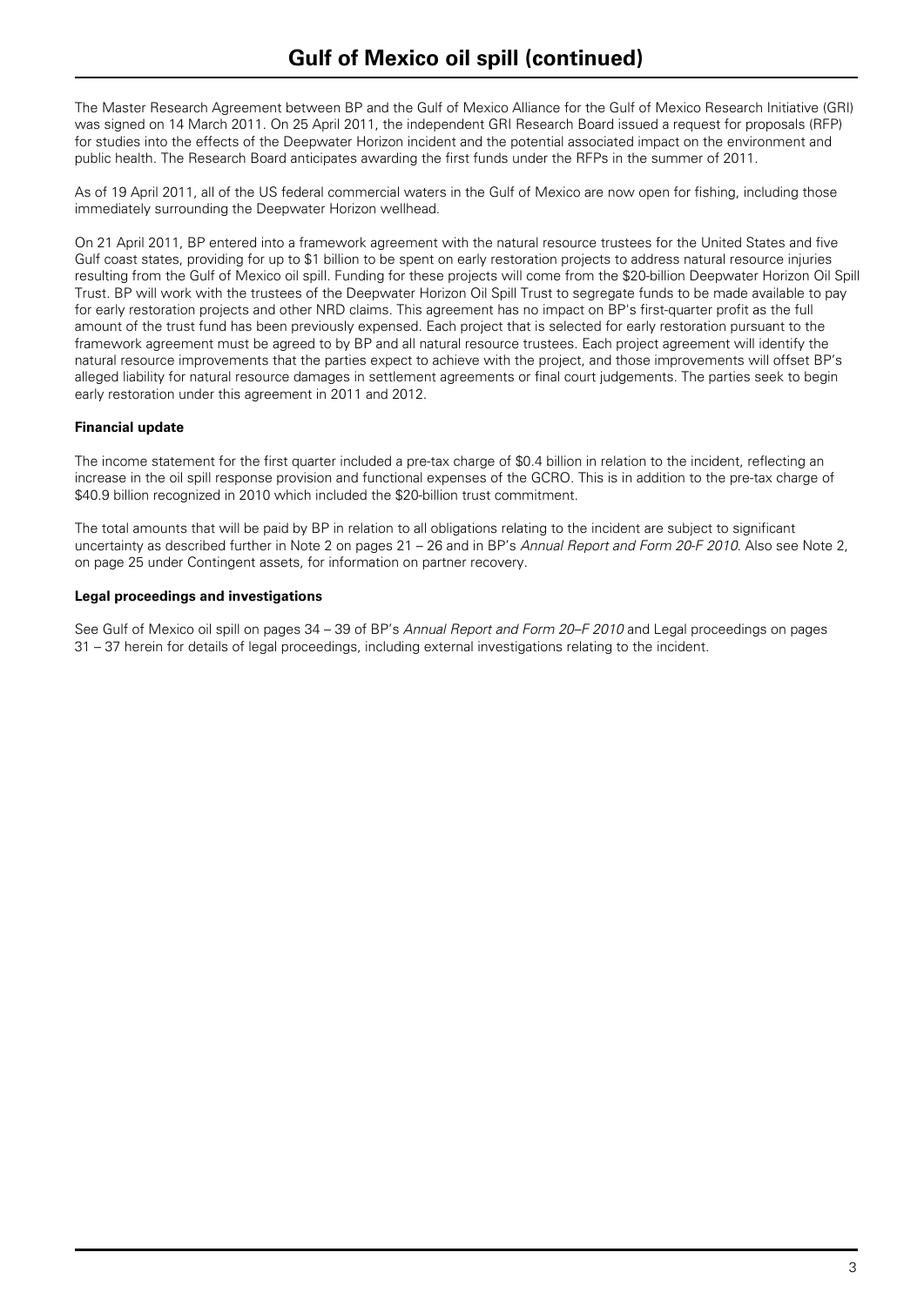# Gulf of Mexico oil spill (continued)

The Master Research Agreement between BP and the Gulf of Mexico Alliance for the Gulf of Mexico Research Initiative (GRI) was signed on 14 March 2011. On 25 April 2011, the independent GRI Research Board issued a request for proposals (RFP) for studies into the effects of the Deepwater Horizon incident and the potential associated impact on the environment and public health. The Research Board anticipates awarding the first funds under the RFPs in the summer of 2011.

As of 19 April 2011, all of the US federal commercial waters in the Gulf of Mexico are now open for fishing, including those immediately surrounding the Deepwater Horizon wellhead.

On 21 April 2011, BP entered into a framework agreement with the natural resource trustees for the United States and five Gulf coast states, providing for up to $1 billion to be spent on early restoration projects to address natural resource injuries resulting from the Gulf of Mexico oil spill. Funding for these projects will come from the $20-billion Deepwater Horizon Oil Spill Trust. BP will work with the trustees of the Deepwater Horizon Oil Spill Trust to segregate funds to be made available to pay for early restoration projects and other NRD claims. This agreement has no impact on BP's first-quarter profit as the full amount of the trust fund has been previously expensed. Each project that is selected for early restoration pursuant to the framework agreement must be agreed to by BP and all natural resource trustees. Each project agreement will identify the natural resource improvements that the parties expect to achieve with the project, and those improvements will offset BP's alleged liability for natural resource damages in settlement agreements or final court judgements. The parties seek to begin early restoration under this agreement in 2011 and 2012.

**Financial update**

The income statement for the first quarter included a pre-tax charge of $0.4 billion in relation to the incident, reflecting an increase in the oil spill response provision and functional expenses of the GCRO. This is in addition to the pre-tax charge of $40.9 billion recognized in 2010 which included the $20-billion trust commitment.

The total amounts that will be paid by BP in relation to all obligations relating to the incident are subject to significant uncertainty as described further in Note 2 on pages 21 – 26 and in BP's *Annual Report and Form 20-F 2010*. Also see Note 2, on page 25 under Contingent assets, for information on partner recovery.

**Legal proceedings and investigations**

See Gulf of Mexico oil spill on pages 34 – 39 of BP's *Annual Report and Form 20–F 2010* and Legal proceedings on pages 31 – 37 herein for details of legal proceedings, including external investigations relating to the incident.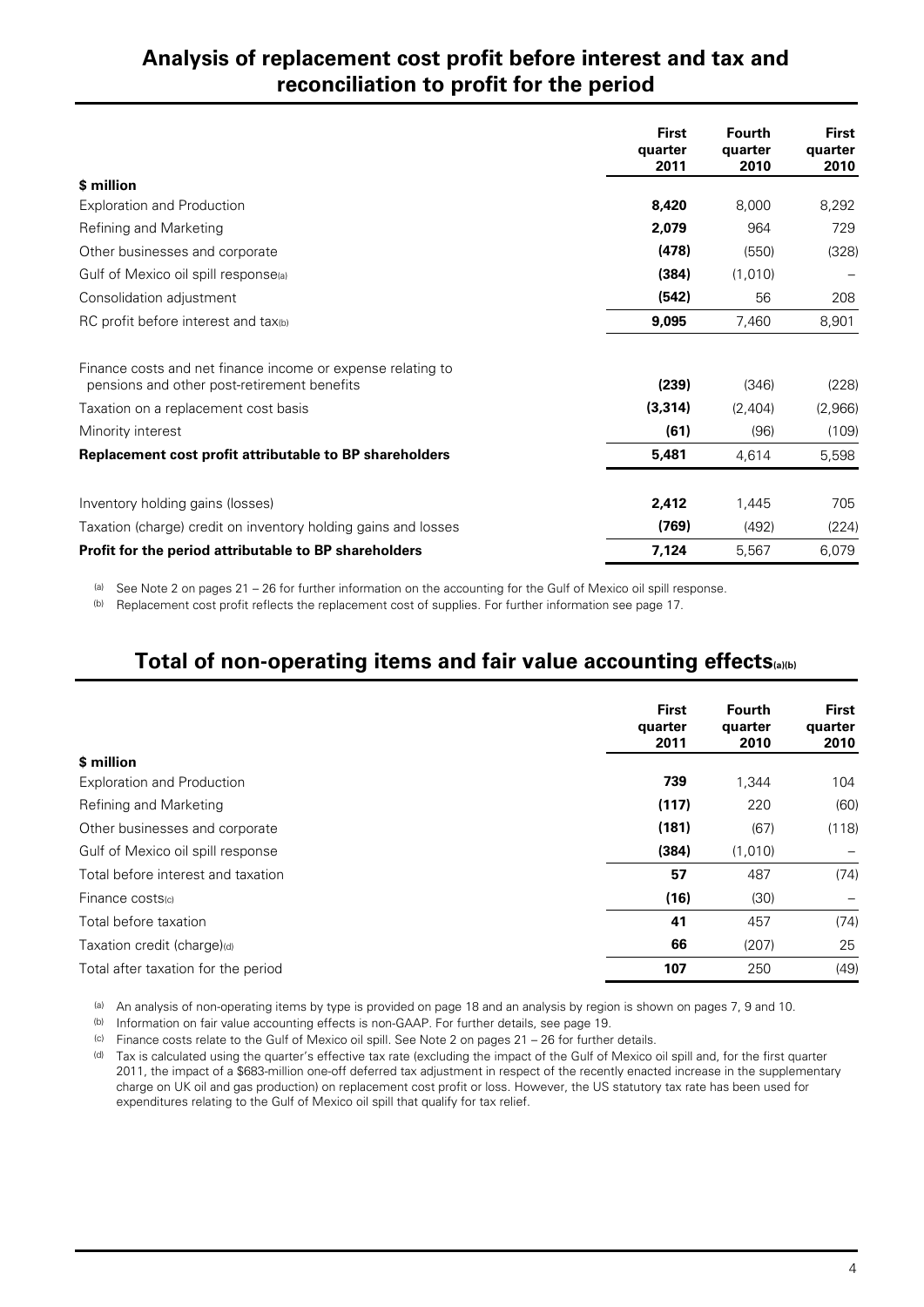## Analysis of replacement cost profit before interest and tax and reconciliation to profit for the period

| \$ million | First quarter 2011 | Fourth quarter 2010 | First quarter 2010 |
|---|---|---|---|
| Exploration and Production | **8,420** | 8,000 | 8,292 |
| Refining and Marketing | **2,079** | 964 | 729 |
| Other businesses and corporate | **(478)** | (550) | (328) |
| Gulf of Mexico oil spill response[a] | **(384)** | (1,010) | – |
| Consolidation adjustment | **(542)** | 56 | 208 |
| RC profit before interest and tax[b] | **9,095** | 7,460 | 8,901 |
| Finance costs and net finance income or expense relating to pensions and other post-retirement benefits | **(239)** | (346) | (228) |
| Taxation on a replacement cost basis | **(3,314)** | (2,404) | (2,966) |
| Minority interest | **(61)** | (96) | (109) |
| **Replacement cost profit attributable to BP shareholders** | **5,481** | 4,614 | 5,598 |
| Inventory holding gains (losses) | **2,412** | 1,445 | 705 |
| Taxation (charge) credit on inventory holding gains and losses | **(769)** | (492) | (224) |
| **Profit for the period attributable to BP shareholders** | **7,124** | 5,567 | 6,079 |

[a] See Note 2 on pages 21 – 26 for further information on the accounting for the Gulf of Mexico oil spill response.

[b] Replacement cost profit reflects the replacement cost of supplies. For further information see page 17.

## Total of non-operating items and fair value accounting effects[a][b]

| \$ million | First quarter 2011 | Fourth quarter 2010 | First quarter 2010 |
|---|---|---|---|
| Exploration and Production | **739** | 1,344 | 104 |
| Refining and Marketing | **(117)** | 220 | (60) |
| Other businesses and corporate | **(181)** | (67) | (118) |
| Gulf of Mexico oil spill response | **(384)** | (1,010) | – |
| Total before interest and taxation | **57** | 487 | (74) |
| Finance costs[c] | **(16)** | (30) | – |
| Total before taxation | **41** | 457 | (74) |
| Taxation credit (charge)[d] | **66** | (207) | 25 |
| Total after taxation for the period | **107** | 250 | (49) |

[a] An analysis of non-operating items by type is provided on page 18 and an analysis by region is shown on pages 7, 9 and 10.

[b] Information on fair value accounting effects is non-GAAP. For further details, see page 19.

[c] Finance costs relate to the Gulf of Mexico oil spill. See Note 2 on pages 21 – 26 for further details.

[d] Tax is calculated using the quarter's effective tax rate (excluding the impact of the Gulf of Mexico oil spill and, for the first quarter 2011, the impact of a \$683-million one-off deferred tax adjustment in respect of the recently enacted increase in the supplementary charge on UK oil and gas production) on replacement cost profit or loss. However, the US statutory tax rate has been used for expenditures relating to the Gulf of Mexico oil spill that qualify for tax relief.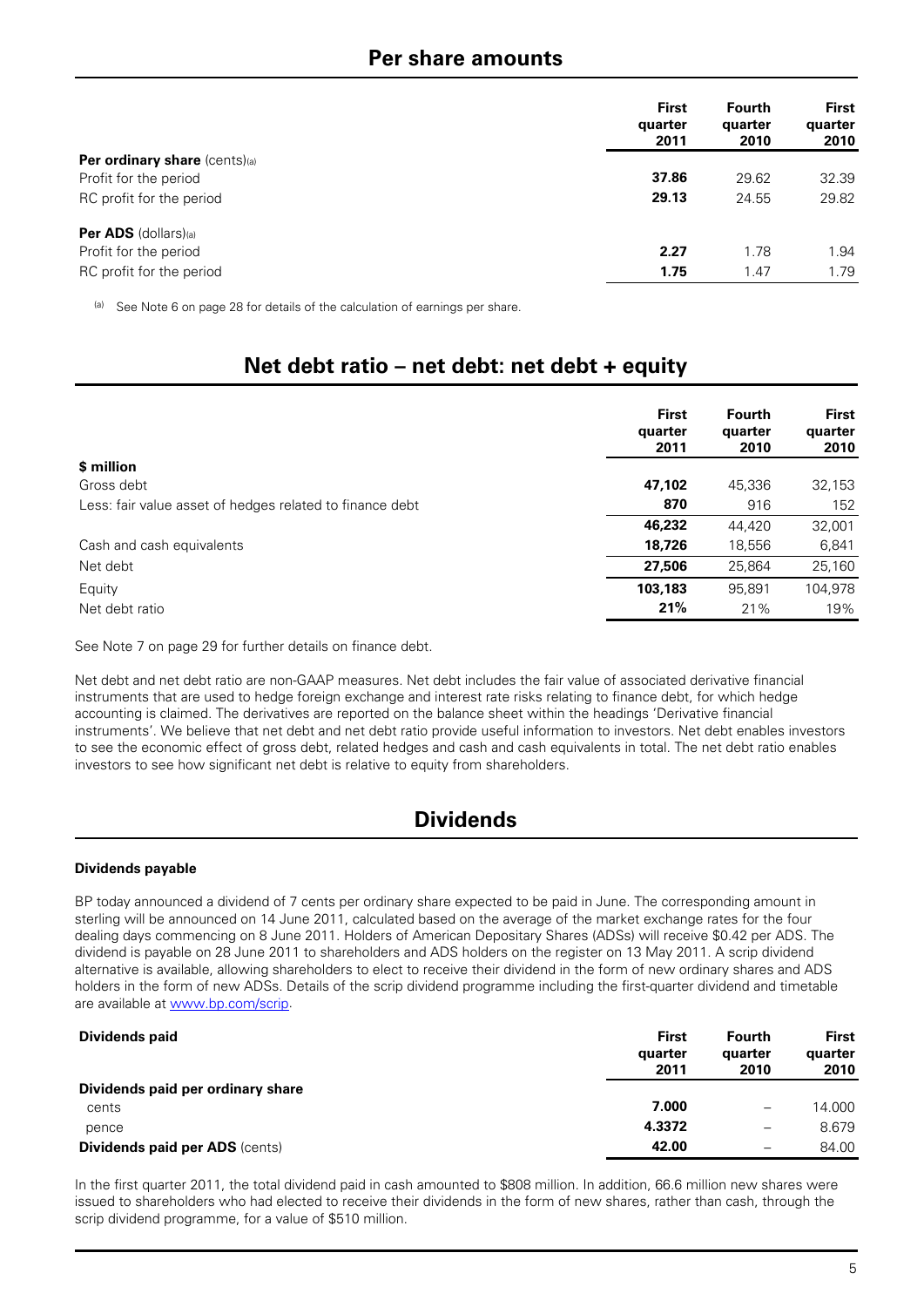# Per share amounts

| | First quarter 2011 | Fourth quarter 2010 | First quarter 2010 |
|---|---|---|---|
| **Per ordinary share** (cents)[(a)] | | | |
| Profit for the period | **37.86** | 29.62 | 32.39 |
| RC profit for the period | **29.13** | 24.55 | 29.82 |
| **Per ADS** (dollars)[(a)] | | | |
| Profit for the period | **2.27** | 1.78 | 1.94 |
| RC profit for the period | **1.75** | 1.47 | 1.79 |

[(a)] See Note 6 on page 28 for details of the calculation of earnings per share.

# Net debt ratio – net debt: net debt + equity

| | First quarter 2011 | Fourth quarter 2010 | First quarter 2010 |
|---|---|---|---|
| **$ million** | | | |
| Gross debt | **47,102** | 45,336 | 32,153 |
| Less: fair value asset of hedges related to finance debt | **870** | 916 | 152 |
| | **46,232** | 44,420 | 32,001 |
| Cash and cash equivalents | **18,726** | 18,556 | 6,841 |
| Net debt | **27,506** | 25,864 | 25,160 |
| Equity | **103,183** | 95,891 | 104,978 |
| Net debt ratio | **21%** | 21% | 19% |

See Note 7 on page 29 for further details on finance debt.

Net debt and net debt ratio are non-GAAP measures. Net debt includes the fair value of associated derivative financial instruments that are used to hedge foreign exchange and interest rate risks relating to finance debt, for which hedge accounting is claimed. The derivatives are reported on the balance sheet within the headings 'Derivative financial instruments'. We believe that net debt and net debt ratio provide useful information to investors. Net debt enables investors to see the economic effect of gross debt, related hedges and cash and cash equivalents in total. The net debt ratio enables investors to see how significant net debt is relative to equity from shareholders.

# Dividends

### Dividends payable

BP today announced a dividend of 7 cents per ordinary share expected to be paid in June. The corresponding amount in sterling will be announced on 14 June 2011, calculated based on the average of the market exchange rates for the four dealing days commencing on 8 June 2011. Holders of American Depositary Shares (ADSs) will receive $0.42 per ADS. The dividend is payable on 28 June 2011 to shareholders and ADS holders on the register on 13 May 2011. A scrip dividend alternative is available, allowing shareholders to elect to receive their dividend in the form of new ordinary shares and ADS holders in the form of new ADSs. Details of the scrip dividend programme including the first-quarter dividend and timetable are available at www.bp.com/scrip.

| **Dividends paid** | First quarter 2011 | Fourth quarter 2010 | First quarter 2010 |
|---|---|---|---|
| **Dividends paid per ordinary share** | | | |
| cents | **7.000** | – | 14.000 |
| pence | **4.3372** | – | 8.679 |
| **Dividends paid per ADS** (cents) | **42.00** | – | 84.00 |

In the first quarter 2011, the total dividend paid in cash amounted to $808 million. In addition, 66.6 million new shares were issued to shareholders who had elected to receive their dividends in the form of new shares, rather than cash, through the scrip dividend programme, for a value of $510 million.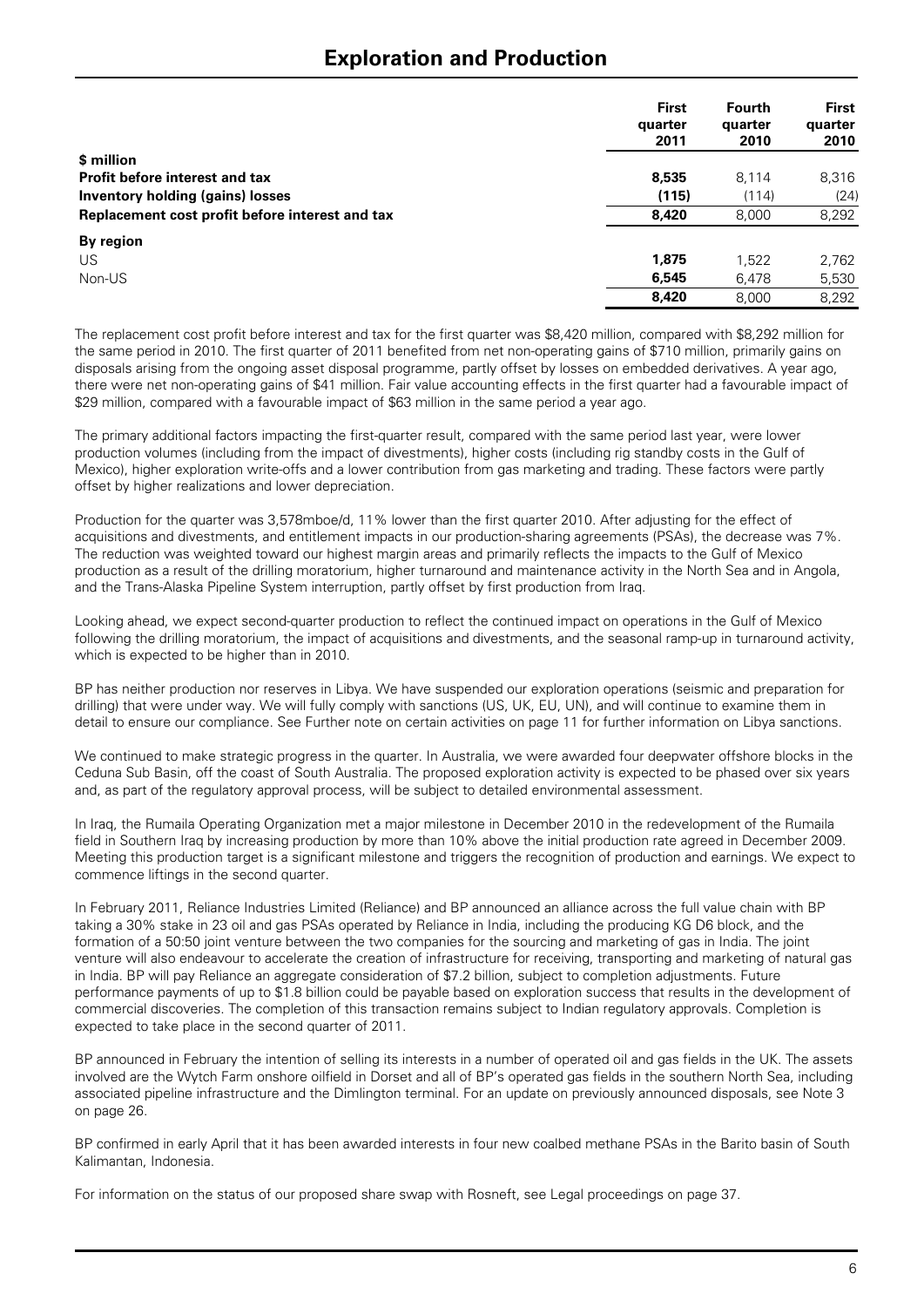# Exploration and Production

| | First quarter 2011 | Fourth quarter 2010 | First quarter 2010 |
|---|---|---|---|
| **$ million** | | | |
| **Profit before interest and tax** | **8,535** | 8,114 | 8,316 |
| **Inventory holding (gains) losses** | **(115)** | (114) | (24) |
| **Replacement cost profit before interest and tax** | **8,420** | 8,000 | 8,292 |
| **By region** | | | |
| US | **1,875** | 1,522 | 2,762 |
| Non-US | **6,545** | 6,478 | 5,530 |
| | **8,420** | 8,000 | 8,292 |

The replacement cost profit before interest and tax for the first quarter was $8,420 million, compared with $8,292 million for the same period in 2010. The first quarter of 2011 benefited from net non-operating gains of $710 million, primarily gains on disposals arising from the ongoing asset disposal programme, partly offset by losses on embedded derivatives. A year ago, there were net non-operating gains of $41 million. Fair value accounting effects in the first quarter had a favourable impact of $29 million, compared with a favourable impact of $63 million in the same period a year ago.

The primary additional factors impacting the first-quarter result, compared with the same period last year, were lower production volumes (including from the impact of divestments), higher costs (including rig standby costs in the Gulf of Mexico), higher exploration write-offs and a lower contribution from gas marketing and trading. These factors were partly offset by higher realizations and lower depreciation.

Production for the quarter was 3,578mboe/d, 11% lower than the first quarter 2010. After adjusting for the effect of acquisitions and divestments, and entitlement impacts in our production-sharing agreements (PSAs), the decrease was 7%. The reduction was weighted toward our highest margin areas and primarily reflects the impacts to the Gulf of Mexico production as a result of the drilling moratorium, higher turnaround and maintenance activity in the North Sea and in Angola, and the Trans-Alaska Pipeline System interruption, partly offset by first production from Iraq.

Looking ahead, we expect second-quarter production to reflect the continued impact on operations in the Gulf of Mexico following the drilling moratorium, the impact of acquisitions and divestments, and the seasonal ramp-up in turnaround activity, which is expected to be higher than in 2010.

BP has neither production nor reserves in Libya. We have suspended our exploration operations (seismic and preparation for drilling) that were under way. We will fully comply with sanctions (US, UK, EU, UN), and will continue to examine them in detail to ensure our compliance. See Further note on certain activities on page 11 for further information on Libya sanctions.

We continued to make strategic progress in the quarter. In Australia, we were awarded four deepwater offshore blocks in the Ceduna Sub Basin, off the coast of South Australia. The proposed exploration activity is expected to be phased over six years and, as part of the regulatory approval process, will be subject to detailed environmental assessment.

In Iraq, the Rumaila Operating Organization met a major milestone in December 2010 in the redevelopment of the Rumaila field in Southern Iraq by increasing production by more than 10% above the initial production rate agreed in December 2009. Meeting this production target is a significant milestone and triggers the recognition of production and earnings. We expect to commence liftings in the second quarter.

In February 2011, Reliance Industries Limited (Reliance) and BP announced an alliance across the full value chain with BP taking a 30% stake in 23 oil and gas PSAs operated by Reliance in India, including the producing KG D6 block, and the formation of a 50:50 joint venture between the two companies for the sourcing and marketing of gas in India. The joint venture will also endeavour to accelerate the creation of infrastructure for receiving, transporting and marketing of natural gas in India. BP will pay Reliance an aggregate consideration of $7.2 billion, subject to completion adjustments. Future performance payments of up to $1.8 billion could be payable based on exploration success that results in the development of commercial discoveries. The completion of this transaction remains subject to Indian regulatory approvals. Completion is expected to take place in the second quarter of 2011.

BP announced in February the intention of selling its interests in a number of operated oil and gas fields in the UK. The assets involved are the Wytch Farm onshore oilfield in Dorset and all of BP's operated gas fields in the southern North Sea, including associated pipeline infrastructure and the Dimlington terminal. For an update on previously announced disposals, see Note 3 on page 26.

BP confirmed in early April that it has been awarded interests in four new coalbed methane PSAs in the Barito basin of South Kalimantan, Indonesia.

For information on the status of our proposed share swap with Rosneft, see Legal proceedings on page 37.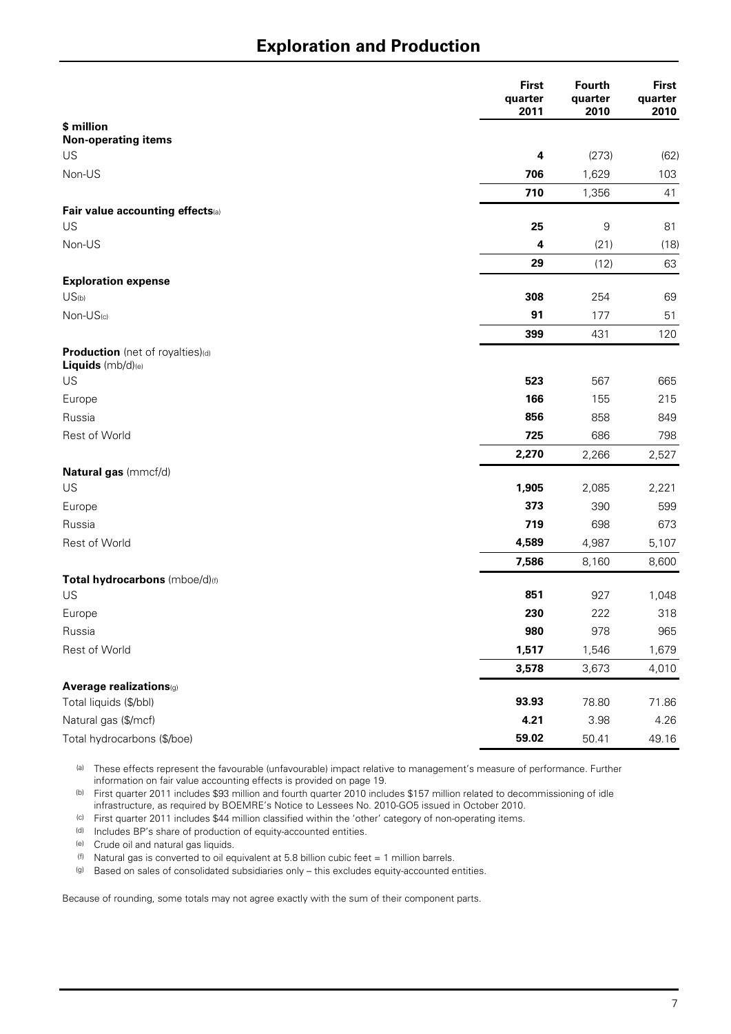# Exploration and Production

| | First quarter 2011 | Fourth quarter 2010 | First quarter 2010 |
|---|---|---|---|
| **$ million** | | | |
| **Non-operating items** | | | |
| US | **4** | (273) | (62) |
| Non-US | **706** | 1,629 | 103 |
| | **710** | 1,356 | 41 |
| **Fair value accounting effects**[(a)] | | | |
| US | **25** | 9 | 81 |
| Non-US | **4** | (21) | (18) |
| | **29** | (12) | 63 |
| **Exploration expense** | | | |
| US[(b)] | **308** | 254 | 69 |
| Non-US[(c)] | **91** | 177 | 51 |
| | **399** | 431 | 120 |
| **Production** (net of royalties)[(d)] | | | |
| **Liquids** (mb/d)[(e)] | | | |
| US | **523** | 567 | 665 |
| Europe | **166** | 155 | 215 |
| Russia | **856** | 858 | 849 |
| Rest of World | **725** | 686 | 798 |
| | **2,270** | 2,266 | 2,527 |
| **Natural gas** (mmcf/d) | | | |
| US | **1,905** | 2,085 | 2,221 |
| Europe | **373** | 390 | 599 |
| Russia | **719** | 698 | 673 |
| Rest of World | **4,589** | 4,987 | 5,107 |
| | **7,586** | 8,160 | 8,600 |
| **Total hydrocarbons** (mboe/d)[(f)] | | | |
| US | **851** | 927 | 1,048 |
| Europe | **230** | 222 | 318 |
| Russia | **980** | 978 | 965 |
| Rest of World | **1,517** | 1,546 | 1,679 |
| | **3,578** | 3,673 | 4,010 |
| **Average realizations**[(g)] | | | |
| Total liquids ($/bbl) | **93.93** | 78.80 | 71.86 |
| Natural gas ($/mcf) | **4.21** | 3.98 | 4.26 |
| Total hydrocarbons ($/boe) | **59.02** | 50.41 | 49.16 |

(a) These effects represent the favourable (unfavourable) impact relative to management's measure of performance. Further information on fair value accounting effects is provided on page 19.

(b) First quarter 2011 includes $93 million and fourth quarter 2010 includes $157 million related to decommissioning of idle infrastructure, as required by BOEMRE's Notice to Lessees No. 2010-GO5 issued in October 2010.

(c) First quarter 2011 includes $44 million classified within the 'other' category of non-operating items.

(d) Includes BP's share of production of equity-accounted entities.

(e) Crude oil and natural gas liquids.

(f) Natural gas is converted to oil equivalent at 5.8 billion cubic feet = 1 million barrels.

(g) Based on sales of consolidated subsidiaries only – this excludes equity-accounted entities.

Because of rounding, some totals may not agree exactly with the sum of their component parts.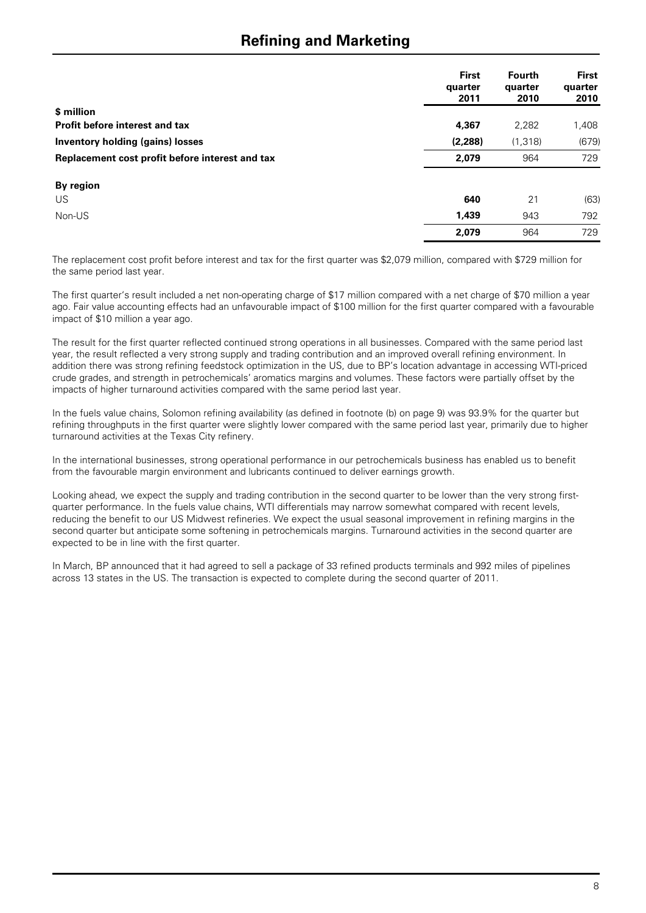# Refining and Marketing

| | First quarter 2011 | Fourth quarter 2010 | First quarter 2010 |
|---|---|---|---|
| **$ million** | | | |
| **Profit before interest and tax** | **4,367** | 2,282 | 1,408 |
| **Inventory holding (gains) losses** | **(2,288)** | (1,318) | (679) |
| **Replacement cost profit before interest and tax** | **2,079** | 964 | 729 |
| **By region** | | | |
| US | **640** | 21 | (63) |
| Non-US | **1,439** | 943 | 792 |
| | **2,079** | 964 | 729 |

The replacement cost profit before interest and tax for the first quarter was $2,079 million, compared with $729 million for the same period last year.

The first quarter's result included a net non-operating charge of $17 million compared with a net charge of $70 million a year ago. Fair value accounting effects had an unfavourable impact of $100 million for the first quarter compared with a favourable impact of $10 million a year ago.

The result for the first quarter reflected continued strong operations in all businesses. Compared with the same period last year, the result reflected a very strong supply and trading contribution and an improved overall refining environment. In addition there was strong refining feedstock optimization in the US, due to BP's location advantage in accessing WTI-priced crude grades, and strength in petrochemicals' aromatics margins and volumes. These factors were partially offset by the impacts of higher turnaround activities compared with the same period last year.

In the fuels value chains, Solomon refining availability (as defined in footnote (b) on page 9) was 93.9% for the quarter but refining throughputs in the first quarter were slightly lower compared with the same period last year, primarily due to higher turnaround activities at the Texas City refinery.

In the international businesses, strong operational performance in our petrochemicals business has enabled us to benefit from the favourable margin environment and lubricants continued to deliver earnings growth.

Looking ahead, we expect the supply and trading contribution in the second quarter to be lower than the very strong first-quarter performance. In the fuels value chains, WTI differentials may narrow somewhat compared with recent levels, reducing the benefit to our US Midwest refineries. We expect the usual seasonal improvement in refining margins in the second quarter but anticipate some softening in petrochemicals margins. Turnaround activities in the second quarter are expected to be in line with the first quarter.

In March, BP announced that it had agreed to sell a package of 33 refined products terminals and 992 miles of pipelines across 13 states in the US. The transaction is expected to complete during the second quarter of 2011.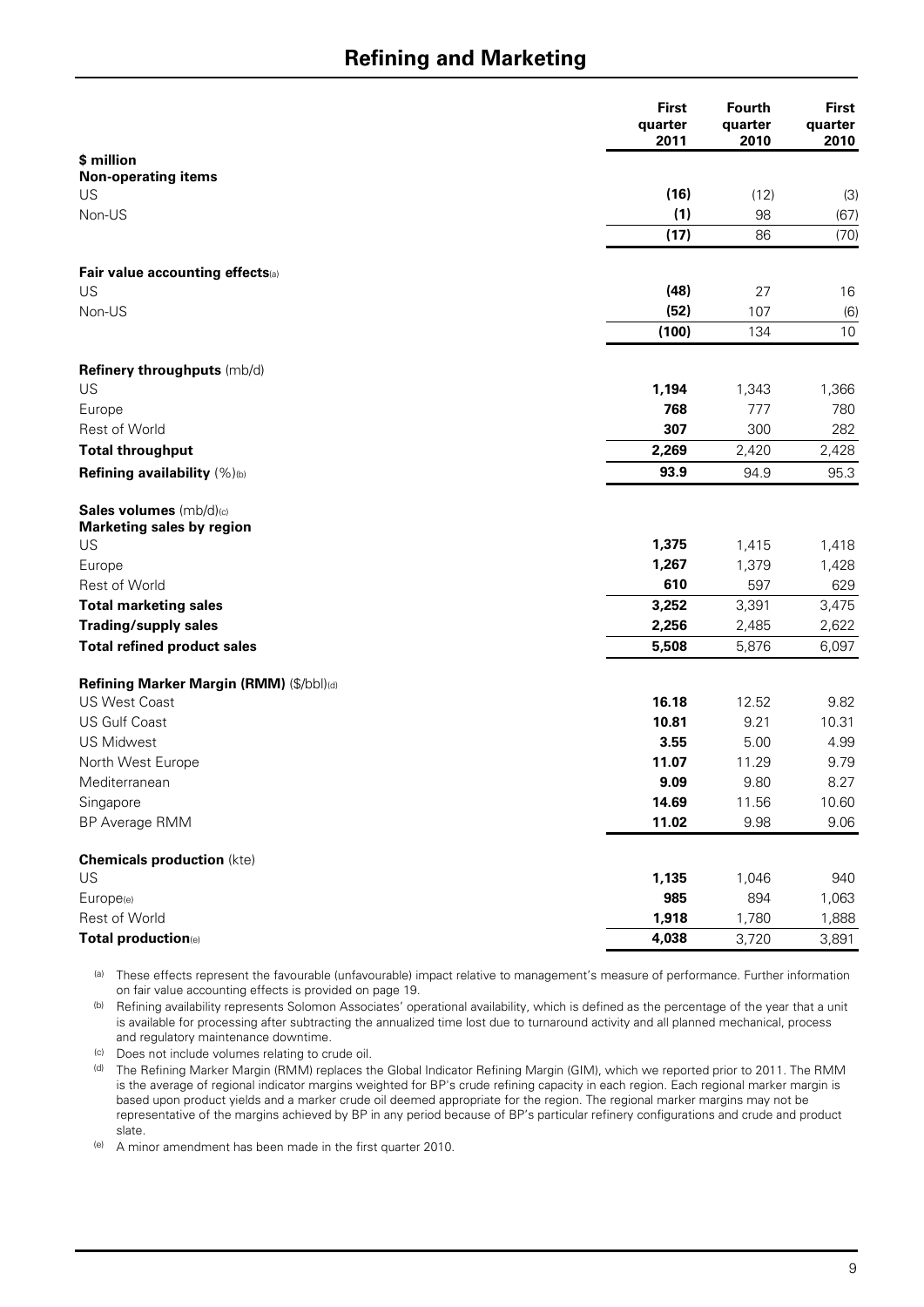## Refining and Marketing

| | First quarter 2011 | Fourth quarter 2010 | First quarter 2010 |
|---|---|---|---|
| **$ million** | | | |
| **Non-operating items** | | | |
| US | **(16)** | (12) | (3) |
| Non-US | **(1)** | 98 | (67) |
| | **(17)** | 86 | (70) |
| **Fair value accounting effects**[(a)] | | | |
| US | **(48)** | 27 | 16 |
| Non-US | **(52)** | 107 | (6) |
| | **(100)** | 134 | 10 |
| **Refinery throughputs** (mb/d) | | | |
| US | **1,194** | 1,343 | 1,366 |
| Europe | **768** | 777 | 780 |
| Rest of World | **307** | 300 | 282 |
| **Total throughput** | **2,269** | 2,420 | 2,428 |
| **Refining availability** (%)[(b)] | **93.9** | 94.9 | 95.3 |
| **Sales volumes** (mb/d)[(c)] | | | |
| **Marketing sales by region** | | | |
| US | **1,375** | 1,415 | 1,418 |
| Europe | **1,267** | 1,379 | 1,428 |
| Rest of World | **610** | 597 | 629 |
| **Total marketing sales** | **3,252** | 3,391 | 3,475 |
| **Trading/supply sales** | **2,256** | 2,485 | 2,622 |
| **Total refined product sales** | **5,508** | 5,876 | 6,097 |
| **Refining Marker Margin (RMM)** ($/bbl)[(d)] | | | |
| US West Coast | **16.18** | 12.52 | 9.82 |
| US Gulf Coast | **10.81** | 9.21 | 10.31 |
| US Midwest | **3.55** | 5.00 | 4.99 |
| North West Europe | **11.07** | 11.29 | 9.79 |
| Mediterranean | **9.09** | 9.80 | 8.27 |
| Singapore | **14.69** | 11.56 | 10.60 |
| BP Average RMM | **11.02** | 9.98 | 9.06 |
| **Chemicals production** (kte) | | | |
| US | **1,135** | 1,046 | 940 |
| Europe[(e)] | **985** | 894 | 1,063 |
| Rest of World | **1,918** | 1,780 | 1,888 |
| **Total production**[(e)] | **4,038** | 3,720 | 3,891 |

(a) These effects represent the favourable (unfavourable) impact relative to management's measure of performance. Further information on fair value accounting effects is provided on page 19.

(b) Refining availability represents Solomon Associates' operational availability, which is defined as the percentage of the year that a unit is available for processing after subtracting the annualized time lost due to turnaround activity and all planned mechanical, process and regulatory maintenance downtime.

(c) Does not include volumes relating to crude oil.

(d) The Refining Marker Margin (RMM) replaces the Global Indicator Refining Margin (GIM), which we reported prior to 2011. The RMM is the average of regional indicator margins weighted for BP's crude refining capacity in each region. Each regional marker margin is based upon product yields and a marker crude oil deemed appropriate for the region. The regional marker margins may not be representative of the margins achieved by BP in any period because of BP's particular refinery configurations and crude and product slate.

(e) A minor amendment has been made in the first quarter 2010.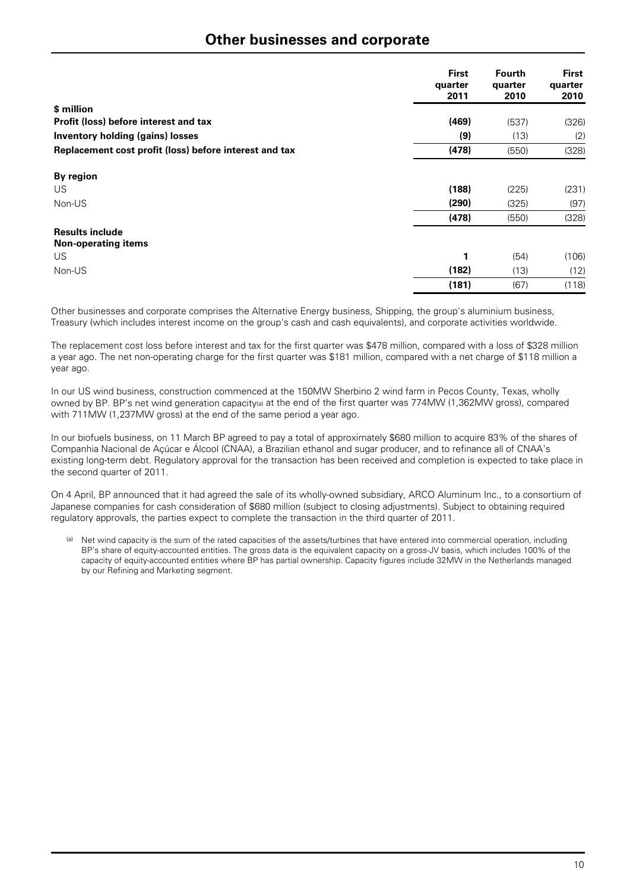## Other businesses and corporate

| | First quarter 2011 | Fourth quarter 2010 | First quarter 2010 |
|---|---|---|---|
| **$ million** | | | |
| **Profit (loss) before interest and tax** | **(469)** | (537) | (326) |
| **Inventory holding (gains) losses** | **(9)** | (13) | (2) |
| **Replacement cost profit (loss) before interest and tax** | **(478)** | (550) | (328) |
| **By region** | | | |
| US | **(188)** | (225) | (231) |
| Non-US | **(290)** | (325) | (97) |
| | **(478)** | (550) | (328) |
| **Results include** | | | |
| **Non-operating items** | | | |
| US | **1** | (54) | (106) |
| Non-US | **(182)** | (13) | (12) |
| | **(181)** | (67) | (118) |

Other businesses and corporate comprises the Alternative Energy business, Shipping, the group's aluminium business, Treasury (which includes interest income on the group's cash and cash equivalents), and corporate activities worldwide.

The replacement cost loss before interest and tax for the first quarter was $478 million, compared with a loss of $328 million a year ago. The net non-operating charge for the first quarter was $181 million, compared with a net charge of $118 million a year ago.

In our US wind business, construction commenced at the 150MW Sherbino 2 wind farm in Pecos County, Texas, wholly owned by BP. BP's net wind generation capacity[a] at the end of the first quarter was 774MW (1,362MW gross), compared with 711MW (1,237MW gross) at the end of the same period a year ago.

In our biofuels business, on 11 March BP agreed to pay a total of approximately $680 million to acquire 83% of the shares of Companhia Nacional de Açúcar e Álcool (CNAA), a Brazilian ethanol and sugar producer, and to refinance all of CNAA's existing long-term debt. Regulatory approval for the transaction has been received and completion is expected to take place in the second quarter of 2011.

On 4 April, BP announced that it had agreed the sale of its wholly-owned subsidiary, ARCO Aluminum Inc., to a consortium of Japanese companies for cash consideration of $680 million (subject to closing adjustments). Subject to obtaining required regulatory approvals, the parties expect to complete the transaction in the third quarter of 2011.

[a] Net wind capacity is the sum of the rated capacities of the assets/turbines that have entered into commercial operation, including BP's share of equity-accounted entities. The gross data is the equivalent capacity on a gross-JV basis, which includes 100% of the capacity of equity-accounted entities where BP has partial ownership. Capacity figures include 32MW in the Netherlands managed by our Refining and Marketing segment.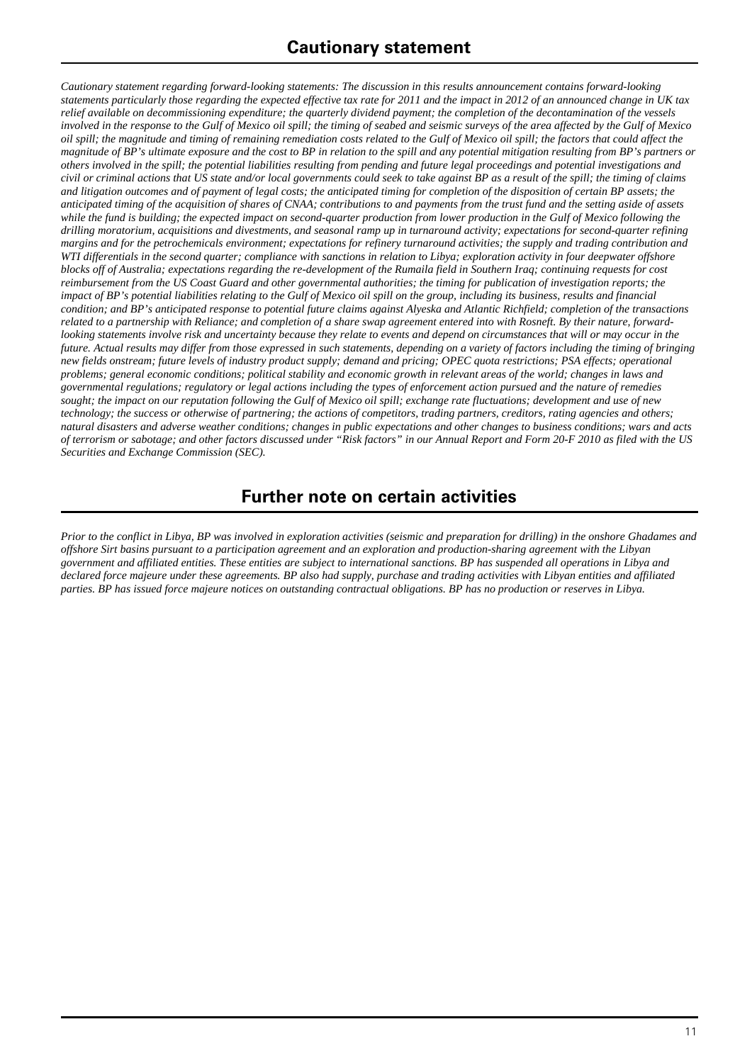## Cautionary statement

*Cautionary statement regarding forward-looking statements: The discussion in this results announcement contains forward-looking statements particularly those regarding the expected effective tax rate for 2011 and the impact in 2012 of an announced change in UK tax relief available on decommissioning expenditure; the quarterly dividend payment; the completion of the decontamination of the vessels involved in the response to the Gulf of Mexico oil spill; the timing of seabed and seismic surveys of the area affected by the Gulf of Mexico oil spill; the magnitude and timing of remaining remediation costs related to the Gulf of Mexico oil spill; the factors that could affect the magnitude of BP's ultimate exposure and the cost to BP in relation to the spill and any potential mitigation resulting from BP's partners or others involved in the spill; the potential liabilities resulting from pending and future legal proceedings and potential investigations and civil or criminal actions that US state and/or local governments could seek to take against BP as a result of the spill; the timing of claims and litigation outcomes and of payment of legal costs; the anticipated timing for completion of the disposition of certain BP assets; the anticipated timing of the acquisition of shares of CNAA; contributions to and payments from the trust fund and the setting aside of assets while the fund is building; the expected impact on second-quarter production from lower production in the Gulf of Mexico following the drilling moratorium, acquisitions and divestments, and seasonal ramp up in turnaround activity; expectations for second-quarter refining margins and for the petrochemicals environment; expectations for refinery turnaround activities; the supply and trading contribution and WTI differentials in the second quarter; compliance with sanctions in relation to Libya; exploration activity in four deepwater offshore blocks off of Australia; expectations regarding the re-development of the Rumaila field in Southern Iraq; continuing requests for cost reimbursement from the US Coast Guard and other governmental authorities; the timing for publication of investigation reports; the impact of BP's potential liabilities relating to the Gulf of Mexico oil spill on the group, including its business, results and financial condition; and BP's anticipated response to potential future claims against Alyeska and Atlantic Richfield; completion of the transactions related to a partnership with Reliance; and completion of a share swap agreement entered into with Rosneft. By their nature, forward-looking statements involve risk and uncertainty because they relate to events and depend on circumstances that will or may occur in the future. Actual results may differ from those expressed in such statements, depending on a variety of factors including the timing of bringing new fields onstream; future levels of industry product supply; demand and pricing; OPEC quota restrictions; PSA effects; operational problems; general economic conditions; political stability and economic growth in relevant areas of the world; changes in laws and governmental regulations; regulatory or legal actions including the types of enforcement action pursued and the nature of remedies sought; the impact on our reputation following the Gulf of Mexico oil spill; exchange rate fluctuations; development and use of new technology; the success or otherwise of partnering; the actions of competitors, trading partners, creditors, rating agencies and others; natural disasters and adverse weather conditions; changes in public expectations and other changes to business conditions; wars and acts of terrorism or sabotage; and other factors discussed under "Risk factors" in our Annual Report and Form 20-F 2010 as filed with the US Securities and Exchange Commission (SEC).*

## Further note on certain activities

*Prior to the conflict in Libya, BP was involved in exploration activities (seismic and preparation for drilling) in the onshore Ghadames and offshore Sirt basins pursuant to a participation agreement and an exploration and production-sharing agreement with the Libyan government and affiliated entities. These entities are subject to international sanctions. BP has suspended all operations in Libya and declared force majeure under these agreements. BP also had supply, purchase and trading activities with Libyan entities and affiliated parties. BP has issued force majeure notices on outstanding contractual obligations. BP has no production or reserves in Libya.*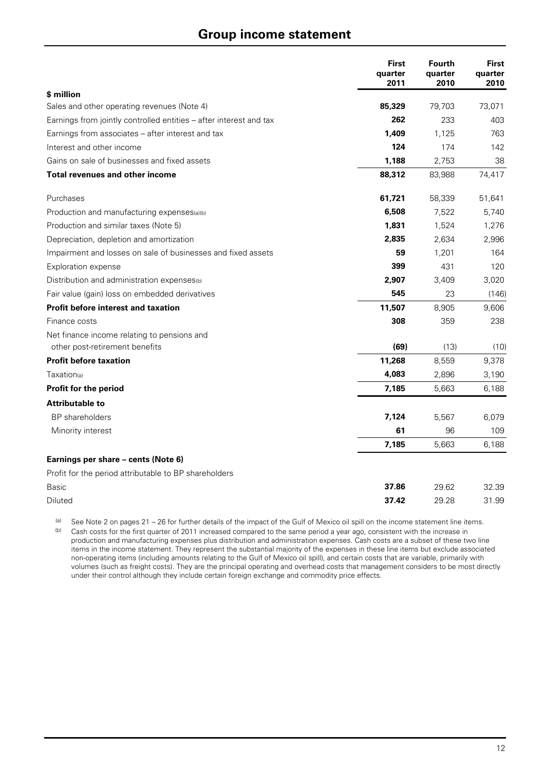## Group income statement

| $ million | First quarter 2011 | Fourth quarter 2010 | First quarter 2010 |
|---|---|---|---|
| Sales and other operating revenues (Note 4) | **85,329** | 79,703 | 73,071 |
| Earnings from jointly controlled entities – after interest and tax | **262** | 233 | 403 |
| Earnings from associates – after interest and tax | **1,409** | 1,125 | 763 |
| Interest and other income | **124** | 174 | 142 |
| Gains on sale of businesses and fixed assets | **1,188** | 2,753 | 38 |
| **Total revenues and other income** | **88,312** | 83,988 | 74,417 |
| Purchases | **61,721** | 58,339 | 51,641 |
| Production and manufacturing expenses[a][b] | **6,508** | 7,522 | 5,740 |
| Production and similar taxes (Note 5) | **1,831** | 1,524 | 1,276 |
| Depreciation, depletion and amortization | **2,835** | 2,634 | 2,996 |
| Impairment and losses on sale of businesses and fixed assets | **59** | 1,201 | 164 |
| Exploration expense | **399** | 431 | 120 |
| Distribution and administration expenses[b] | **2,907** | 3,409 | 3,020 |
| Fair value (gain) loss on embedded derivatives | **545** | 23 | (146) |
| **Profit before interest and taxation** | **11,507** | 8,905 | 9,606 |
| Finance costs | **308** | 359 | 238 |
| Net finance income relating to pensions and other post-retirement benefits | **(69)** | (13) | (10) |
| **Profit before taxation** | **11,268** | 8,559 | 9,378 |
| Taxation[a] | **4,083** | 2,896 | 3,190 |
| **Profit for the period** | **7,185** | 5,663 | 6,188 |
| **Attributable to** | | | |
| BP shareholders | **7,124** | 5,567 | 6,079 |
| Minority interest | **61** | 96 | 109 |
| | **7,185** | 5,663 | 6,188 |
| **Earnings per share – cents (Note 6)** | | | |
| Profit for the period attributable to BP shareholders | | | |
| Basic | **37.86** | 29.62 | 32.39 |
| Diluted | **37.42** | 29.28 | 31.99 |

[a] See Note 2 on pages 21 – 26 for further details of the impact of the Gulf of Mexico oil spill on the income statement line items.

[b] Cash costs for the first quarter of 2011 increased compared to the same period a year ago, consistent with the increase in production and manufacturing expenses plus distribution and administration expenses. Cash costs are a subset of these two line items in the income statement. They represent the substantial majority of the expenses in these line items but exclude associated non-operating items (including amounts relating to the Gulf of Mexico oil spill), and certain costs that are variable, primarily with volumes (such as freight costs). They are the principal operating and overhead costs that management considers to be most directly under their control although they include certain foreign exchange and commodity price effects.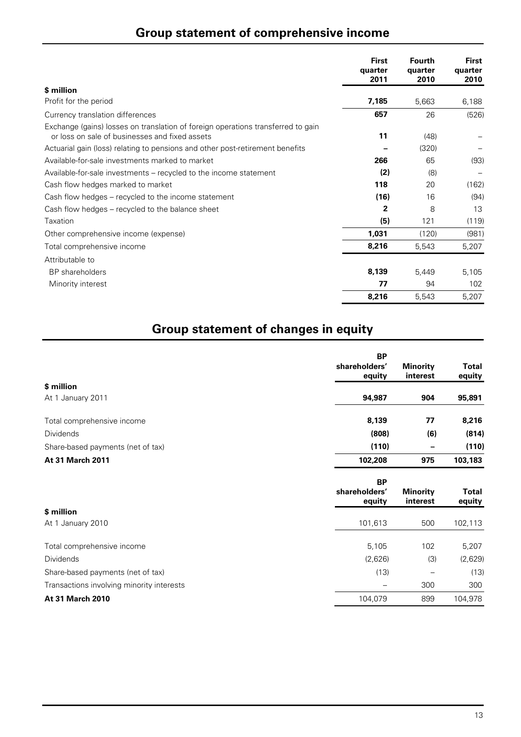## Group statement of comprehensive income

| $ million | First quarter 2011 | Fourth quarter 2010 | First quarter 2010 |
|---|---|---|---|
| Profit for the period | **7,185** | 5,663 | 6,188 |
| Currency translation differences | **657** | 26 | (526) |
| Exchange (gains) losses on translation of foreign operations transferred to gain or loss on sale of businesses and fixed assets | **11** | (48) | – |
| Actuarial gain (loss) relating to pensions and other post-retirement benefits | **–** | (320) | – |
| Available-for-sale investments marked to market | **266** | 65 | (93) |
| Available-for-sale investments – recycled to the income statement | **(2)** | (8) | – |
| Cash flow hedges marked to market | **118** | 20 | (162) |
| Cash flow hedges – recycled to the income statement | **(16)** | 16 | (94) |
| Cash flow hedges – recycled to the balance sheet | **2** | 8 | 13 |
| Taxation | **(5)** | 121 | (119) |
| Other comprehensive income (expense) | **1,031** | (120) | (981) |
| Total comprehensive income | **8,216** | 5,543 | 5,207 |
| Attributable to | | | |
| BP shareholders | **8,139** | 5,449 | 5,105 |
| Minority interest | **77** | 94 | 102 |
| | **8,216** | 5,543 | 5,207 |

## Group statement of changes in equity

| $ million | BP shareholders' equity | Minority interest | Total equity |
|---|---|---|---|
| At 1 January 2011 | **94,987** | **904** | **95,891** |
| Total comprehensive income | **8,139** | **77** | **8,216** |
| Dividends | **(808)** | **(6)** | **(814)** |
| Share-based payments (net of tax) | **(110)** | **–** | **(110)** |
| **At 31 March 2011** | **102,208** | **975** | **103,183** |

| $ million | BP shareholders' equity | Minority interest | Total equity |
|---|---|---|---|
| At 1 January 2010 | 101,613 | 500 | 102,113 |
| Total comprehensive income | 5,105 | 102 | 5,207 |
| Dividends | (2,626) | (3) | (2,629) |
| Share-based payments (net of tax) | (13) | – | (13) |
| Transactions involving minority interests | – | 300 | 300 |
| **At 31 March 2010** | 104,079 | 899 | 104,978 |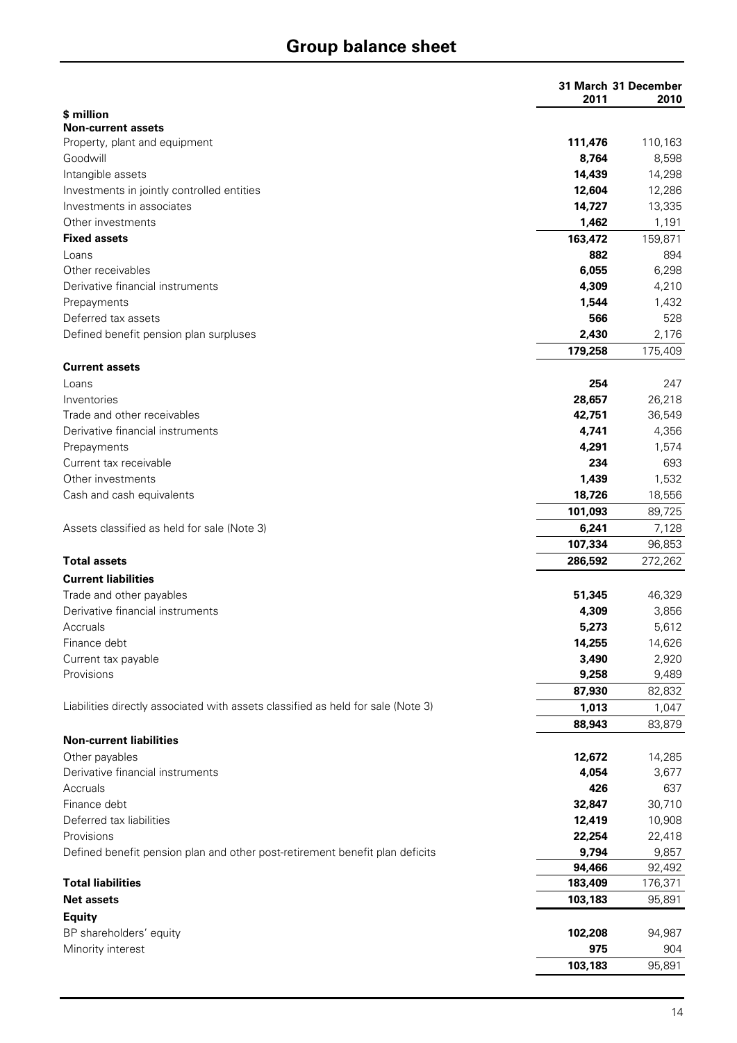# Group balance sheet

| \$ million | 31 March 2011 | 31 December 2010 |
|---|---|---|
| **Non-current assets** | | |
| Property, plant and equipment | **111,476** | 110,163 |
| Goodwill | **8,764** | 8,598 |
| Intangible assets | **14,439** | 14,298 |
| Investments in jointly controlled entities | **12,604** | 12,286 |
| Investments in associates | **14,727** | 13,335 |
| Other investments | **1,462** | 1,191 |
| **Fixed assets** | **163,472** | 159,871 |
| Loans | **882** | 894 |
| Other receivables | **6,055** | 6,298 |
| Derivative financial instruments | **4,309** | 4,210 |
| Prepayments | **1,544** | 1,432 |
| Deferred tax assets | **566** | 528 |
| Defined benefit pension plan surpluses | **2,430** | 2,176 |
| | **179,258** | 175,409 |
| **Current assets** | | |
| Loans | **254** | 247 |
| Inventories | **28,657** | 26,218 |
| Trade and other receivables | **42,751** | 36,549 |
| Derivative financial instruments | **4,741** | 4,356 |
| Prepayments | **4,291** | 1,574 |
| Current tax receivable | **234** | 693 |
| Other investments | **1,439** | 1,532 |
| Cash and cash equivalents | **18,726** | 18,556 |
| | **101,093** | 89,725 |
| Assets classified as held for sale (Note 3) | **6,241** | 7,128 |
| | **107,334** | 96,853 |
| **Total assets** | **286,592** | 272,262 |
| **Current liabilities** | | |
| Trade and other payables | **51,345** | 46,329 |
| Derivative financial instruments | **4,309** | 3,856 |
| Accruals | **5,273** | 5,612 |
| Finance debt | **14,255** | 14,626 |
| Current tax payable | **3,490** | 2,920 |
| Provisions | **9,258** | 9,489 |
| | **87,930** | 82,832 |
| Liabilities directly associated with assets classified as held for sale (Note 3) | **1,013** | 1,047 |
| | **88,943** | 83,879 |
| **Non-current liabilities** | | |
| Other payables | **12,672** | 14,285 |
| Derivative financial instruments | **4,054** | 3,677 |
| Accruals | **426** | 637 |
| Finance debt | **32,847** | 30,710 |
| Deferred tax liabilities | **12,419** | 10,908 |
| Provisions | **22,254** | 22,418 |
| Defined benefit pension plan and other post-retirement benefit plan deficits | **9,794** | 9,857 |
| | **94,466** | 92,492 |
| **Total liabilities** | **183,409** | 176,371 |
| **Net assets** | **103,183** | 95,891 |
| **Equity** | | |
| BP shareholders' equity | **102,208** | 94,987 |
| Minority interest | **975** | 904 |
| | **103,183** | 95,891 |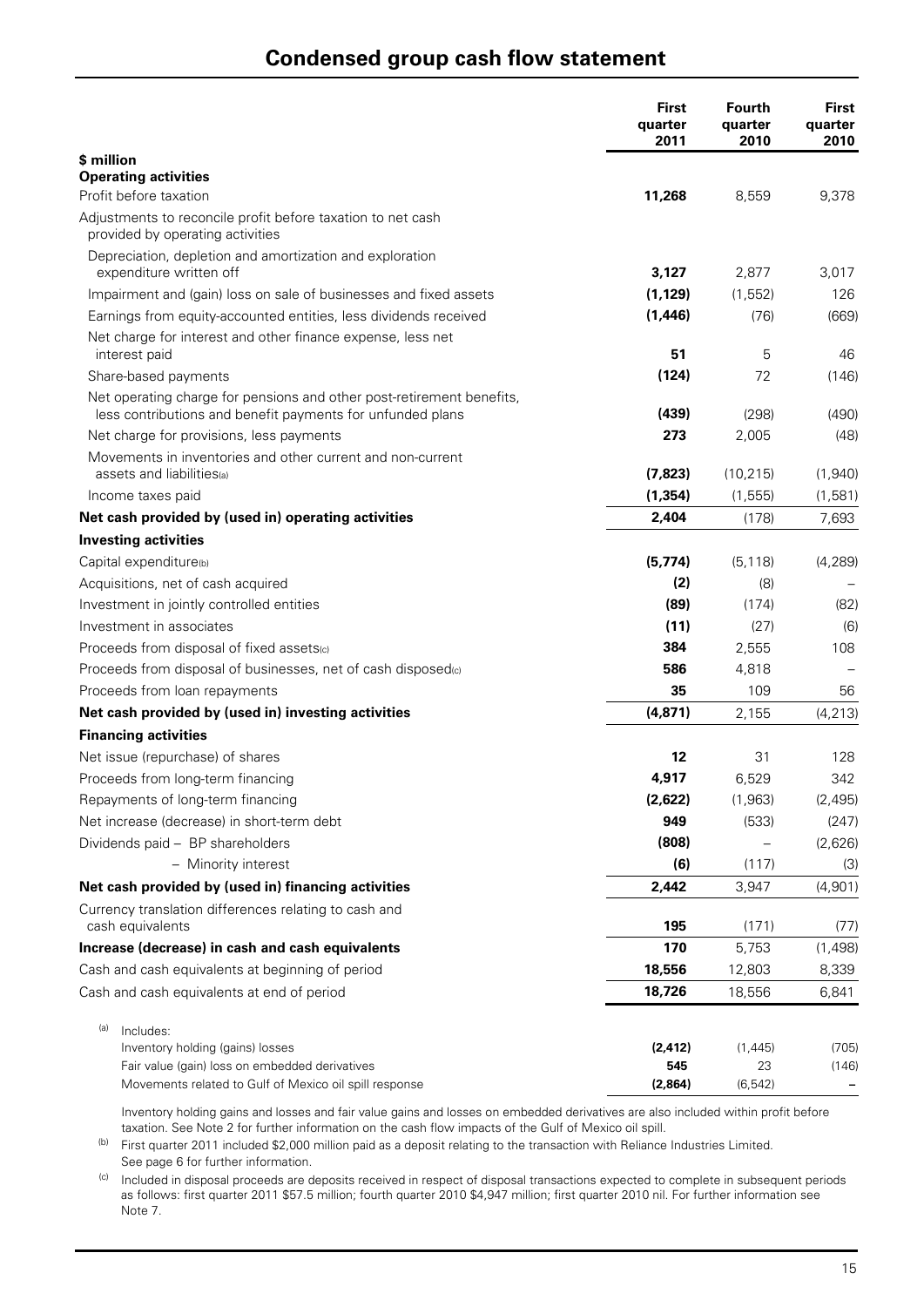# Condensed group cash flow statement

| $ million | First quarter 2011 | Fourth quarter 2010 | First quarter 2010 |
|---|---|---|---|
| **Operating activities** | | | |
| Profit before taxation | **11,268** | 8,559 | 9,378 |
| Adjustments to reconcile profit before taxation to net cash provided by operating activities | | | |
| Depreciation, depletion and amortization and exploration expenditure written off | **3,127** | 2,877 | 3,017 |
| Impairment and (gain) loss on sale of businesses and fixed assets | **(1,129)** | (1,552) | 126 |
| Earnings from equity-accounted entities, less dividends received | **(1,446)** | (76) | (669) |
| Net charge for interest and other finance expense, less net interest paid | **51** | 5 | 46 |
| Share-based payments | **(124)** | 72 | (146) |
| Net operating charge for pensions and other post-retirement benefits, less contributions and benefit payments for unfunded plans | **(439)** | (298) | (490) |
| Net charge for provisions, less payments | **273** | 2,005 | (48) |
| Movements in inventories and other current and non-current assets and liabilities[(a)] | **(7,823)** | (10,215) | (1,940) |
| Income taxes paid | **(1,354)** | (1,555) | (1,581) |
| **Net cash provided by (used in) operating activities** | **2,404** | (178) | 7,693 |
| **Investing activities** | | | |
| Capital expenditure[(b)] | **(5,774)** | (5,118) | (4,289) |
| Acquisitions, net of cash acquired | **(2)** | (8) | – |
| Investment in jointly controlled entities | **(89)** | (174) | (82) |
| Investment in associates | **(11)** | (27) | (6) |
| Proceeds from disposal of fixed assets[(c)] | **384** | 2,555 | 108 |
| Proceeds from disposal of businesses, net of cash disposed[(c)] | **586** | 4,818 | – |
| Proceeds from loan repayments | **35** | 109 | 56 |
| **Net cash provided by (used in) investing activities** | **(4,871)** | 2,155 | (4,213) |
| **Financing activities** | | | |
| Net issue (repurchase) of shares | **12** | 31 | 128 |
| Proceeds from long-term financing | **4,917** | 6,529 | 342 |
| Repayments of long-term financing | **(2,622)** | (1,963) | (2,495) |
| Net increase (decrease) in short-term debt | **949** | (533) | (247) |
| Dividends paid – BP shareholders | **(808)** | – | (2,626) |
| – Minority interest | **(6)** | (117) | (3) |
| **Net cash provided by (used in) financing activities** | **2,442** | 3,947 | (4,901) |
| Currency translation differences relating to cash and cash equivalents | **195** | (171) | (77) |
| **Increase (decrease) in cash and cash equivalents** | **170** | 5,753 | (1,498) |
| Cash and cash equivalents at beginning of period | **18,556** | 12,803 | 8,339 |
| Cash and cash equivalents at end of period | **18,726** | 18,556 | 6,841 |

| (a) Includes: | | | |
|---|---|---|---|
| Inventory holding (gains) losses | **(2,412)** | (1,445) | (705) |
| Fair value (gain) loss on embedded derivatives | **545** | 23 | (146) |
| Movements related to Gulf of Mexico oil spill response | **(2,864)** | (6,542) | – |

Inventory holding gains and losses and fair value gains and losses on embedded derivatives are also included within profit before taxation. See Note 2 for further information on the cash flow impacts of the Gulf of Mexico oil spill.

(b) First quarter 2011 included $2,000 million paid as a deposit relating to the transaction with Reliance Industries Limited. See page 6 for further information.

(c) Included in disposal proceeds are deposits received in respect of disposal transactions expected to complete in subsequent periods as follows: first quarter 2011 $57.5 million; fourth quarter 2010 $4,947 million; first quarter 2010 nil. For further information see Note 7.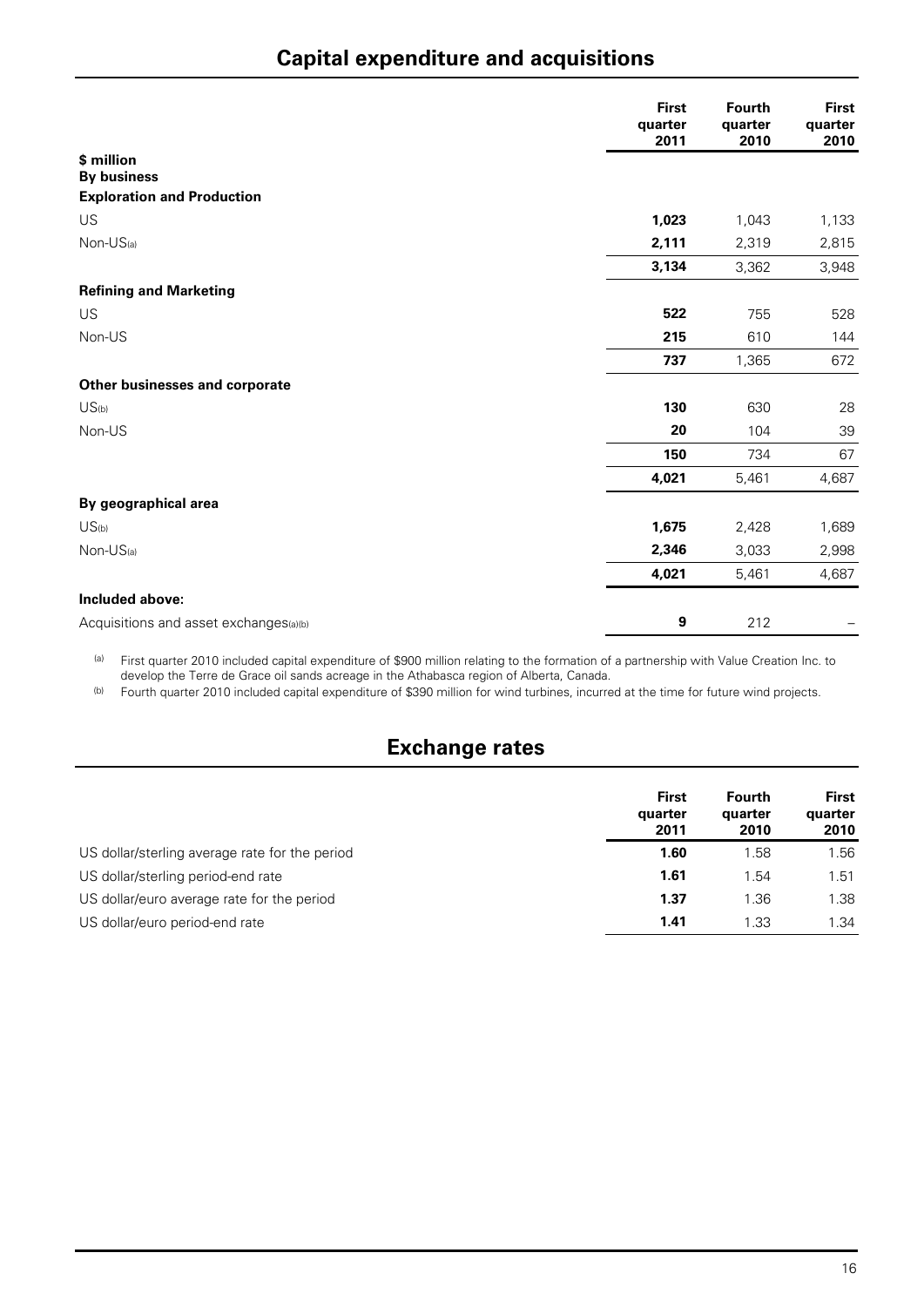## Capital expenditure and acquisitions

| | First quarter 2011 | Fourth quarter 2010 | First quarter 2010 |
|---|---|---|---|
| **$ million** | | | |
| **By business** | | | |
| **Exploration and Production** | | | |
| US | **1,023** | 1,043 | 1,133 |
| Non-US[(a)] | **2,111** | 2,319 | 2,815 |
| | **3,134** | 3,362 | 3,948 |
| **Refining and Marketing** | | | |
| US | **522** | 755 | 528 |
| Non-US | **215** | 610 | 144 |
| | **737** | 1,365 | 672 |
| **Other businesses and corporate** | | | |
| US[(b)] | **130** | 630 | 28 |
| Non-US | **20** | 104 | 39 |
| | **150** | 734 | 67 |
| | **4,021** | 5,461 | 4,687 |
| **By geographical area** | | | |
| US[(b)] | **1,675** | 2,428 | 1,689 |
| Non-US[(a)] | **2,346** | 3,033 | 2,998 |
| | **4,021** | 5,461 | 4,687 |
| **Included above:** | | | |
| Acquisitions and asset exchanges[(a)(b)] | **9** | 212 | – |

(a) First quarter 2010 included capital expenditure of $900 million relating to the formation of a partnership with Value Creation Inc. to develop the Terre de Grace oil sands acreage in the Athabasca region of Alberta, Canada.

(b) Fourth quarter 2010 included capital expenditure of $390 million for wind turbines, incurred at the time for future wind projects.

## Exchange rates

| | First quarter 2011 | Fourth quarter 2010 | First quarter 2010 |
|---|---|---|---|
| US dollar/sterling average rate for the period | **1.60** | 1.58 | 1.56 |
| US dollar/sterling period-end rate | **1.61** | 1.54 | 1.51 |
| US dollar/euro average rate for the period | **1.37** | 1.36 | 1.38 |
| US dollar/euro period-end rate | **1.41** | 1.33 | 1.34 |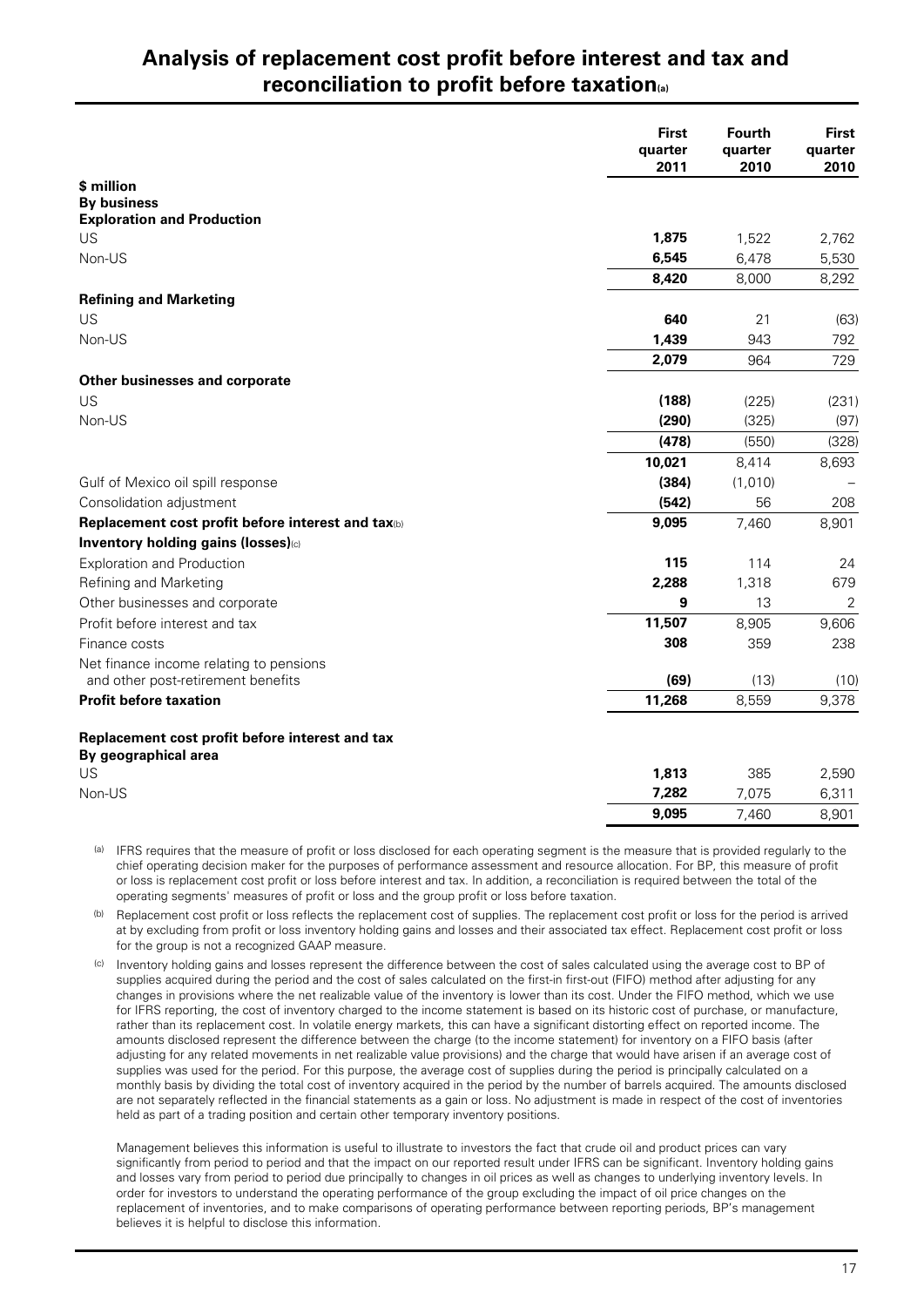## Analysis of replacement cost profit before interest and tax and reconciliation to profit before taxation[a]

| | First quarter 2011 | Fourth quarter 2010 | First quarter 2010 |
|---|---|---|---|
| **$ million** | | | |
| **By business** | | | |
| **Exploration and Production** | | | |
| US | **1,875** | 1,522 | 2,762 |
| Non-US | **6,545** | 6,478 | 5,530 |
| | **8,420** | 8,000 | 8,292 |
| **Refining and Marketing** | | | |
| US | **640** | 21 | (63) |
| Non-US | **1,439** | 943 | 792 |
| | **2,079** | 964 | 729 |
| **Other businesses and corporate** | | | |
| US | **(188)** | (225) | (231) |
| Non-US | **(290)** | (325) | (97) |
| | **(478)** | (550) | (328) |
| | **10,021** | 8,414 | 8,693 |
| Gulf of Mexico oil spill response | **(384)** | (1,010) | – |
| Consolidation adjustment | **(542)** | 56 | 208 |
| **Replacement cost profit before interest and tax**[b] | **9,095** | 7,460 | 8,901 |
| **Inventory holding gains (losses)**[c] | | | |
| Exploration and Production | **115** | 114 | 24 |
| Refining and Marketing | **2,288** | 1,318 | 679 |
| Other businesses and corporate | **9** | 13 | 2 |
| Profit before interest and tax | **11,507** | 8,905 | 9,606 |
| Finance costs | **308** | 359 | 238 |
| Net finance income relating to pensions and other post-retirement benefits | **(69)** | (13) | (10) |
| **Profit before taxation** | **11,268** | 8,559 | 9,378 |
| | | | |
| **Replacement cost profit before interest and tax** | | | |
| **By geographical area** | | | |
| US | **1,813** | 385 | 2,590 |
| Non-US | **7,282** | 7,075 | 6,311 |
| | **9,095** | 7,460 | 8,901 |

(a) IFRS requires that the measure of profit or loss disclosed for each operating segment is the measure that is provided regularly to the chief operating decision maker for the purposes of performance assessment and resource allocation. For BP, this measure of profit or loss is replacement cost profit or loss before interest and tax. In addition, a reconciliation is required between the total of the operating segments' measures of profit or loss and the group profit or loss before taxation.

(b) Replacement cost profit or loss reflects the replacement cost of supplies. The replacement cost profit or loss for the period is arrived at by excluding from profit or loss inventory holding gains and losses and their associated tax effect. Replacement cost profit or loss for the group is not a recognized GAAP measure.

(c) Inventory holding gains and losses represent the difference between the cost of sales calculated using the average cost to BP of supplies acquired during the period and the cost of sales calculated on the first-in first-out (FIFO) method after adjusting for any changes in provisions where the net realizable value of the inventory is lower than its cost. Under the FIFO method, which we use for IFRS reporting, the cost of inventory charged to the income statement is based on its historic cost of purchase, or manufacture, rather than its replacement cost. In volatile energy markets, this can have a significant distorting effect on reported income. The amounts disclosed represent the difference between the charge (to the income statement) for inventory on a FIFO basis (after adjusting for any related movements in net realizable value provisions) and the charge that would have arisen if an average cost of supplies was used for the period. For this purpose, the average cost of supplies during the period is principally calculated on a monthly basis by dividing the total cost of inventory acquired in the period by the number of barrels acquired. The amounts disclosed are not separately reflected in the financial statements as a gain or loss. No adjustment is made in respect of the cost of inventories held as part of a trading position and certain other temporary inventory positions.

Management believes this information is useful to illustrate to investors the fact that crude oil and product prices can vary significantly from period to period and that the impact on our reported result under IFRS can be significant. Inventory holding gains and losses vary from period to period due principally to changes in oil prices as well as changes to underlying inventory levels. In order for investors to understand the operating performance of the group excluding the impact of oil price changes on the replacement of inventories, and to make comparisons of operating performance between reporting periods, BP's management believes it is helpful to disclose this information.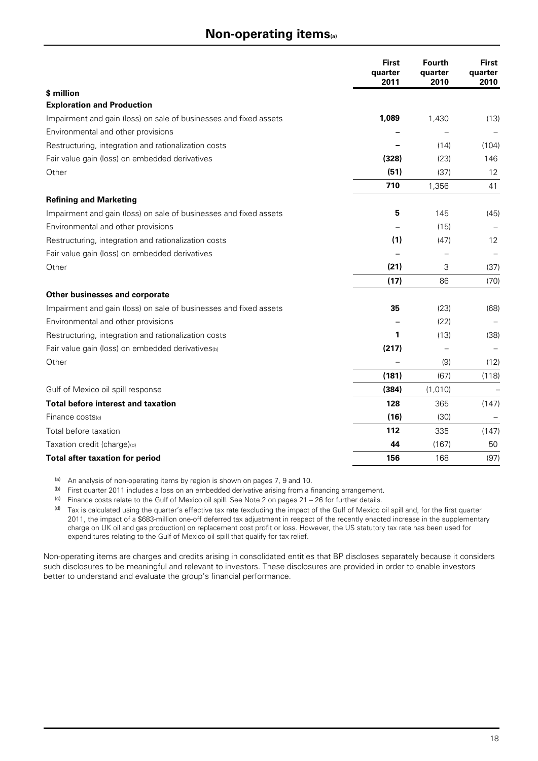## Non-operating items[a]

| $ million | First quarter 2011 | Fourth quarter 2010 | First quarter 2010 |
|---|---|---|---|
| **Exploration and Production** | | | |
| Impairment and gain (loss) on sale of businesses and fixed assets | **1,089** | 1,430 | (13) |
| Environmental and other provisions | **–** | – | – |
| Restructuring, integration and rationalization costs | **–** | (14) | (104) |
| Fair value gain (loss) on embedded derivatives | **(328)** | (23) | 146 |
| Other | **(51)** | (37) | 12 |
| | **710** | 1,356 | 41 |
| **Refining and Marketing** | | | |
| Impairment and gain (loss) on sale of businesses and fixed assets | **5** | 145 | (45) |
| Environmental and other provisions | **–** | (15) | – |
| Restructuring, integration and rationalization costs | **(1)** | (47) | 12 |
| Fair value gain (loss) on embedded derivatives | **–** | – | – |
| Other | **(21)** | 3 | (37) |
| | **(17)** | 86 | (70) |
| **Other businesses and corporate** | | | |
| Impairment and gain (loss) on sale of businesses and fixed assets | **35** | (23) | (68) |
| Environmental and other provisions | **–** | (22) | – |
| Restructuring, integration and rationalization costs | **1** | (13) | (38) |
| Fair value gain (loss) on embedded derivatives[b] | **(217)** | – | – |
| Other | **–** | (9) | (12) |
| | **(181)** | (67) | (118) |
| Gulf of Mexico oil spill response | **(384)** | (1,010) | – |
| **Total before interest and taxation** | **128** | 365 | (147) |
| Finance costs[c] | **(16)** | (30) | – |
| Total before taxation | **112** | 335 | (147) |
| Taxation credit (charge)[d] | **44** | (167) | 50 |
| **Total after taxation for period** | **156** | 168 | (97) |

[a] An analysis of non-operating items by region is shown on pages 7, 9 and 10.

[b] First quarter 2011 includes a loss on an embedded derivative arising from a financing arrangement.

[c] Finance costs relate to the Gulf of Mexico oil spill. See Note 2 on pages 21 – 26 for further details.

[d] Tax is calculated using the quarter's effective tax rate (excluding the impact of the Gulf of Mexico oil spill and, for the first quarter 2011, the impact of a $683-million one-off deferred tax adjustment in respect of the recently enacted increase in the supplementary charge on UK oil and gas production) on replacement cost profit or loss. However, the US statutory tax rate has been used for expenditures relating to the Gulf of Mexico oil spill that qualify for tax relief.

Non-operating items are charges and credits arising in consolidated entities that BP discloses separately because it considers such disclosures to be meaningful and relevant to investors. These disclosures are provided in order to enable investors better to understand and evaluate the group's financial performance.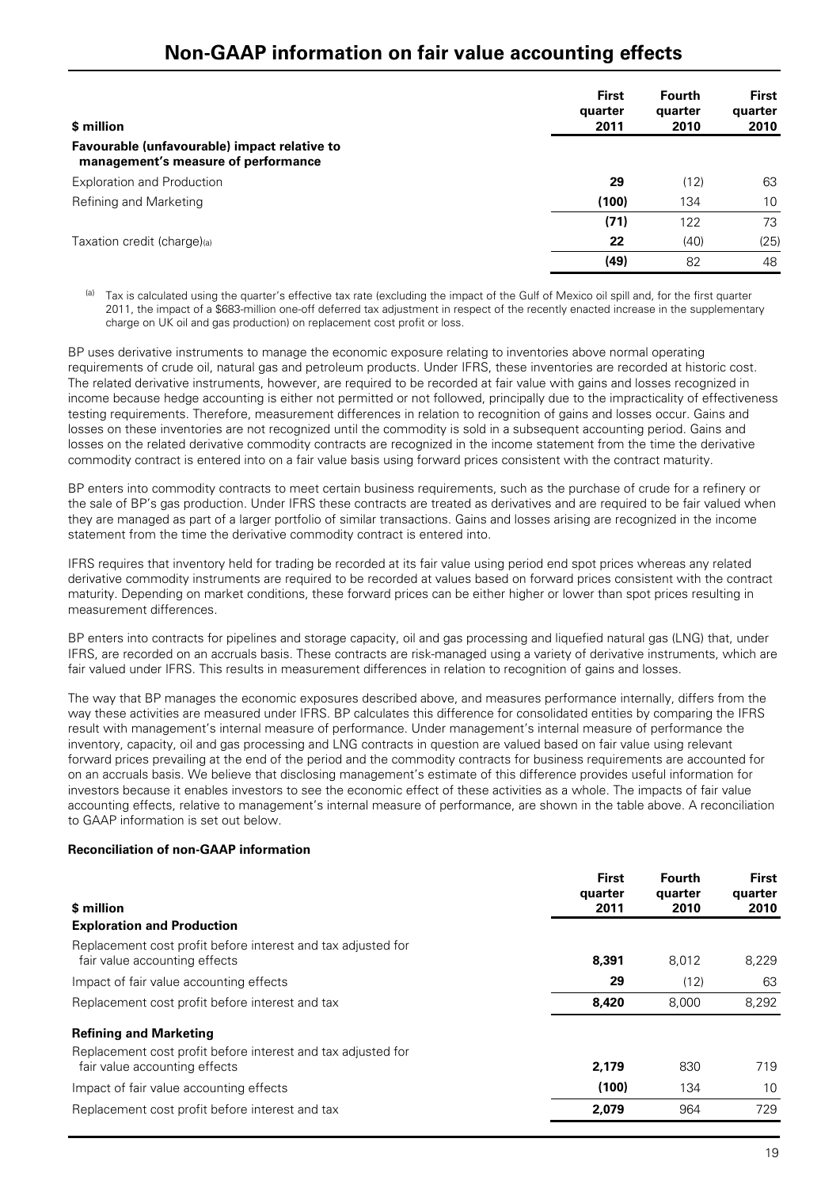# Non-GAAP information on fair value accounting effects

| $ million | First quarter 2011 | Fourth quarter 2010 | First quarter 2010 |
|---|---|---|---|
| **Favourable (unfavourable) impact relative to management's measure of performance** | | | |
| Exploration and Production | **29** | (12) | 63 |
| Refining and Marketing | **(100)** | 134 | 10 |
| | **(71)** | 122 | 73 |
| Taxation credit (charge)[a] | **22** | (40) | (25) |
| | **(49)** | 82 | 48 |

[a] Tax is calculated using the quarter's effective tax rate (excluding the impact of the Gulf of Mexico oil spill and, for the first quarter 2011, the impact of a $683-million one-off deferred tax adjustment in respect of the recently enacted increase in the supplementary charge on UK oil and gas production) on replacement cost profit or loss.

BP uses derivative instruments to manage the economic exposure relating to inventories above normal operating requirements of crude oil, natural gas and petroleum products. Under IFRS, these inventories are recorded at historic cost. The related derivative instruments, however, are required to be recorded at fair value with gains and losses recognized in income because hedge accounting is either not permitted or not followed, principally due to the impracticality of effectiveness testing requirements. Therefore, measurement differences in relation to recognition of gains and losses occur. Gains and losses on these inventories are not recognized until the commodity is sold in a subsequent accounting period. Gains and losses on the related derivative commodity contracts are recognized in the income statement from the time the derivative commodity contract is entered into on a fair value basis using forward prices consistent with the contract maturity.

BP enters into commodity contracts to meet certain business requirements, such as the purchase of crude for a refinery or the sale of BP's gas production. Under IFRS these contracts are treated as derivatives and are required to be fair valued when they are managed as part of a larger portfolio of similar transactions. Gains and losses arising are recognized in the income statement from the time the derivative commodity contract is entered into.

IFRS requires that inventory held for trading be recorded at its fair value using period end spot prices whereas any related derivative commodity instruments are required to be recorded at values based on forward prices consistent with the contract maturity. Depending on market conditions, these forward prices can be either higher or lower than spot prices resulting in measurement differences.

BP enters into contracts for pipelines and storage capacity, oil and gas processing and liquefied natural gas (LNG) that, under IFRS, are recorded on an accruals basis. These contracts are risk-managed using a variety of derivative instruments, which are fair valued under IFRS. This results in measurement differences in relation to recognition of gains and losses.

The way that BP manages the economic exposures described above, and measures performance internally, differs from the way these activities are measured under IFRS. BP calculates this difference for consolidated entities by comparing the IFRS result with management's internal measure of performance. Under management's internal measure of performance the inventory, capacity, oil and gas processing and LNG contracts in question are valued based on fair value using relevant forward prices prevailing at the end of the period and the commodity contracts for business requirements are accounted for on an accruals basis. We believe that disclosing management's estimate of this difference provides useful information for investors because it enables investors to see the economic effect of these activities as a whole. The impacts of fair value accounting effects, relative to management's internal measure of performance, are shown in the table above. A reconciliation to GAAP information is set out below.

**Reconciliation of non-GAAP information**

| $ million | First quarter 2011 | Fourth quarter 2010 | First quarter 2010 |
|---|---|---|---|
| **Exploration and Production** | | | |
| Replacement cost profit before interest and tax adjusted for fair value accounting effects | **8,391** | 8,012 | 8,229 |
| Impact of fair value accounting effects | **29** | (12) | 63 |
| Replacement cost profit before interest and tax | **8,420** | 8,000 | 8,292 |
| **Refining and Marketing** | | | |
| Replacement cost profit before interest and tax adjusted for fair value accounting effects | **2,179** | 830 | 719 |
| Impact of fair value accounting effects | **(100)** | 134 | 10 |
| Replacement cost profit before interest and tax | **2,079** | 964 | 729 |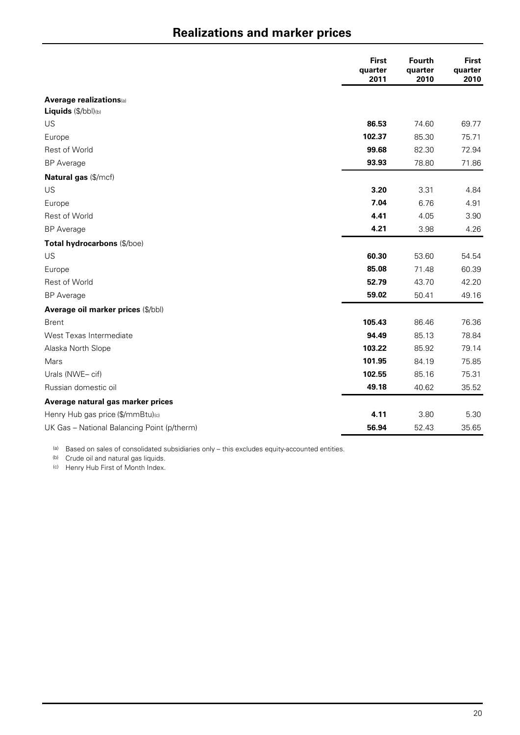## Realizations and marker prices

| | First quarter 2011 | Fourth quarter 2010 | First quarter 2010 |
|---|---|---|---|
| **Average realizations**[a] | | | |
| **Liquids** ($/bbl)[b] | | | |
| US | **86.53** | 74.60 | 69.77 |
| Europe | **102.37** | 85.30 | 75.71 |
| Rest of World | **99.68** | 82.30 | 72.94 |
| BP Average | **93.93** | 78.80 | 71.86 |
| **Natural gas** ($/mcf) | | | |
| US | **3.20** | 3.31 | 4.84 |
| Europe | **7.04** | 6.76 | 4.91 |
| Rest of World | **4.41** | 4.05 | 3.90 |
| BP Average | **4.21** | 3.98 | 4.26 |
| **Total hydrocarbons** ($/boe) | | | |
| US | **60.30** | 53.60 | 54.54 |
| Europe | **85.08** | 71.48 | 60.39 |
| Rest of World | **52.79** | 43.70 | 42.20 |
| BP Average | **59.02** | 50.41 | 49.16 |
| **Average oil marker prices** ($/bbl) | | | |
| Brent | **105.43** | 86.46 | 76.36 |
| West Texas Intermediate | **94.49** | 85.13 | 78.84 |
| Alaska North Slope | **103.22** | 85.92 | 79.14 |
| Mars | **101.95** | 84.19 | 75.85 |
| Urals (NWE– cif) | **102.55** | 85.16 | 75.31 |
| Russian domestic oil | **49.18** | 40.62 | 35.52 |
| **Average natural gas marker prices** | | | |
| Henry Hub gas price ($/mmBtu)[c] | **4.11** | 3.80 | 5.30 |
| UK Gas – National Balancing Point (p/therm) | **56.94** | 52.43 | 35.65 |

[a] Based on sales of consolidated subsidiaries only – this excludes equity-accounted entities.

[b] Crude oil and natural gas liquids.

[c] Henry Hub First of Month Index.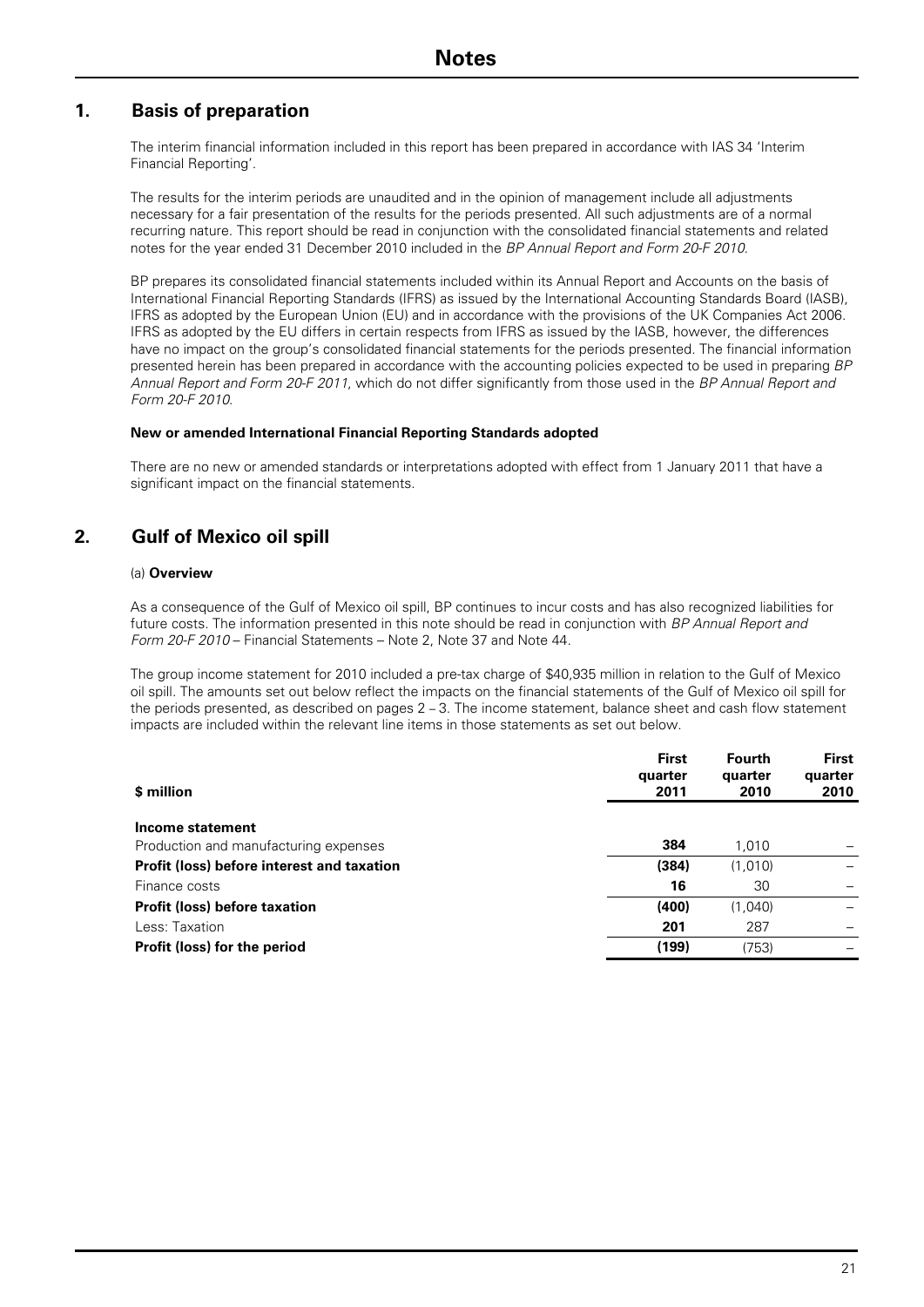# Notes

## 1. Basis of preparation

The interim financial information included in this report has been prepared in accordance with IAS 34 'Interim Financial Reporting'.

The results for the interim periods are unaudited and in the opinion of management include all adjustments necessary for a fair presentation of the results for the periods presented. All such adjustments are of a normal recurring nature. This report should be read in conjunction with the consolidated financial statements and related notes for the year ended 31 December 2010 included in the *BP Annual Report and Form 20-F 2010*.

BP prepares its consolidated financial statements included within its Annual Report and Accounts on the basis of International Financial Reporting Standards (IFRS) as issued by the International Accounting Standards Board (IASB), IFRS as adopted by the European Union (EU) and in accordance with the provisions of the UK Companies Act 2006. IFRS as adopted by the EU differs in certain respects from IFRS as issued by the IASB, however, the differences have no impact on the group's consolidated financial statements for the periods presented. The financial information presented herein has been prepared in accordance with the accounting policies expected to be used in preparing *BP Annual Report and Form 20-F 2011*, which do not differ significantly from those used in the *BP Annual Report and Form 20-F 2010*.

**New or amended International Financial Reporting Standards adopted**

There are no new or amended standards or interpretations adopted with effect from 1 January 2011 that have a significant impact on the financial statements.

## 2. Gulf of Mexico oil spill

(a) **Overview**

As a consequence of the Gulf of Mexico oil spill, BP continues to incur costs and has also recognized liabilities for future costs. The information presented in this note should be read in conjunction with *BP Annual Report and Form 20-F 2010* – Financial Statements – Note 2, Note 37 and Note 44.

The group income statement for 2010 included a pre-tax charge of $40,935 million in relation to the Gulf of Mexico oil spill. The amounts set out below reflect the impacts on the financial statements of the Gulf of Mexico oil spill for the periods presented, as described on pages 2 – 3. The income statement, balance sheet and cash flow statement impacts are included within the relevant line items in those statements as set out below.

| $ million | First quarter 2011 | Fourth quarter 2010 | First quarter 2010 |
|---|---|---|---|
| **Income statement** | | | |
| Production and manufacturing expenses | **384** | 1,010 | – |
| **Profit (loss) before interest and taxation** | **(384)** | (1,010) | – |
| Finance costs | **16** | 30 | – |
| **Profit (loss) before taxation** | **(400)** | (1,040) | – |
| Less: Taxation | **201** | 287 | – |
| **Profit (loss) for the period** | **(199)** | (753) | – |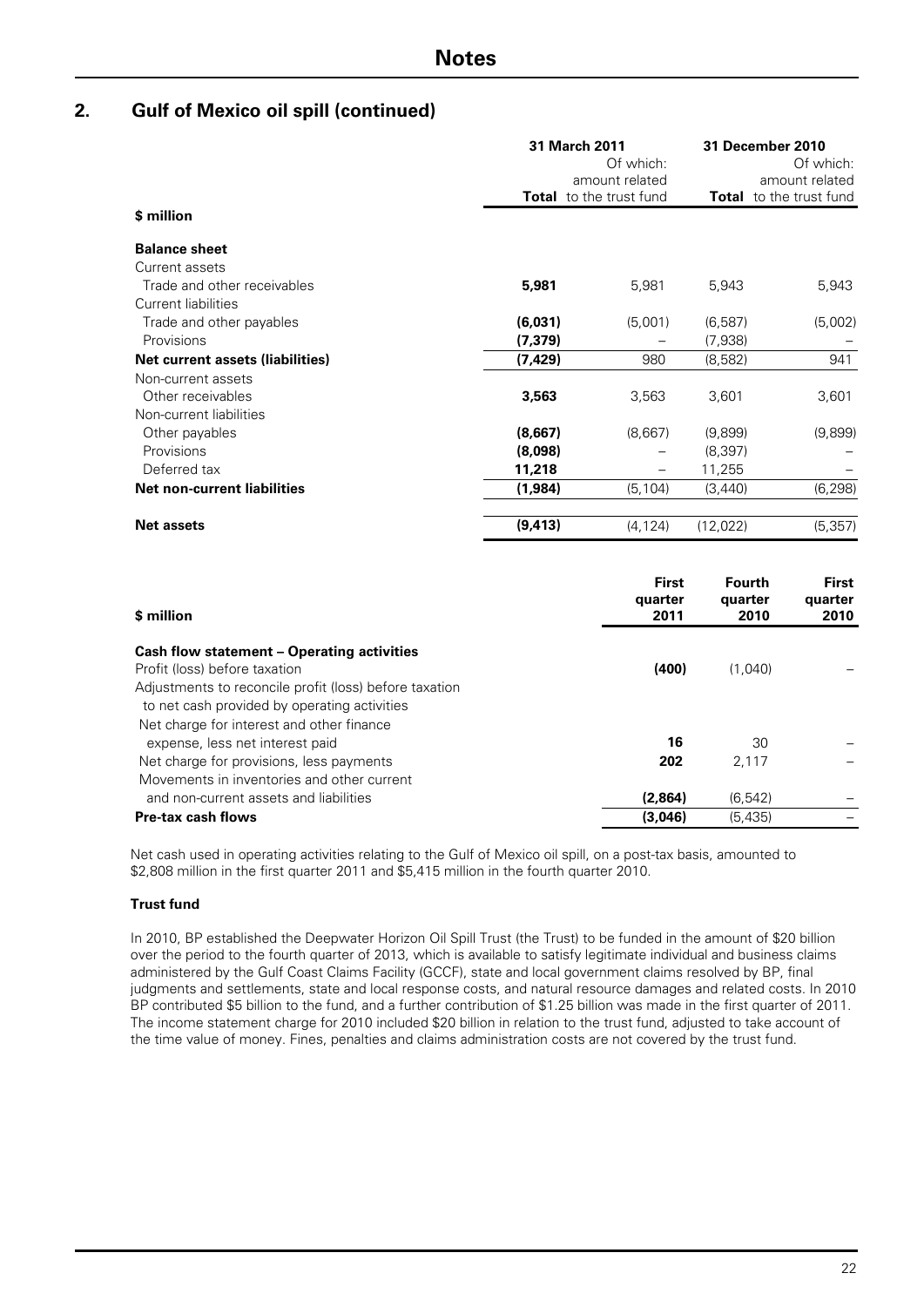# Notes

## 2. Gulf of Mexico oil spill (continued)

| $ million | 31 March 2011 | | 31 December 2010 | |
|---|---|---|---|---|
| | **Total** | Of which: amount related to the trust fund | **Total** | Of which: amount related to the trust fund |
| **Balance sheet** | | | | |
| Current assets | | | | |
| Trade and other receivables | **5,981** | 5,981 | 5,943 | 5,943 |
| Current liabilities | | | | |
| Trade and other payables | **(6,031)** | (5,001) | (6,587) | (5,002) |
| Provisions | **(7,379)** | – | (7,938) | – |
| **Net current assets (liabilities)** | **(7,429)** | 980 | (8,582) | 941 |
| Non-current assets | | | | |
| Other receivables | **3,563** | 3,563 | 3,601 | 3,601 |
| Non-current liabilities | | | | |
| Other payables | **(8,667)** | (8,667) | (9,899) | (9,899) |
| Provisions | **(8,098)** | – | (8,397) | – |
| Deferred tax | **11,218** | – | 11,255 | – |
| **Net non-current liabilities** | **(1,984)** | (5,104) | (3,440) | (6,298) |
| **Net assets** | **(9,413)** | (4,124) | (12,022) | (5,357) |

| $ million | First quarter 2011 | Fourth quarter 2010 | First quarter 2010 |
|---|---|---|---|
| **Cash flow statement – Operating activities** | | | |
| Profit (loss) before taxation | **(400)** | (1,040) | – |
| Adjustments to reconcile profit (loss) before taxation to net cash provided by operating activities | | | |
| Net charge for interest and other finance expense, less net interest paid | **16** | 30 | – |
| Net charge for provisions, less payments | **202** | 2,117 | – |
| Movements in inventories and other current and non-current assets and liabilities | **(2,864)** | (6,542) | – |
| **Pre-tax cash flows** | **(3,046)** | (5,435) | – |

Net cash used in operating activities relating to the Gulf of Mexico oil spill, on a post-tax basis, amounted to $2,808 million in the first quarter 2011 and $5,415 million in the fourth quarter 2010.

### Trust fund

In 2010, BP established the Deepwater Horizon Oil Spill Trust (the Trust) to be funded in the amount of $20 billion over the period to the fourth quarter of 2013, which is available to satisfy legitimate individual and business claims administered by the Gulf Coast Claims Facility (GCCF), state and local government claims resolved by BP, final judgments and settlements, state and local response costs, and natural resource damages and related costs. In 2010 BP contributed $5 billion to the fund, and a further contribution of $1.25 billion was made in the first quarter of 2011. The income statement charge for 2010 included $20 billion in relation to the trust fund, adjusted to take account of the time value of money. Fines, penalties and claims administration costs are not covered by the trust fund.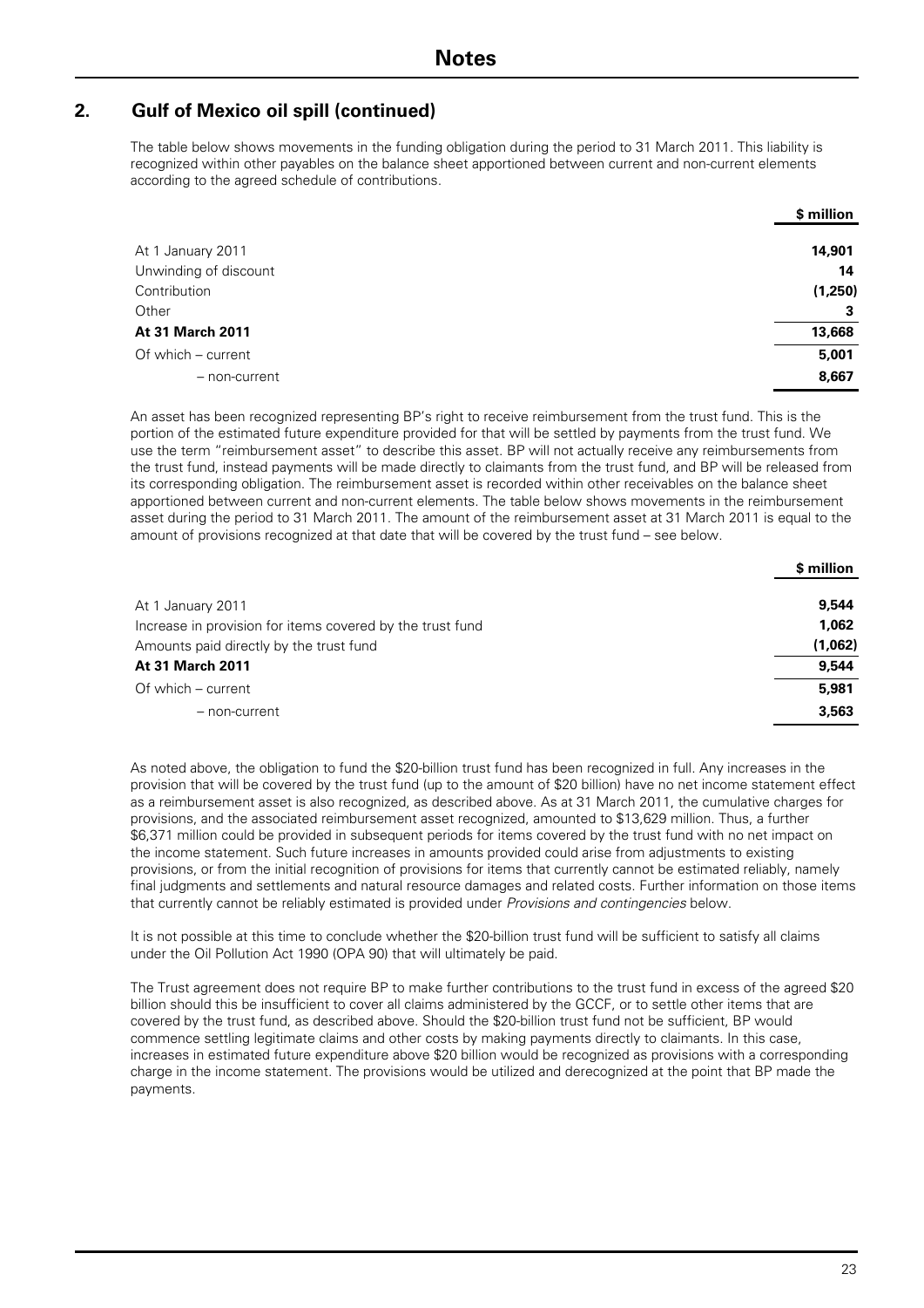# Notes

## 2. Gulf of Mexico oil spill (continued)

The table below shows movements in the funding obligation during the period to 31 March 2011. This liability is recognized within other payables on the balance sheet apportioned between current and non-current elements according to the agreed schedule of contributions.

| | $ million |
|---|---|
| At 1 January 2011 | **14,901** |
| Unwinding of discount | **14** |
| Contribution | **(1,250)** |
| Other | **3** |
| **At 31 March 2011** | **13,668** |
| Of which – current | **5,001** |
| – non-current | **8,667** |

An asset has been recognized representing BP's right to receive reimbursement from the trust fund. This is the portion of the estimated future expenditure provided for that will be settled by payments from the trust fund. We use the term "reimbursement asset" to describe this asset. BP will not actually receive any reimbursements from the trust fund, instead payments will be made directly to claimants from the trust fund, and BP will be released from its corresponding obligation. The reimbursement asset is recorded within other receivables on the balance sheet apportioned between current and non-current elements. The table below shows movements in the reimbursement asset during the period to 31 March 2011. The amount of the reimbursement asset at 31 March 2011 is equal to the amount of provisions recognized at that date that will be covered by the trust fund – see below.

| | $ million |
|---|---|
| At 1 January 2011 | **9,544** |
| Increase in provision for items covered by the trust fund | **1,062** |
| Amounts paid directly by the trust fund | **(1,062)** |
| **At 31 March 2011** | **9,544** |
| Of which – current | **5,981** |
| – non-current | **3,563** |

As noted above, the obligation to fund the $20-billion trust fund has been recognized in full. Any increases in the provision that will be covered by the trust fund (up to the amount of $20 billion) have no net income statement effect as a reimbursement asset is also recognized, as described above. As at 31 March 2011, the cumulative charges for provisions, and the associated reimbursement asset recognized, amounted to $13,629 million. Thus, a further $6,371 million could be provided in subsequent periods for items covered by the trust fund with no net impact on the income statement. Such future increases in amounts provided could arise from adjustments to existing provisions, or from the initial recognition of provisions for items that currently cannot be estimated reliably, namely final judgments and settlements and natural resource damages and related costs. Further information on those items that currently cannot be reliably estimated is provided under *Provisions and contingencies* below.

It is not possible at this time to conclude whether the $20-billion trust fund will be sufficient to satisfy all claims under the Oil Pollution Act 1990 (OPA 90) that will ultimately be paid.

The Trust agreement does not require BP to make further contributions to the trust fund in excess of the agreed $20 billion should this be insufficient to cover all claims administered by the GCCF, or to settle other items that are covered by the trust fund, as described above. Should the $20-billion trust fund not be sufficient, BP would commence settling legitimate claims and other costs by making payments directly to claimants. In this case, increases in estimated future expenditure above $20 billion would be recognized as provisions with a corresponding charge in the income statement. The provisions would be utilized and derecognized at the point that BP made the payments.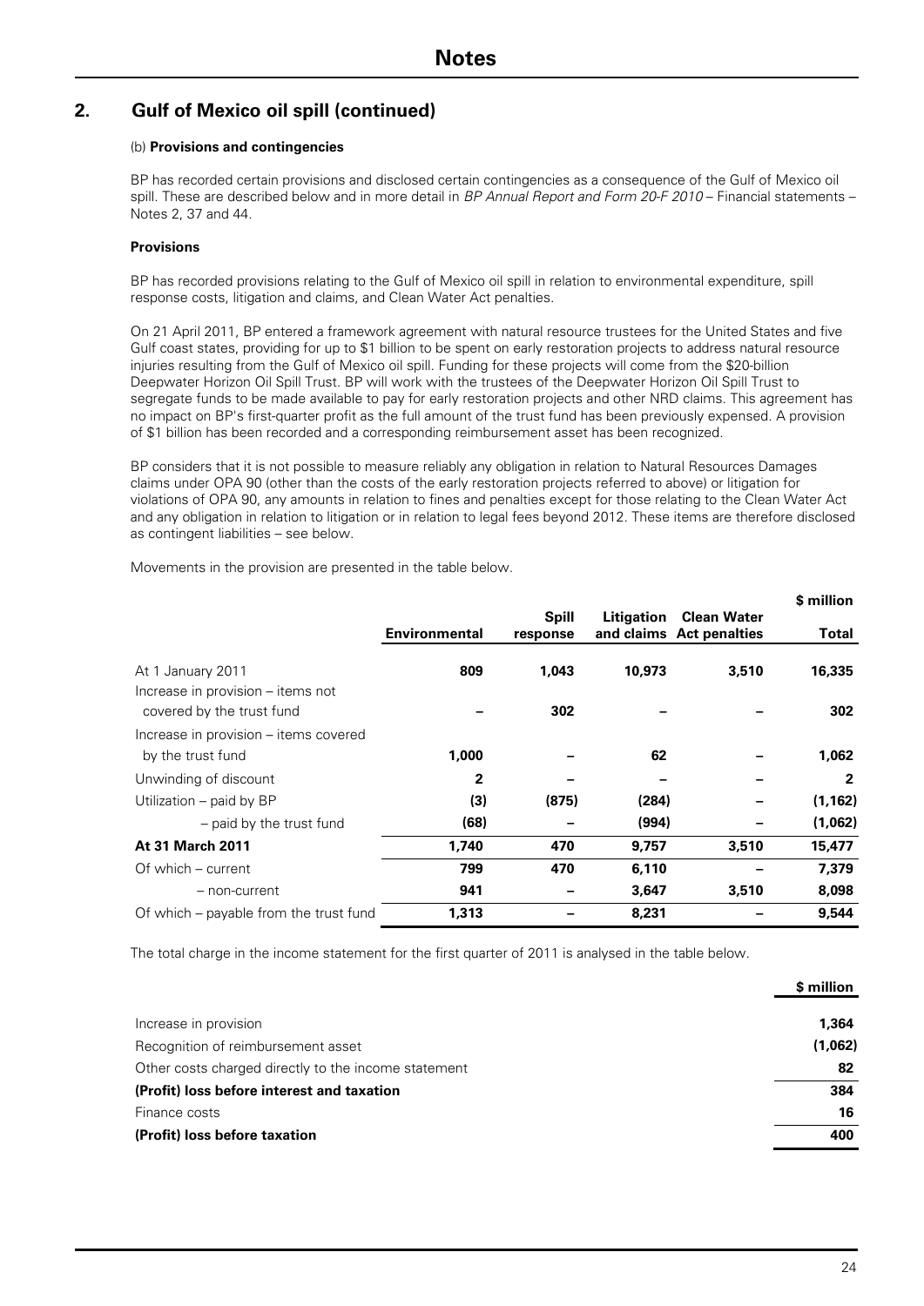# Notes

## 2. Gulf of Mexico oil spill (continued)

(b) **Provisions and contingencies**

BP has recorded certain provisions and disclosed certain contingencies as a consequence of the Gulf of Mexico oil spill. These are described below and in more detail in *BP Annual Report and Form 20-F 2010* – Financial statements – Notes 2, 37 and 44.

**Provisions**

BP has recorded provisions relating to the Gulf of Mexico oil spill in relation to environmental expenditure, spill response costs, litigation and claims, and Clean Water Act penalties.

On 21 April 2011, BP entered a framework agreement with natural resource trustees for the United States and five Gulf coast states, providing for up to $1 billion to be spent on early restoration projects to address natural resource injuries resulting from the Gulf of Mexico oil spill. Funding for these projects will come from the $20-billion Deepwater Horizon Oil Spill Trust. BP will work with the trustees of the Deepwater Horizon Oil Spill Trust to segregate funds to be made available to pay for early restoration projects and other NRD claims. This agreement has no impact on BP's first-quarter profit as the full amount of the trust fund has been previously expensed. A provision of $1 billion has been recorded and a corresponding reimbursement asset has been recognized.

BP considers that it is not possible to measure reliably any obligation in relation to Natural Resources Damages claims under OPA 90 (other than the costs of the early restoration projects referred to above) or litigation for violations of OPA 90, any amounts in relation to fines and penalties except for those relating to the Clean Water Act and any obligation in relation to litigation or in relation to legal fees beyond 2012. These items are therefore disclosed as contingent liabilities – see below.

Movements in the provision are presented in the table below.

| | Environmental | Spill response | Litigation and claims | Clean Water Act penalties | \$ million Total |
|---|---|---|---|---|---|
| At 1 January 2011 | **809** | **1,043** | **10,973** | **3,510** | **16,335** |
| Increase in provision – items not covered by the trust fund | – | **302** | – | – | **302** |
| Increase in provision – items covered by the trust fund | **1,000** | – | **62** | – | **1,062** |
| Unwinding of discount | **2** | – | – | – | **2** |
| Utilization – paid by BP | **(3)** | **(875)** | **(284)** | – | **(1,162)** |
| – paid by the trust fund | **(68)** | – | **(994)** | – | **(1,062)** |
| **At 31 March 2011** | **1,740** | **470** | **9,757** | **3,510** | **15,477** |
| Of which – current | **799** | **470** | **6,110** | – | **7,379** |
| – non-current | **941** | – | **3,647** | **3,510** | **8,098** |
| Of which – payable from the trust fund | **1,313** | – | **8,231** | – | **9,544** |

The total charge in the income statement for the first quarter of 2011 is analysed in the table below.

| | \$ million |
|---|---|
| Increase in provision | **1,364** |
| Recognition of reimbursement asset | **(1,062)** |
| Other costs charged directly to the income statement | **82** |
| **(Profit) loss before interest and taxation** | **384** |
| Finance costs | **16** |
| **(Profit) loss before taxation** | **400** |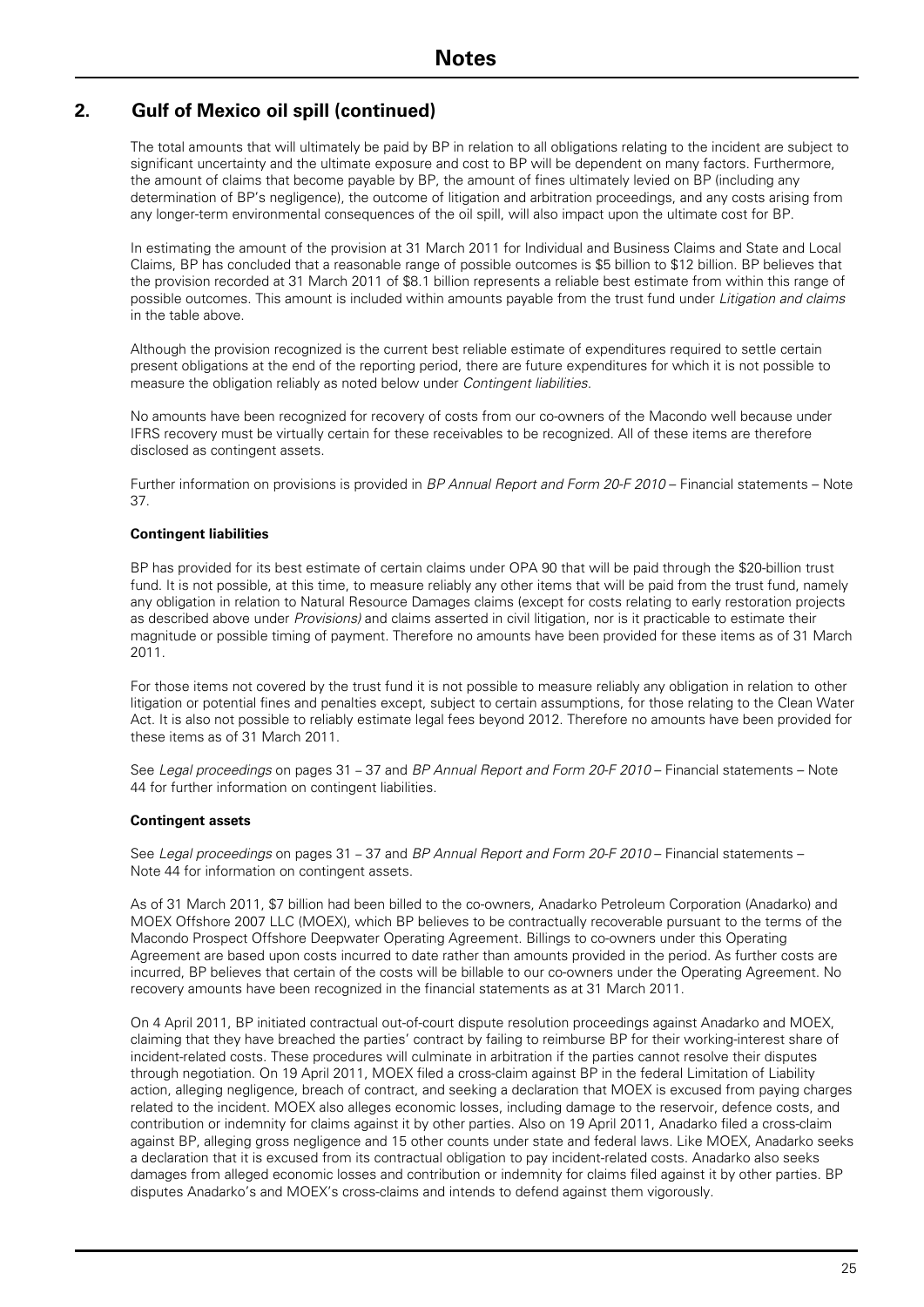# Notes

## 2. Gulf of Mexico oil spill (continued)

The total amounts that will ultimately be paid by BP in relation to all obligations relating to the incident are subject to significant uncertainty and the ultimate exposure and cost to BP will be dependent on many factors. Furthermore, the amount of claims that become payable by BP, the amount of fines ultimately levied on BP (including any determination of BP's negligence), the outcome of litigation and arbitration proceedings, and any costs arising from any longer-term environmental consequences of the oil spill, will also impact upon the ultimate cost for BP.

In estimating the amount of the provision at 31 March 2011 for Individual and Business Claims and State and Local Claims, BP has concluded that a reasonable range of possible outcomes is $5 billion to $12 billion. BP believes that the provision recorded at 31 March 2011 of $8.1 billion represents a reliable best estimate from within this range of possible outcomes. This amount is included within amounts payable from the trust fund under *Litigation and claims* in the table above.

Although the provision recognized is the current best reliable estimate of expenditures required to settle certain present obligations at the end of the reporting period, there are future expenditures for which it is not possible to measure the obligation reliably as noted below under *Contingent liabilities*.

No amounts have been recognized for recovery of costs from our co-owners of the Macondo well because under IFRS recovery must be virtually certain for these receivables to be recognized. All of these items are therefore disclosed as contingent assets.

Further information on provisions is provided in *BP Annual Report and Form 20-F 2010* – Financial statements – Note 37.

**Contingent liabilities**

BP has provided for its best estimate of certain claims under OPA 90 that will be paid through the $20-billion trust fund. It is not possible, at this time, to measure reliably any other items that will be paid from the trust fund, namely any obligation in relation to Natural Resource Damages claims (except for costs relating to early restoration projects as described above under *Provisions)* and claims asserted in civil litigation, nor is it practicable to estimate their magnitude or possible timing of payment. Therefore no amounts have been provided for these items as of 31 March 2011.

For those items not covered by the trust fund it is not possible to measure reliably any obligation in relation to other litigation or potential fines and penalties except, subject to certain assumptions, for those relating to the Clean Water Act. It is also not possible to reliably estimate legal fees beyond 2012. Therefore no amounts have been provided for these items as of 31 March 2011.

See *Legal proceedings* on pages 31 – 37 and *BP Annual Report and Form 20-F 2010* – Financial statements – Note 44 for further information on contingent liabilities.

**Contingent assets**

See *Legal proceedings* on pages 31 – 37 and *BP Annual Report and Form 20-F 2010* – Financial statements – Note 44 for information on contingent assets.

As of 31 March 2011, $7 billion had been billed to the co-owners, Anadarko Petroleum Corporation (Anadarko) and MOEX Offshore 2007 LLC (MOEX), which BP believes to be contractually recoverable pursuant to the terms of the Macondo Prospect Offshore Deepwater Operating Agreement. Billings to co-owners under this Operating Agreement are based upon costs incurred to date rather than amounts provided in the period. As further costs are incurred, BP believes that certain of the costs will be billable to our co-owners under the Operating Agreement. No recovery amounts have been recognized in the financial statements as at 31 March 2011.

On 4 April 2011, BP initiated contractual out-of-court dispute resolution proceedings against Anadarko and MOEX, claiming that they have breached the parties' contract by failing to reimburse BP for their working-interest share of incident-related costs. These procedures will culminate in arbitration if the parties cannot resolve their disputes through negotiation. On 19 April 2011, MOEX filed a cross-claim against BP in the federal Limitation of Liability action, alleging negligence, breach of contract, and seeking a declaration that MOEX is excused from paying charges related to the incident. MOEX also alleges economic losses, including damage to the reservoir, defence costs, and contribution or indemnity for claims against it by other parties. Also on 19 April 2011, Anadarko filed a cross-claim against BP, alleging gross negligence and 15 other counts under state and federal laws. Like MOEX, Anadarko seeks a declaration that it is excused from its contractual obligation to pay incident-related costs. Anadarko also seeks damages from alleged economic losses and contribution or indemnity for claims filed against it by other parties. BP disputes Anadarko's and MOEX's cross-claims and intends to defend against them vigorously.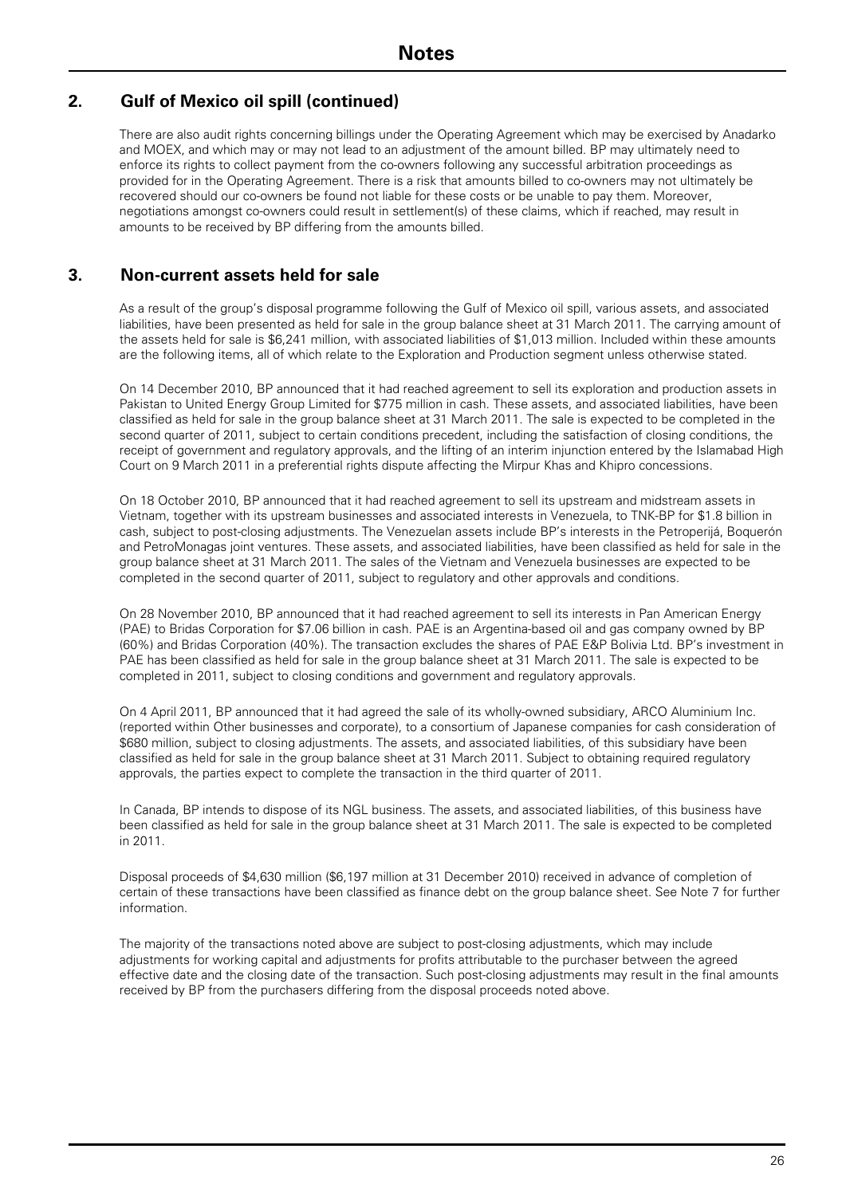# Notes

## 2. Gulf of Mexico oil spill (continued)

There are also audit rights concerning billings under the Operating Agreement which may be exercised by Anadarko and MOEX, and which may or may not lead to an adjustment of the amount billed. BP may ultimately need to enforce its rights to collect payment from the co-owners following any successful arbitration proceedings as provided for in the Operating Agreement. There is a risk that amounts billed to co-owners may not ultimately be recovered should our co-owners be found not liable for these costs or be unable to pay them. Moreover, negotiations amongst co-owners could result in settlement(s) of these claims, which if reached, may result in amounts to be received by BP differing from the amounts billed.

## 3. Non-current assets held for sale

As a result of the group's disposal programme following the Gulf of Mexico oil spill, various assets, and associated liabilities, have been presented as held for sale in the group balance sheet at 31 March 2011. The carrying amount of the assets held for sale is $6,241 million, with associated liabilities of $1,013 million. Included within these amounts are the following items, all of which relate to the Exploration and Production segment unless otherwise stated.

On 14 December 2010, BP announced that it had reached agreement to sell its exploration and production assets in Pakistan to United Energy Group Limited for $775 million in cash. These assets, and associated liabilities, have been classified as held for sale in the group balance sheet at 31 March 2011. The sale is expected to be completed in the second quarter of 2011, subject to certain conditions precedent, including the satisfaction of closing conditions, the receipt of government and regulatory approvals, and the lifting of an interim injunction entered by the Islamabad High Court on 9 March 2011 in a preferential rights dispute affecting the Mirpur Khas and Khipro concessions.

On 18 October 2010, BP announced that it had reached agreement to sell its upstream and midstream assets in Vietnam, together with its upstream businesses and associated interests in Venezuela, to TNK-BP for $1.8 billion in cash, subject to post-closing adjustments. The Venezuelan assets include BP's interests in the Petroperijá, Boquerón and PetroMonagas joint ventures. These assets, and associated liabilities, have been classified as held for sale in the group balance sheet at 31 March 2011. The sales of the Vietnam and Venezuela businesses are expected to be completed in the second quarter of 2011, subject to regulatory and other approvals and conditions.

On 28 November 2010, BP announced that it had reached agreement to sell its interests in Pan American Energy (PAE) to Bridas Corporation for $7.06 billion in cash. PAE is an Argentina-based oil and gas company owned by BP (60%) and Bridas Corporation (40%). The transaction excludes the shares of PAE E&P Bolivia Ltd. BP's investment in PAE has been classified as held for sale in the group balance sheet at 31 March 2011. The sale is expected to be completed in 2011, subject to closing conditions and government and regulatory approvals.

On 4 April 2011, BP announced that it had agreed the sale of its wholly-owned subsidiary, ARCO Aluminium Inc. (reported within Other businesses and corporate), to a consortium of Japanese companies for cash consideration of $680 million, subject to closing adjustments. The assets, and associated liabilities, of this subsidiary have been classified as held for sale in the group balance sheet at 31 March 2011. Subject to obtaining required regulatory approvals, the parties expect to complete the transaction in the third quarter of 2011.

In Canada, BP intends to dispose of its NGL business. The assets, and associated liabilities, of this business have been classified as held for sale in the group balance sheet at 31 March 2011. The sale is expected to be completed in 2011.

Disposal proceeds of $4,630 million ($6,197 million at 31 December 2010) received in advance of completion of certain of these transactions have been classified as finance debt on the group balance sheet. See Note 7 for further information.

The majority of the transactions noted above are subject to post-closing adjustments, which may include adjustments for working capital and adjustments for profits attributable to the purchaser between the agreed effective date and the closing date of the transaction. Such post-closing adjustments may result in the final amounts received by BP from the purchasers differing from the disposal proceeds noted above.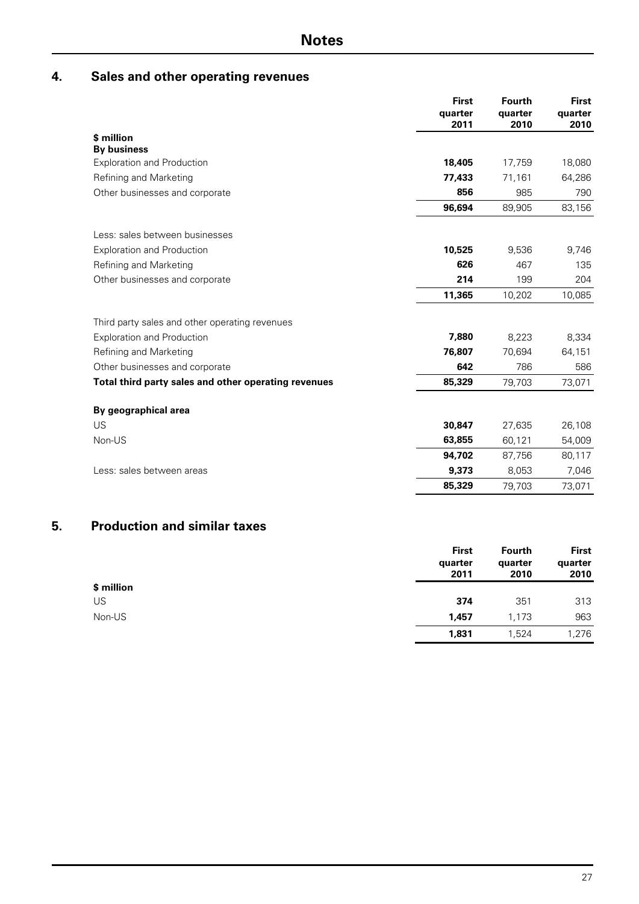# Notes

## 4. Sales and other operating revenues

| | First quarter 2011 | Fourth quarter 2010 | First quarter 2010 |
|---|---|---|---|
| **$ million** | | | |
| **By business** | | | |
| Exploration and Production | **18,405** | 17,759 | 18,080 |
| Refining and Marketing | **77,433** | 71,161 | 64,286 |
| Other businesses and corporate | **856** | 985 | 790 |
| | **96,694** | 89,905 | 83,156 |
| Less: sales between businesses | | | |
| Exploration and Production | **10,525** | 9,536 | 9,746 |
| Refining and Marketing | **626** | 467 | 135 |
| Other businesses and corporate | **214** | 199 | 204 |
| | **11,365** | 10,202 | 10,085 |
| Third party sales and other operating revenues | | | |
| Exploration and Production | **7,880** | 8,223 | 8,334 |
| Refining and Marketing | **76,807** | 70,694 | 64,151 |
| Other businesses and corporate | **642** | 786 | 586 |
| **Total third party sales and other operating revenues** | **85,329** | 79,703 | 73,071 |
| **By geographical area** | | | |
| US | **30,847** | 27,635 | 26,108 |
| Non-US | **63,855** | 60,121 | 54,009 |
| | **94,702** | 87,756 | 80,117 |
| Less: sales between areas | **9,373** | 8,053 | 7,046 |
| | **85,329** | 79,703 | 73,071 |

## 5. Production and similar taxes

| | First quarter 2011 | Fourth quarter 2010 | First quarter 2010 |
|---|---|---|---|
| **$ million** | | | |
| US | **374** | 351 | 313 |
| Non-US | **1,457** | 1,173 | 963 |
| | **1,831** | 1,524 | 1,276 |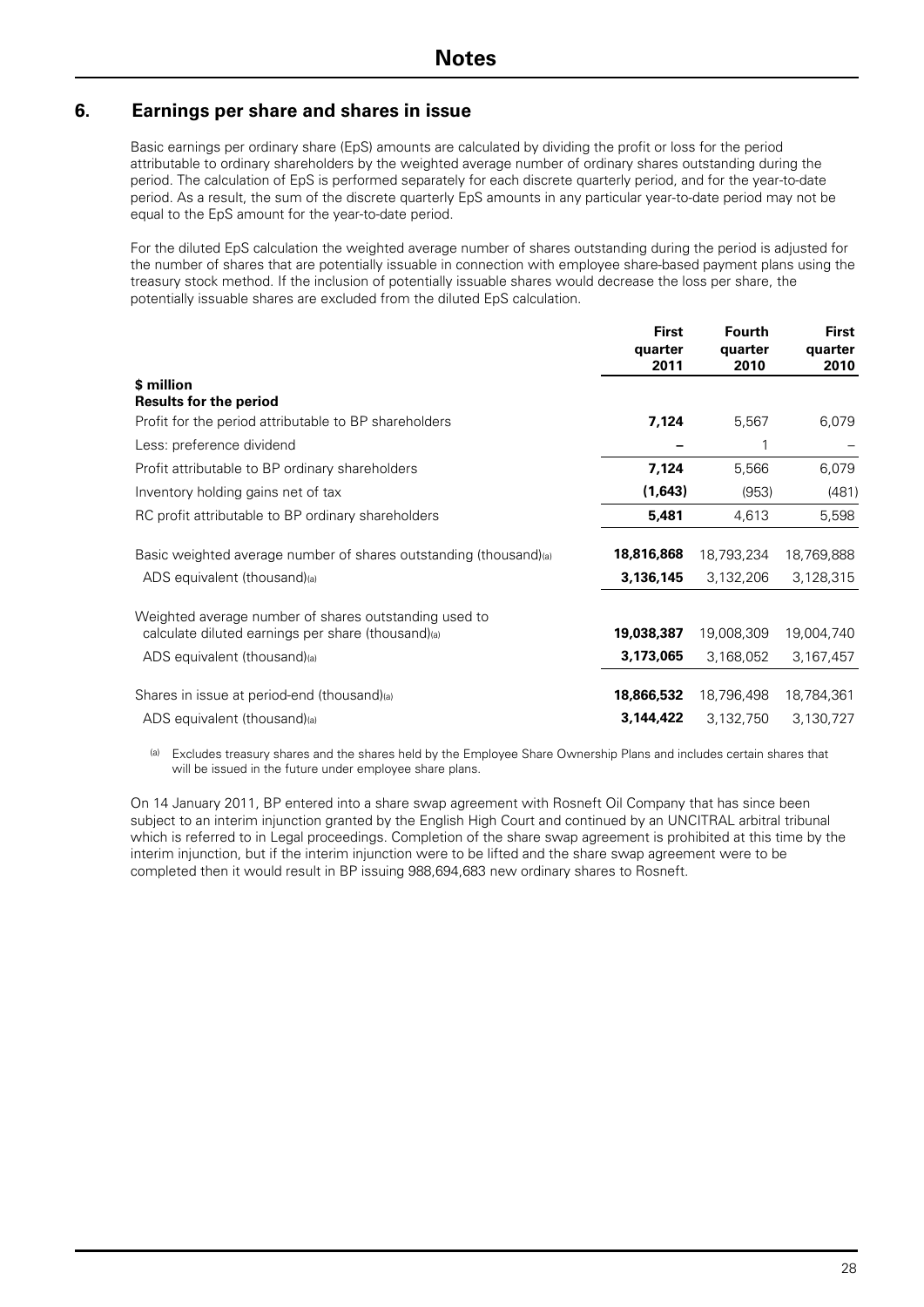# Notes

## 6. Earnings per share and shares in issue

Basic earnings per ordinary share (EpS) amounts are calculated by dividing the profit or loss for the period attributable to ordinary shareholders by the weighted average number of ordinary shares outstanding during the period. The calculation of EpS is performed separately for each discrete quarterly period, and for the year-to-date period. As a result, the sum of the discrete quarterly EpS amounts in any particular year-to-date period may not be equal to the EpS amount for the year-to-date period.

For the diluted EpS calculation the weighted average number of shares outstanding during the period is adjusted for the number of shares that are potentially issuable in connection with employee share-based payment plans using the treasury stock method. If the inclusion of potentially issuable shares would decrease the loss per share, the potentially issuable shares are excluded from the diluted EpS calculation.

| | First quarter 2011 | Fourth quarter 2010 | First quarter 2010 |
|---|---|---|---|
| **$ million** | | | |
| **Results for the period** | | | |
| Profit for the period attributable to BP shareholders | **7,124** | 5,567 | 6,079 |
| Less: preference dividend | **–** | 1 | – |
| Profit attributable to BP ordinary shareholders | **7,124** | 5,566 | 6,079 |
| Inventory holding gains net of tax | **(1,643)** | (953) | (481) |
| RC profit attributable to BP ordinary shareholders | **5,481** | 4,613 | 5,598 |
| Basic weighted average number of shares outstanding (thousand)[(a)] | **18,816,868** | 18,793,234 | 18,769,888 |
| ADS equivalent (thousand)[(a)] | **3,136,145** | 3,132,206 | 3,128,315 |
| Weighted average number of shares outstanding used to calculate diluted earnings per share (thousand)[(a)] | **19,038,387** | 19,008,309 | 19,004,740 |
| ADS equivalent (thousand)[(a)] | **3,173,065** | 3,168,052 | 3,167,457 |
| Shares in issue at period-end (thousand)[(a)] | **18,866,532** | 18,796,498 | 18,784,361 |
| ADS equivalent (thousand)[(a)] | **3,144,422** | 3,132,750 | 3,130,727 |

(a) Excludes treasury shares and the shares held by the Employee Share Ownership Plans and includes certain shares that will be issued in the future under employee share plans.

On 14 January 2011, BP entered into a share swap agreement with Rosneft Oil Company that has since been subject to an interim injunction granted by the English High Court and continued by an UNCITRAL arbitral tribunal which is referred to in Legal proceedings. Completion of the share swap agreement is prohibited at this time by the interim injunction, but if the interim injunction were to be lifted and the share swap agreement were to be completed then it would result in BP issuing 988,694,683 new ordinary shares to Rosneft.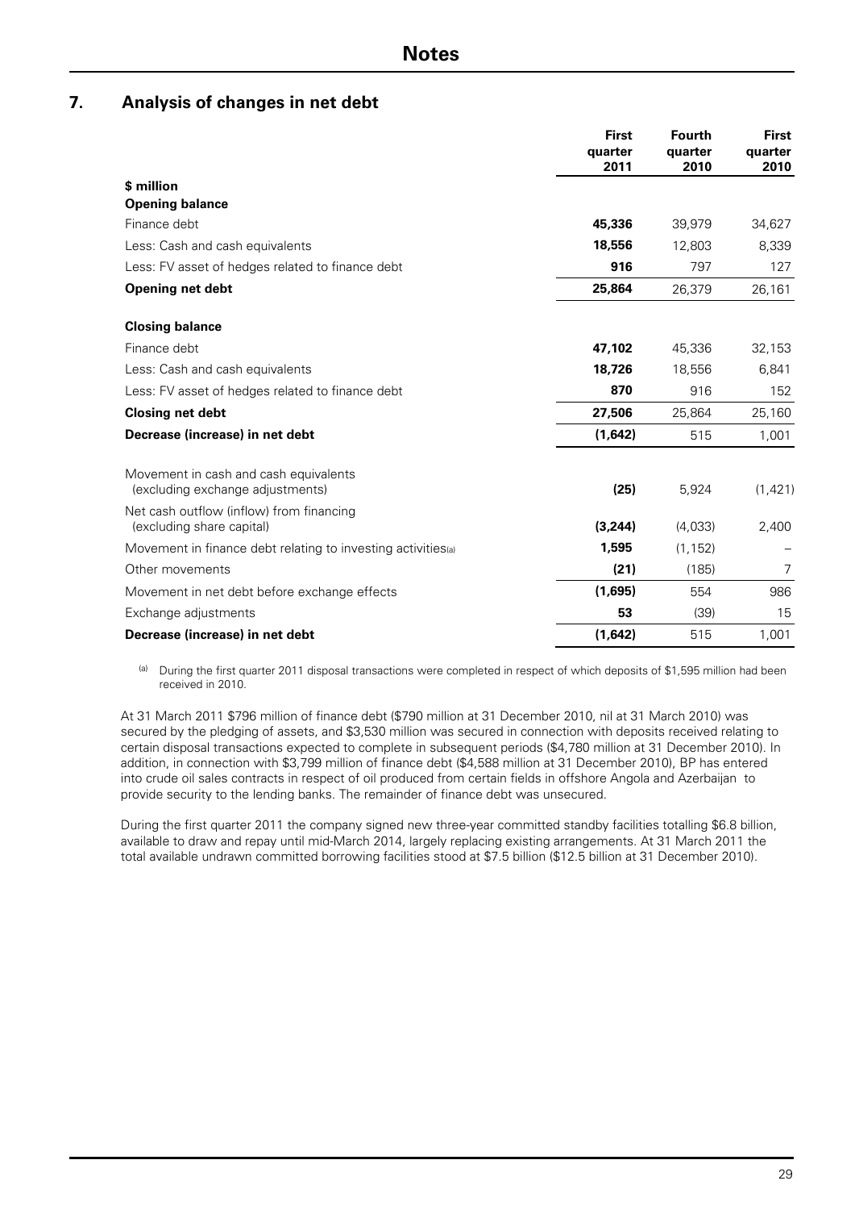# Notes

## 7. Analysis of changes in net debt

| $ million | First quarter 2011 | Fourth quarter 2010 | First quarter 2010 |
|---|---|---|---|
| **Opening balance** | | | |
| Finance debt | **45,336** | 39,979 | 34,627 |
| Less: Cash and cash equivalents | **18,556** | 12,803 | 8,339 |
| Less: FV asset of hedges related to finance debt | **916** | 797 | 127 |
| **Opening net debt** | **25,864** | 26,379 | 26,161 |
| **Closing balance** | | | |
| Finance debt | **47,102** | 45,336 | 32,153 |
| Less: Cash and cash equivalents | **18,726** | 18,556 | 6,841 |
| Less: FV asset of hedges related to finance debt | **870** | 916 | 152 |
| **Closing net debt** | **27,506** | 25,864 | 25,160 |
| **Decrease (increase) in net debt** | **(1,642)** | 515 | 1,001 |
| Movement in cash and cash equivalents (excluding exchange adjustments) | **(25)** | 5,924 | (1,421) |
| Net cash outflow (inflow) from financing (excluding share capital) | **(3,244)** | (4,033) | 2,400 |
| Movement in finance debt relating to investing activities[(a)] | **1,595** | (1,152) | – |
| Other movements | **(21)** | (185) | 7 |
| Movement in net debt before exchange effects | **(1,695)** | 554 | 986 |
| Exchange adjustments | **53** | (39) | 15 |
| **Decrease (increase) in net debt** | **(1,642)** | 515 | 1,001 |

[(a)] During the first quarter 2011 disposal transactions were completed in respect of which deposits of $1,595 million had been received in 2010.

At 31 March 2011 $796 million of finance debt ($790 million at 31 December 2010, nil at 31 March 2010) was secured by the pledging of assets, and $3,530 million was secured in connection with deposits received relating to certain disposal transactions expected to complete in subsequent periods ($4,780 million at 31 December 2010). In addition, in connection with $3,799 million of finance debt ($4,588 million at 31 December 2010), BP has entered into crude oil sales contracts in respect of oil produced from certain fields in offshore Angola and Azerbaijan to provide security to the lending banks. The remainder of finance debt was unsecured.

During the first quarter 2011 the company signed new three-year committed standby facilities totalling $6.8 billion, available to draw and repay until mid-March 2014, largely replacing existing arrangements. At 31 March 2011 the total available undrawn committed borrowing facilities stood at $7.5 billion ($12.5 billion at 31 December 2010).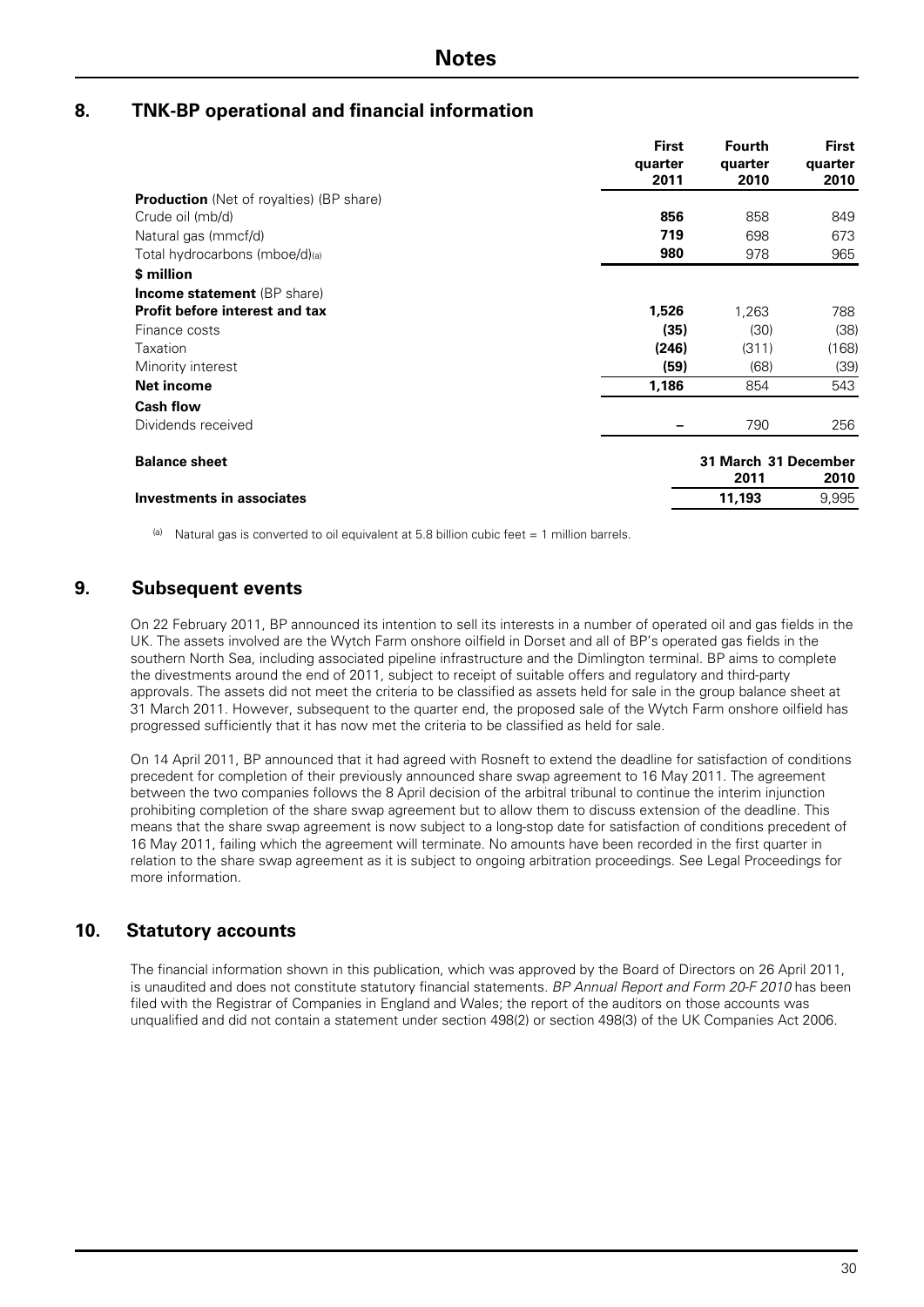# Notes

## 8. TNK-BP operational and financial information

| | First quarter 2011 | Fourth quarter 2010 | First quarter 2010 |
|---|---|---|---|
| **Production** (Net of royalties) (BP share) | | | |
| Crude oil (mb/d) | **856** | 858 | 849 |
| Natural gas (mmcf/d) | **719** | 698 | 673 |
| Total hydrocarbons (mboe/d)[(a)] | **980** | 978 | 965 |
| **$ million** | | | |
| **Income statement** (BP share) | | | |
| **Profit before interest and tax** | **1,526** | 1,263 | 788 |
| Finance costs | **(35)** | (30) | (38) |
| Taxation | **(246)** | (311) | (168) |
| Minority interest | **(59)** | (68) | (39) |
| **Net income** | **1,186** | 854 | 543 |
| **Cash flow** | | | |
| Dividends received | **–** | 790 | 256 |

| **Balance sheet** | 31 March 2011 | 31 December 2010 |
|---|---|---|
| **Investments in associates** | **11,193** | 9,995 |

(a) Natural gas is converted to oil equivalent at 5.8 billion cubic feet = 1 million barrels.

## 9. Subsequent events

On 22 February 2011, BP announced its intention to sell its interests in a number of operated oil and gas fields in the UK. The assets involved are the Wytch Farm onshore oilfield in Dorset and all of BP's operated gas fields in the southern North Sea, including associated pipeline infrastructure and the Dimlington terminal. BP aims to complete the divestments around the end of 2011, subject to receipt of suitable offers and regulatory and third-party approvals. The assets did not meet the criteria to be classified as assets held for sale in the group balance sheet at 31 March 2011. However, subsequent to the quarter end, the proposed sale of the Wytch Farm onshore oilfield has progressed sufficiently that it has now met the criteria to be classified as held for sale.

On 14 April 2011, BP announced that it had agreed with Rosneft to extend the deadline for satisfaction of conditions precedent for completion of their previously announced share swap agreement to 16 May 2011. The agreement between the two companies follows the 8 April decision of the arbitral tribunal to continue the interim injunction prohibiting completion of the share swap agreement but to allow them to discuss extension of the deadline. This means that the share swap agreement is now subject to a long-stop date for satisfaction of conditions precedent of 16 May 2011, failing which the agreement will terminate. No amounts have been recorded in the first quarter in relation to the share swap agreement as it is subject to ongoing arbitration proceedings. See Legal Proceedings for more information.

## 10. Statutory accounts

The financial information shown in this publication, which was approved by the Board of Directors on 26 April 2011, is unaudited and does not constitute statutory financial statements. *BP Annual Report and Form 20-F 2010* has been filed with the Registrar of Companies in England and Wales; the report of the auditors on those accounts was unqualified and did not contain a statement under section 498(2) or section 498(3) of the UK Companies Act 2006.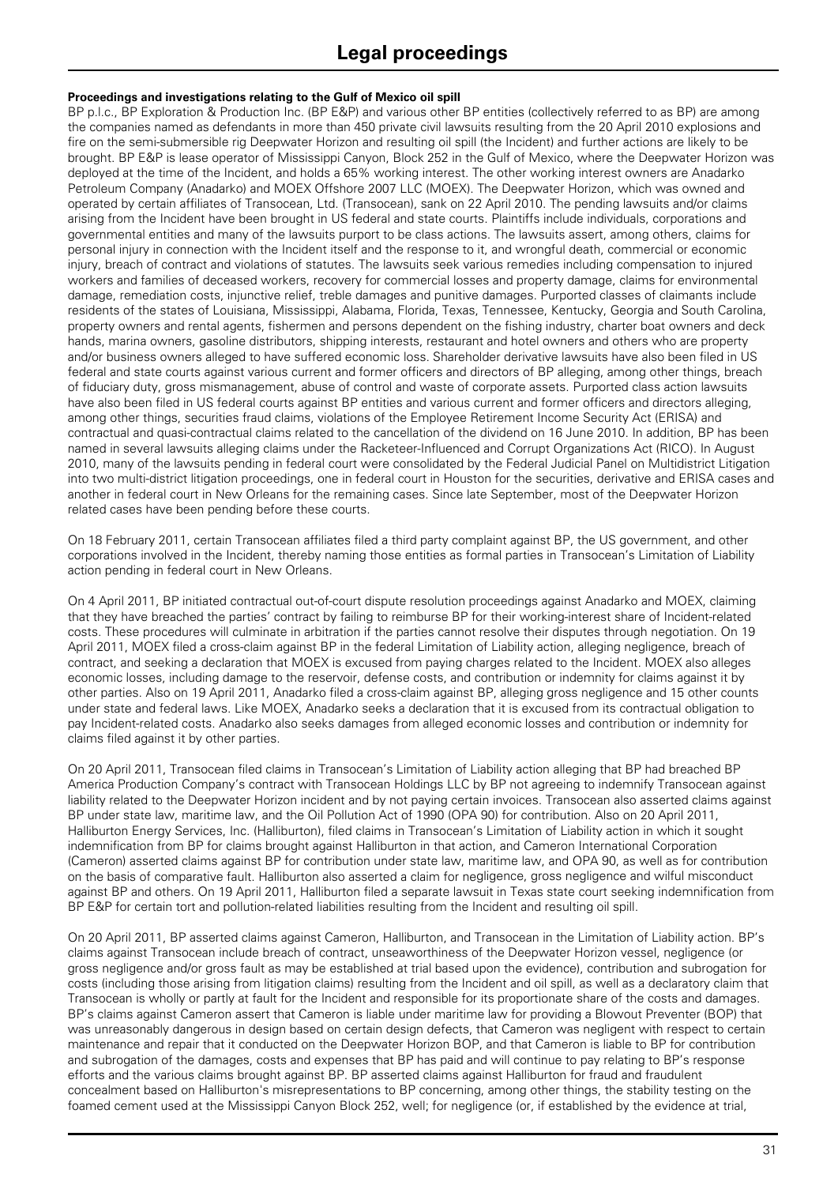# Legal proceedings

**Proceedings and investigations relating to the Gulf of Mexico oil spill**

BP p.l.c., BP Exploration & Production Inc. (BP E&P) and various other BP entities (collectively referred to as BP) are among the companies named as defendants in more than 450 private civil lawsuits resulting from the 20 April 2010 explosions and fire on the semi-submersible rig Deepwater Horizon and resulting oil spill (the Incident) and further actions are likely to be brought. BP E&P is lease operator of Mississippi Canyon, Block 252 in the Gulf of Mexico, where the Deepwater Horizon was deployed at the time of the Incident, and holds a 65% working interest. The other working interest owners are Anadarko Petroleum Company (Anadarko) and MOEX Offshore 2007 LLC (MOEX). The Deepwater Horizon, which was owned and operated by certain affiliates of Transocean, Ltd. (Transocean), sank on 22 April 2010. The pending lawsuits and/or claims arising from the Incident have been brought in US federal and state courts. Plaintiffs include individuals, corporations and governmental entities and many of the lawsuits purport to be class actions. The lawsuits assert, among others, claims for personal injury in connection with the Incident itself and the response to it, and wrongful death, commercial or economic injury, breach of contract and violations of statutes. The lawsuits seek various remedies including compensation to injured workers and families of deceased workers, recovery for commercial losses and property damage, claims for environmental damage, remediation costs, injunctive relief, treble damages and punitive damages. Purported classes of claimants include residents of the states of Louisiana, Mississippi, Alabama, Florida, Texas, Tennessee, Kentucky, Georgia and South Carolina, property owners and rental agents, fishermen and persons dependent on the fishing industry, charter boat owners and deck hands, marina owners, gasoline distributors, shipping interests, restaurant and hotel owners and others who are property and/or business owners alleged to have suffered economic loss. Shareholder derivative lawsuits have also been filed in US federal and state courts against various current and former officers and directors of BP alleging, among other things, breach of fiduciary duty, gross mismanagement, abuse of control and waste of corporate assets. Purported class action lawsuits have also been filed in US federal courts against BP entities and various current and former officers and directors alleging, among other things, securities fraud claims, violations of the Employee Retirement Income Security Act (ERISA) and contractual and quasi-contractual claims related to the cancellation of the dividend on 16 June 2010. In addition, BP has been named in several lawsuits alleging claims under the Racketeer-Influenced and Corrupt Organizations Act (RICO). In August 2010, many of the lawsuits pending in federal court were consolidated by the Federal Judicial Panel on Multidistrict Litigation into two multi-district litigation proceedings, one in federal court in Houston for the securities, derivative and ERISA cases and another in federal court in New Orleans for the remaining cases. Since late September, most of the Deepwater Horizon related cases have been pending before these courts.

On 18 February 2011, certain Transocean affiliates filed a third party complaint against BP, the US government, and other corporations involved in the Incident, thereby naming those entities as formal parties in Transocean's Limitation of Liability action pending in federal court in New Orleans.

On 4 April 2011, BP initiated contractual out-of-court dispute resolution proceedings against Anadarko and MOEX, claiming that they have breached the parties' contract by failing to reimburse BP for their working-interest share of Incident-related costs. These procedures will culminate in arbitration if the parties cannot resolve their disputes through negotiation. On 19 April 2011, MOEX filed a cross-claim against BP in the federal Limitation of Liability action, alleging negligence, breach of contract, and seeking a declaration that MOEX is excused from paying charges related to the Incident. MOEX also alleges economic losses, including damage to the reservoir, defense costs, and contribution or indemnity for claims against it by other parties. Also on 19 April 2011, Anadarko filed a cross-claim against BP, alleging gross negligence and 15 other counts under state and federal laws. Like MOEX, Anadarko seeks a declaration that it is excused from its contractual obligation to pay Incident-related costs. Anadarko also seeks damages from alleged economic losses and contribution or indemnity for claims filed against it by other parties.

On 20 April 2011, Transocean filed claims in Transocean's Limitation of Liability action alleging that BP had breached BP America Production Company's contract with Transocean Holdings LLC by BP not agreeing to indemnify Transocean against liability related to the Deepwater Horizon incident and by not paying certain invoices. Transocean also asserted claims against BP under state law, maritime law, and the Oil Pollution Act of 1990 (OPA 90) for contribution. Also on 20 April 2011, Halliburton Energy Services, Inc. (Halliburton), filed claims in Transocean's Limitation of Liability action in which it sought indemnification from BP for claims brought against Halliburton in that action, and Cameron International Corporation (Cameron) asserted claims against BP for contribution under state law, maritime law, and OPA 90, as well as for contribution on the basis of comparative fault. Halliburton also asserted a claim for negligence, gross negligence and wilful misconduct against BP and others. On 19 April 2011, Halliburton filed a separate lawsuit in Texas state court seeking indemnification from BP E&P for certain tort and pollution-related liabilities resulting from the Incident and resulting oil spill.

On 20 April 2011, BP asserted claims against Cameron, Halliburton, and Transocean in the Limitation of Liability action. BP's claims against Transocean include breach of contract, unseaworthiness of the Deepwater Horizon vessel, negligence (or gross negligence and/or gross fault as may be established at trial based upon the evidence), contribution and subrogation for costs (including those arising from litigation claims) resulting from the Incident and oil spill, as well as a declaratory claim that Transocean is wholly or partly at fault for the Incident and responsible for its proportionate share of the costs and damages. BP's claims against Cameron assert that Cameron is liable under maritime law for providing a Blowout Preventer (BOP) that was unreasonably dangerous in design based on certain design defects, that Cameron was negligent with respect to certain maintenance and repair that it conducted on the Deepwater Horizon BOP, and that Cameron is liable to BP for contribution and subrogation of the damages, costs and expenses that BP has paid and will continue to pay relating to BP's response efforts and the various claims brought against BP. BP asserted claims against Halliburton for fraud and fraudulent concealment based on Halliburton's misrepresentations to BP concerning, among other things, the stability testing on the foamed cement used at the Mississippi Canyon Block 252, well; for negligence (or, if established by the evidence at trial,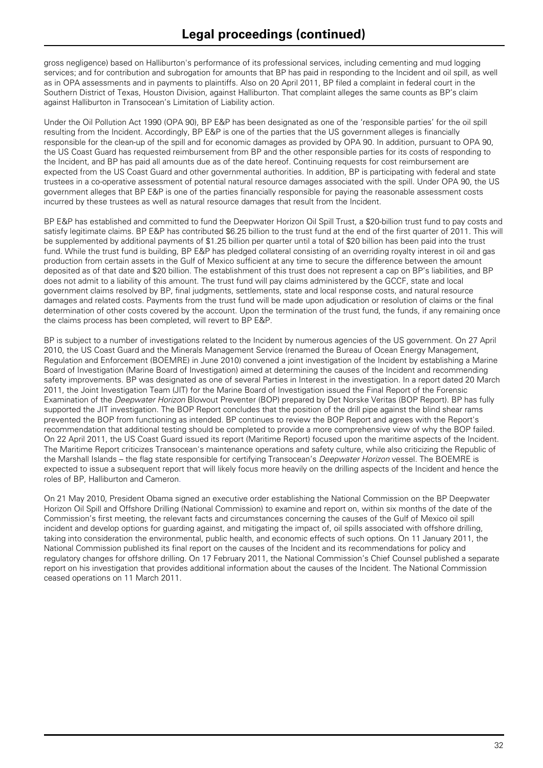# Legal proceedings (continued)

gross negligence) based on Halliburton's performance of its professional services, including cementing and mud logging services; and for contribution and subrogation for amounts that BP has paid in responding to the Incident and oil spill, as well as in OPA assessments and in payments to plaintiffs. Also on 20 April 2011, BP filed a complaint in federal court in the Southern District of Texas, Houston Division, against Halliburton. That complaint alleges the same counts as BP's claim against Halliburton in Transocean's Limitation of Liability action.

Under the Oil Pollution Act 1990 (OPA 90), BP E&P has been designated as one of the 'responsible parties' for the oil spill resulting from the Incident. Accordingly, BP E&P is one of the parties that the US government alleges is financially responsible for the clean-up of the spill and for economic damages as provided by OPA 90. In addition, pursuant to OPA 90, the US Coast Guard has requested reimbursement from BP and the other responsible parties for its costs of responding to the Incident, and BP has paid all amounts due as of the date hereof. Continuing requests for cost reimbursement are expected from the US Coast Guard and other governmental authorities. In addition, BP is participating with federal and state trustees in a co-operative assessment of potential natural resource damages associated with the spill. Under OPA 90, the US government alleges that BP E&P is one of the parties financially responsible for paying the reasonable assessment costs incurred by these trustees as well as natural resource damages that result from the Incident.

BP E&P has established and committed to fund the Deepwater Horizon Oil Spill Trust, a $20-billion trust fund to pay costs and satisfy legitimate claims. BP E&P has contributed $6.25 billion to the trust fund at the end of the first quarter of 2011. This will be supplemented by additional payments of $1.25 billion per quarter until a total of $20 billion has been paid into the trust fund. While the trust fund is building, BP E&P has pledged collateral consisting of an overriding royalty interest in oil and gas production from certain assets in the Gulf of Mexico sufficient at any time to secure the difference between the amount deposited as of that date and $20 billion. The establishment of this trust does not represent a cap on BP's liabilities, and BP does not admit to a liability of this amount. The trust fund will pay claims administered by the GCCF, state and local government claims resolved by BP, final judgments, settlements, state and local response costs, and natural resource damages and related costs. Payments from the trust fund will be made upon adjudication or resolution of claims or the final determination of other costs covered by the account. Upon the termination of the trust fund, the funds, if any remaining once the claims process has been completed, will revert to BP E&P.

BP is subject to a number of investigations related to the Incident by numerous agencies of the US government. On 27 April 2010, the US Coast Guard and the Minerals Management Service (renamed the Bureau of Ocean Energy Management, Regulation and Enforcement (BOEMRE) in June 2010) convened a joint investigation of the Incident by establishing a Marine Board of Investigation (Marine Board of Investigation) aimed at determining the causes of the Incident and recommending safety improvements. BP was designated as one of several Parties in Interest in the investigation. In a report dated 20 March 2011, the Joint Investigation Team (JIT) for the Marine Board of Investigation issued the Final Report of the Forensic Examination of the *Deepwater Horizon* Blowout Preventer (BOP) prepared by Det Norske Veritas (BOP Report). BP has fully supported the JIT investigation. The BOP Report concludes that the position of the drill pipe against the blind shear rams prevented the BOP from functioning as intended. BP continues to review the BOP Report and agrees with the Report's recommendation that additional testing should be completed to provide a more comprehensive view of why the BOP failed. On 22 April 2011, the US Coast Guard issued its report (Maritime Report) focused upon the maritime aspects of the Incident. The Maritime Report criticizes Transocean's maintenance operations and safety culture, while also criticizing the Republic of the Marshall Islands – the flag state responsible for certifying Transocean's *Deepwater Horizon* vessel. The BOEMRE is expected to issue a subsequent report that will likely focus more heavily on the drilling aspects of the Incident and hence the roles of BP, Halliburton and Cameron.

On 21 May 2010, President Obama signed an executive order establishing the National Commission on the BP Deepwater Horizon Oil Spill and Offshore Drilling (National Commission) to examine and report on, within six months of the date of the Commission's first meeting, the relevant facts and circumstances concerning the causes of the Gulf of Mexico oil spill incident and develop options for guarding against, and mitigating the impact of, oil spills associated with offshore drilling, taking into consideration the environmental, public health, and economic effects of such options. On 11 January 2011, the National Commission published its final report on the causes of the Incident and its recommendations for policy and regulatory changes for offshore drilling. On 17 February 2011, the National Commission's Chief Counsel published a separate report on his investigation that provides additional information about the causes of the Incident. The National Commission ceased operations on 11 March 2011.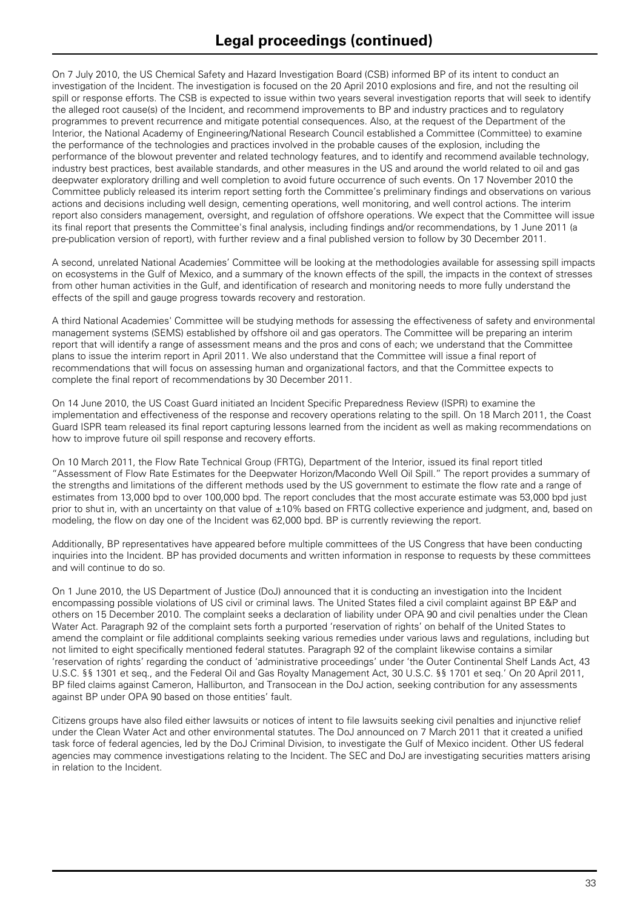## Legal proceedings (continued)

On 7 July 2010, the US Chemical Safety and Hazard Investigation Board (CSB) informed BP of its intent to conduct an investigation of the Incident. The investigation is focused on the 20 April 2010 explosions and fire, and not the resulting oil spill or response efforts. The CSB is expected to issue within two years several investigation reports that will seek to identify the alleged root cause(s) of the Incident, and recommend improvements to BP and industry practices and to regulatory programmes to prevent recurrence and mitigate potential consequences. Also, at the request of the Department of the Interior, the National Academy of Engineering/National Research Council established a Committee (Committee) to examine the performance of the technologies and practices involved in the probable causes of the explosion, including the performance of the blowout preventer and related technology features, and to identify and recommend available technology, industry best practices, best available standards, and other measures in the US and around the world related to oil and gas deepwater exploratory drilling and well completion to avoid future occurrence of such events. On 17 November 2010 the Committee publicly released its interim report setting forth the Committee's preliminary findings and observations on various actions and decisions including well design, cementing operations, well monitoring, and well control actions. The interim report also considers management, oversight, and regulation of offshore operations. We expect that the Committee will issue its final report that presents the Committee's final analysis, including findings and/or recommendations, by 1 June 2011 (a pre-publication version of report), with further review and a final published version to follow by 30 December 2011.

A second, unrelated National Academies' Committee will be looking at the methodologies available for assessing spill impacts on ecosystems in the Gulf of Mexico, and a summary of the known effects of the spill, the impacts in the context of stresses from other human activities in the Gulf, and identification of research and monitoring needs to more fully understand the effects of the spill and gauge progress towards recovery and restoration.

A third National Academies' Committee will be studying methods for assessing the effectiveness of safety and environmental management systems (SEMS) established by offshore oil and gas operators. The Committee will be preparing an interim report that will identify a range of assessment means and the pros and cons of each; we understand that the Committee plans to issue the interim report in April 2011. We also understand that the Committee will issue a final report of recommendations that will focus on assessing human and organizational factors, and that the Committee expects to complete the final report of recommendations by 30 December 2011.

On 14 June 2010, the US Coast Guard initiated an Incident Specific Preparedness Review (ISPR) to examine the implementation and effectiveness of the response and recovery operations relating to the spill. On 18 March 2011, the Coast Guard ISPR team released its final report capturing lessons learned from the incident as well as making recommendations on how to improve future oil spill response and recovery efforts.

On 10 March 2011, the Flow Rate Technical Group (FRTG), Department of the Interior, issued its final report titled "Assessment of Flow Rate Estimates for the Deepwater Horizon/Macondo Well Oil Spill." The report provides a summary of the strengths and limitations of the different methods used by the US government to estimate the flow rate and a range of estimates from 13,000 bpd to over 100,000 bpd. The report concludes that the most accurate estimate was 53,000 bpd just prior to shut in, with an uncertainty on that value of ±10% based on FRTG collective experience and judgment, and, based on modeling, the flow on day one of the Incident was 62,000 bpd. BP is currently reviewing the report.

Additionally, BP representatives have appeared before multiple committees of the US Congress that have been conducting inquiries into the Incident. BP has provided documents and written information in response to requests by these committees and will continue to do so.

On 1 June 2010, the US Department of Justice (DoJ) announced that it is conducting an investigation into the Incident encompassing possible violations of US civil or criminal laws. The United States filed a civil complaint against BP E&P and others on 15 December 2010. The complaint seeks a declaration of liability under OPA 90 and civil penalties under the Clean Water Act. Paragraph 92 of the complaint sets forth a purported 'reservation of rights' on behalf of the United States to amend the complaint or file additional complaints seeking various remedies under various laws and regulations, including but not limited to eight specifically mentioned federal statutes. Paragraph 92 of the complaint likewise contains a similar 'reservation of rights' regarding the conduct of 'administrative proceedings' under 'the Outer Continental Shelf Lands Act, 43 U.S.C. §§ 1301 et seq., and the Federal Oil and Gas Royalty Management Act, 30 U.S.C. §§ 1701 et seq.' On 20 April 2011, BP filed claims against Cameron, Halliburton, and Transocean in the DoJ action, seeking contribution for any assessments against BP under OPA 90 based on those entities' fault.

Citizens groups have also filed either lawsuits or notices of intent to file lawsuits seeking civil penalties and injunctive relief under the Clean Water Act and other environmental statutes. The DoJ announced on 7 March 2011 that it created a unified task force of federal agencies, led by the DoJ Criminal Division, to investigate the Gulf of Mexico incident. Other US federal agencies may commence investigations relating to the Incident. The SEC and DoJ are investigating securities matters arising in relation to the Incident.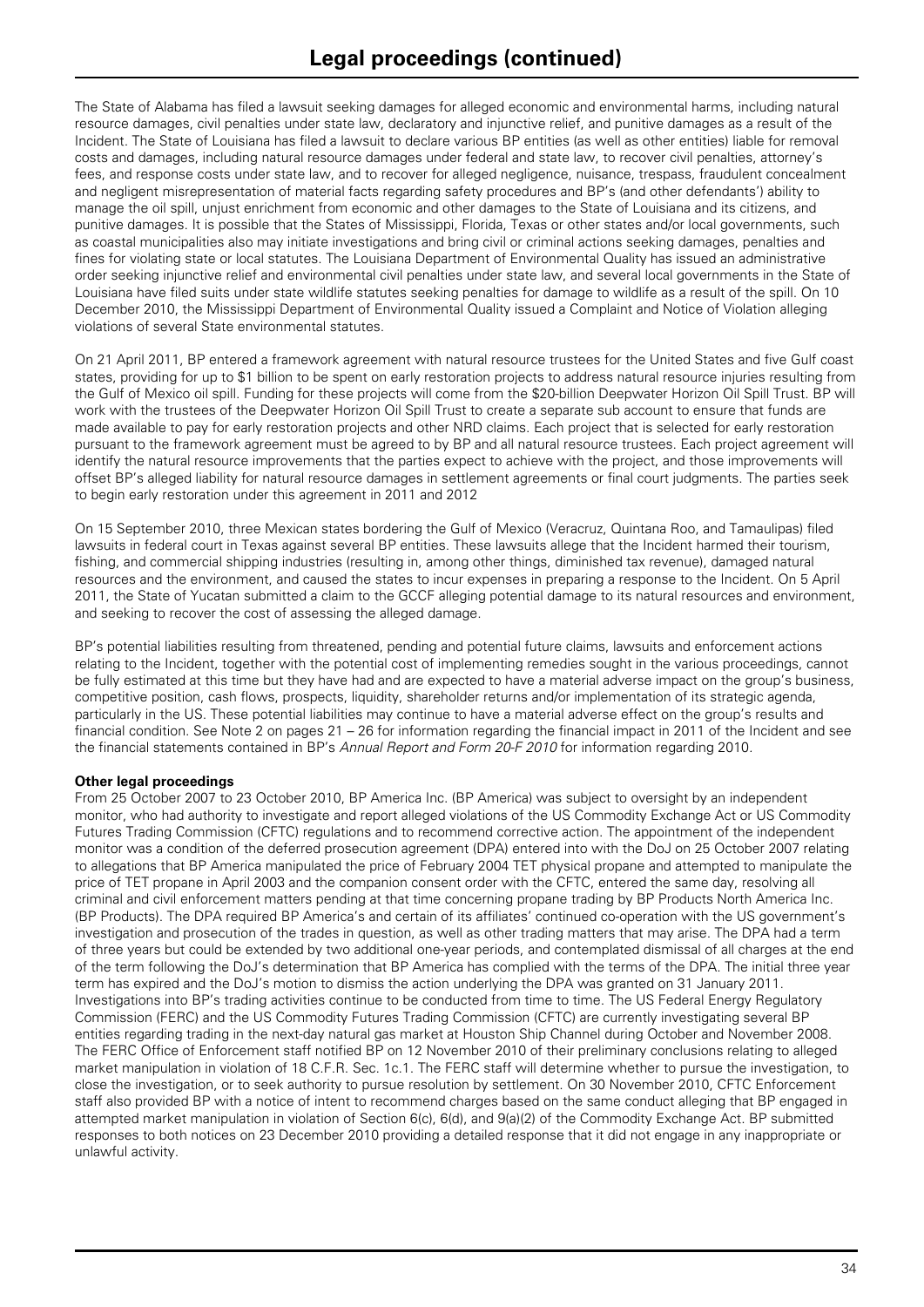# Legal proceedings (continued)

The State of Alabama has filed a lawsuit seeking damages for alleged economic and environmental harms, including natural resource damages, civil penalties under state law, declaratory and injunctive relief, and punitive damages as a result of the Incident. The State of Louisiana has filed a lawsuit to declare various BP entities (as well as other entities) liable for removal costs and damages, including natural resource damages under federal and state law, to recover civil penalties, attorney's fees, and response costs under state law, and to recover for alleged negligence, nuisance, trespass, fraudulent concealment and negligent misrepresentation of material facts regarding safety procedures and BP's (and other defendants') ability to manage the oil spill, unjust enrichment from economic and other damages to the State of Louisiana and its citizens, and punitive damages. It is possible that the States of Mississippi, Florida, Texas or other states and/or local governments, such as coastal municipalities also may initiate investigations and bring civil or criminal actions seeking damages, penalties and fines for violating state or local statutes. The Louisiana Department of Environmental Quality has issued an administrative order seeking injunctive relief and environmental civil penalties under state law, and several local governments in the State of Louisiana have filed suits under state wildlife statutes seeking penalties for damage to wildlife as a result of the spill. On 10 December 2010, the Mississippi Department of Environmental Quality issued a Complaint and Notice of Violation alleging violations of several State environmental statutes.

On 21 April 2011, BP entered a framework agreement with natural resource trustees for the United States and five Gulf coast states, providing for up to $1 billion to be spent on early restoration projects to address natural resource injuries resulting from the Gulf of Mexico oil spill. Funding for these projects will come from the $20-billion Deepwater Horizon Oil Spill Trust. BP will work with the trustees of the Deepwater Horizon Oil Spill Trust to create a separate sub account to ensure that funds are made available to pay for early restoration projects and other NRD claims. Each project that is selected for early restoration pursuant to the framework agreement must be agreed to by BP and all natural resource trustees. Each project agreement will identify the natural resource improvements that the parties expect to achieve with the project, and those improvements will offset BP's alleged liability for natural resource damages in settlement agreements or final court judgments. The parties seek to begin early restoration under this agreement in 2011 and 2012

On 15 September 2010, three Mexican states bordering the Gulf of Mexico (Veracruz, Quintana Roo, and Tamaulipas) filed lawsuits in federal court in Texas against several BP entities. These lawsuits allege that the Incident harmed their tourism, fishing, and commercial shipping industries (resulting in, among other things, diminished tax revenue), damaged natural resources and the environment, and caused the states to incur expenses in preparing a response to the Incident. On 5 April 2011, the State of Yucatan submitted a claim to the GCCF alleging potential damage to its natural resources and environment, and seeking to recover the cost of assessing the alleged damage.

BP's potential liabilities resulting from threatened, pending and potential future claims, lawsuits and enforcement actions relating to the Incident, together with the potential cost of implementing remedies sought in the various proceedings, cannot be fully estimated at this time but they have had and are expected to have a material adverse impact on the group's business, competitive position, cash flows, prospects, liquidity, shareholder returns and/or implementation of its strategic agenda, particularly in the US. These potential liabilities may continue to have a material adverse effect on the group's results and financial condition. See Note 2 on pages 21 – 26 for information regarding the financial impact in 2011 of the Incident and see the financial statements contained in BP's *Annual Report and Form 20-F 2010* for information regarding 2010.

**Other legal proceedings**

From 25 October 2007 to 23 October 2010, BP America Inc. (BP America) was subject to oversight by an independent monitor, who had authority to investigate and report alleged violations of the US Commodity Exchange Act or US Commodity Futures Trading Commission (CFTC) regulations and to recommend corrective action. The appointment of the independent monitor was a condition of the deferred prosecution agreement (DPA) entered into with the DoJ on 25 October 2007 relating to allegations that BP America manipulated the price of February 2004 TET physical propane and attempted to manipulate the price of TET propane in April 2003 and the companion consent order with the CFTC, entered the same day, resolving all criminal and civil enforcement matters pending at that time concerning propane trading by BP Products North America Inc. (BP Products). The DPA required BP America's and certain of its affiliates' continued co-operation with the US government's investigation and prosecution of the trades in question, as well as other trading matters that may arise. The DPA had a term of three years but could be extended by two additional one-year periods, and contemplated dismissal of all charges at the end of the term following the DoJ's determination that BP America has complied with the terms of the DPA. The initial three year term has expired and the DoJ's motion to dismiss the action underlying the DPA was granted on 31 January 2011. Investigations into BP's trading activities continue to be conducted from time to time. The US Federal Energy Regulatory Commission (FERC) and the US Commodity Futures Trading Commission (CFTC) are currently investigating several BP entities regarding trading in the next-day natural gas market at Houston Ship Channel during October and November 2008. The FERC Office of Enforcement staff notified BP on 12 November 2010 of their preliminary conclusions relating to alleged market manipulation in violation of 18 C.F.R. Sec. 1c.1. The FERC staff will determine whether to pursue the investigation, to close the investigation, or to seek authority to pursue resolution by settlement. On 30 November 2010, CFTC Enforcement staff also provided BP with a notice of intent to recommend charges based on the same conduct alleging that BP engaged in attempted market manipulation in violation of Section 6(c), 6(d), and 9(a)(2) of the Commodity Exchange Act. BP submitted responses to both notices on 23 December 2010 providing a detailed response that it did not engage in any inappropriate or unlawful activity.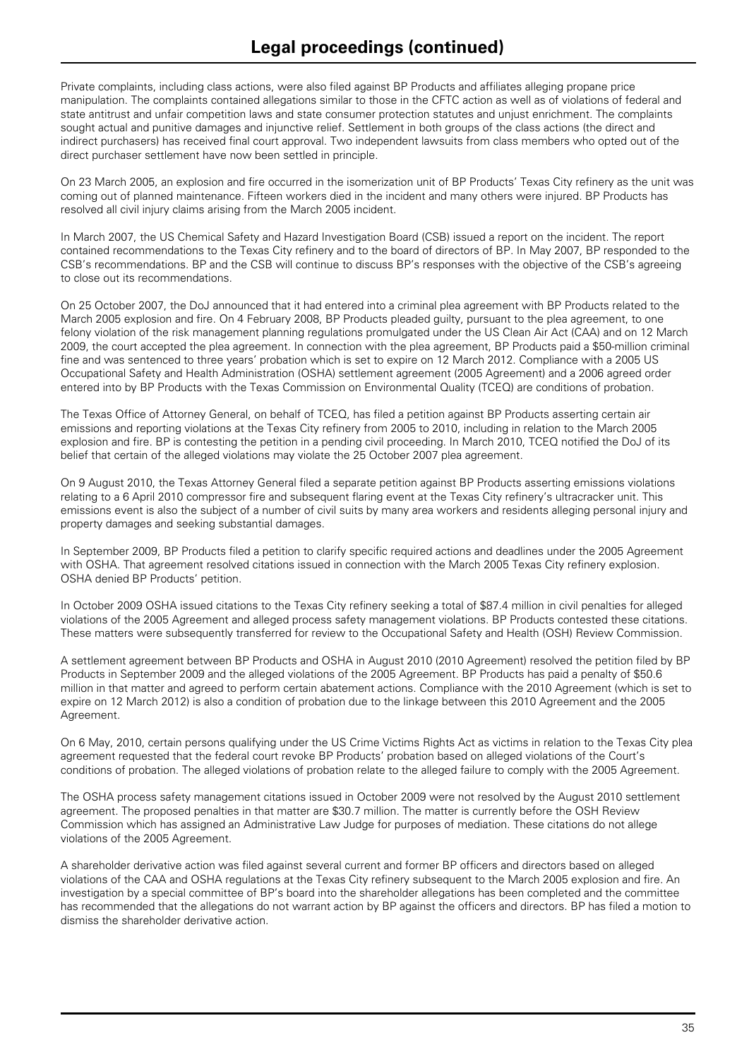# Legal proceedings (continued)

Private complaints, including class actions, were also filed against BP Products and affiliates alleging propane price manipulation. The complaints contained allegations similar to those in the CFTC action as well as of violations of federal and state antitrust and unfair competition laws and state consumer protection statutes and unjust enrichment. The complaints sought actual and punitive damages and injunctive relief. Settlement in both groups of the class actions (the direct and indirect purchasers) has received final court approval. Two independent lawsuits from class members who opted out of the direct purchaser settlement have now been settled in principle.

On 23 March 2005, an explosion and fire occurred in the isomerization unit of BP Products' Texas City refinery as the unit was coming out of planned maintenance. Fifteen workers died in the incident and many others were injured. BP Products has resolved all civil injury claims arising from the March 2005 incident.

In March 2007, the US Chemical Safety and Hazard Investigation Board (CSB) issued a report on the incident. The report contained recommendations to the Texas City refinery and to the board of directors of BP. In May 2007, BP responded to the CSB's recommendations. BP and the CSB will continue to discuss BP's responses with the objective of the CSB's agreeing to close out its recommendations.

On 25 October 2007, the DoJ announced that it had entered into a criminal plea agreement with BP Products related to the March 2005 explosion and fire. On 4 February 2008, BP Products pleaded guilty, pursuant to the plea agreement, to one felony violation of the risk management planning regulations promulgated under the US Clean Air Act (CAA) and on 12 March 2009, the court accepted the plea agreement. In connection with the plea agreement, BP Products paid a $50-million criminal fine and was sentenced to three years' probation which is set to expire on 12 March 2012. Compliance with a 2005 US Occupational Safety and Health Administration (OSHA) settlement agreement (2005 Agreement) and a 2006 agreed order entered into by BP Products with the Texas Commission on Environmental Quality (TCEQ) are conditions of probation.

The Texas Office of Attorney General, on behalf of TCEQ, has filed a petition against BP Products asserting certain air emissions and reporting violations at the Texas City refinery from 2005 to 2010, including in relation to the March 2005 explosion and fire. BP is contesting the petition in a pending civil proceeding. In March 2010, TCEQ notified the DoJ of its belief that certain of the alleged violations may violate the 25 October 2007 plea agreement.

On 9 August 2010, the Texas Attorney General filed a separate petition against BP Products asserting emissions violations relating to a 6 April 2010 compressor fire and subsequent flaring event at the Texas City refinery's ultracracker unit. This emissions event is also the subject of a number of civil suits by many area workers and residents alleging personal injury and property damages and seeking substantial damages.

In September 2009, BP Products filed a petition to clarify specific required actions and deadlines under the 2005 Agreement with OSHA. That agreement resolved citations issued in connection with the March 2005 Texas City refinery explosion. OSHA denied BP Products' petition.

In October 2009 OSHA issued citations to the Texas City refinery seeking a total of $87.4 million in civil penalties for alleged violations of the 2005 Agreement and alleged process safety management violations. BP Products contested these citations. These matters were subsequently transferred for review to the Occupational Safety and Health (OSH) Review Commission.

A settlement agreement between BP Products and OSHA in August 2010 (2010 Agreement) resolved the petition filed by BP Products in September 2009 and the alleged violations of the 2005 Agreement. BP Products has paid a penalty of $50.6 million in that matter and agreed to perform certain abatement actions. Compliance with the 2010 Agreement (which is set to expire on 12 March 2012) is also a condition of probation due to the linkage between this 2010 Agreement and the 2005 Agreement.

On 6 May, 2010, certain persons qualifying under the US Crime Victims Rights Act as victims in relation to the Texas City plea agreement requested that the federal court revoke BP Products' probation based on alleged violations of the Court's conditions of probation. The alleged violations of probation relate to the alleged failure to comply with the 2005 Agreement.

The OSHA process safety management citations issued in October 2009 were not resolved by the August 2010 settlement agreement. The proposed penalties in that matter are $30.7 million. The matter is currently before the OSH Review Commission which has assigned an Administrative Law Judge for purposes of mediation. These citations do not allege violations of the 2005 Agreement.

A shareholder derivative action was filed against several current and former BP officers and directors based on alleged violations of the CAA and OSHA regulations at the Texas City refinery subsequent to the March 2005 explosion and fire. An investigation by a special committee of BP's board into the shareholder allegations has been completed and the committee has recommended that the allegations do not warrant action by BP against the officers and directors. BP has filed a motion to dismiss the shareholder derivative action.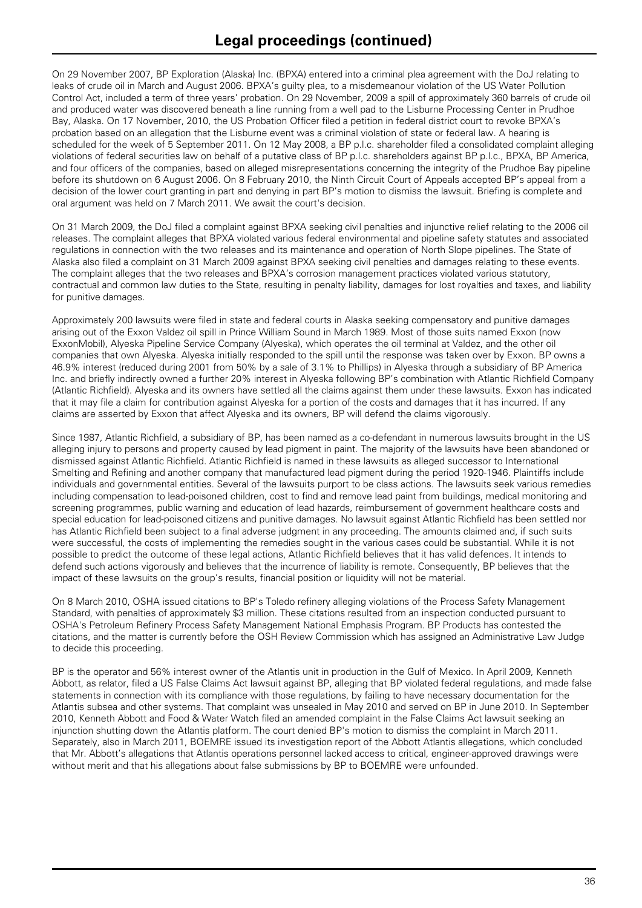# Legal proceedings (continued)

On 29 November 2007, BP Exploration (Alaska) Inc. (BPXA) entered into a criminal plea agreement with the DoJ relating to leaks of crude oil in March and August 2006. BPXA's guilty plea, to a misdemeanour violation of the US Water Pollution Control Act, included a term of three years' probation. On 29 November, 2009 a spill of approximately 360 barrels of crude oil and produced water was discovered beneath a line running from a well pad to the Lisburne Processing Center in Prudhoe Bay, Alaska. On 17 November, 2010, the US Probation Officer filed a petition in federal district court to revoke BPXA's probation based on an allegation that the Lisburne event was a criminal violation of state or federal law. A hearing is scheduled for the week of 5 September 2011. On 12 May 2008, a BP p.l.c. shareholder filed a consolidated complaint alleging violations of federal securities law on behalf of a putative class of BP p.l.c. shareholders against BP p.l.c., BPXA, BP America, and four officers of the companies, based on alleged misrepresentations concerning the integrity of the Prudhoe Bay pipeline before its shutdown on 6 August 2006. On 8 February 2010, the Ninth Circuit Court of Appeals accepted BP's appeal from a decision of the lower court granting in part and denying in part BP's motion to dismiss the lawsuit. Briefing is complete and oral argument was held on 7 March 2011. We await the court's decision.

On 31 March 2009, the DoJ filed a complaint against BPXA seeking civil penalties and injunctive relief relating to the 2006 oil releases. The complaint alleges that BPXA violated various federal environmental and pipeline safety statutes and associated regulations in connection with the two releases and its maintenance and operation of North Slope pipelines. The State of Alaska also filed a complaint on 31 March 2009 against BPXA seeking civil penalties and damages relating to these events. The complaint alleges that the two releases and BPXA's corrosion management practices violated various statutory, contractual and common law duties to the State, resulting in penalty liability, damages for lost royalties and taxes, and liability for punitive damages.

Approximately 200 lawsuits were filed in state and federal courts in Alaska seeking compensatory and punitive damages arising out of the Exxon Valdez oil spill in Prince William Sound in March 1989. Most of those suits named Exxon (now ExxonMobil), Alyeska Pipeline Service Company (Alyeska), which operates the oil terminal at Valdez, and the other oil companies that own Alyeska. Alyeska initially responded to the spill until the response was taken over by Exxon. BP owns a 46.9% interest (reduced during 2001 from 50% by a sale of 3.1% to Phillips) in Alyeska through a subsidiary of BP America Inc. and briefly indirectly owned a further 20% interest in Alyeska following BP's combination with Atlantic Richfield Company (Atlantic Richfield). Alyeska and its owners have settled all the claims against them under these lawsuits. Exxon has indicated that it may file a claim for contribution against Alyeska for a portion of the costs and damages that it has incurred. If any claims are asserted by Exxon that affect Alyeska and its owners, BP will defend the claims vigorously.

Since 1987, Atlantic Richfield, a subsidiary of BP, has been named as a co-defendant in numerous lawsuits brought in the US alleging injury to persons and property caused by lead pigment in paint. The majority of the lawsuits have been abandoned or dismissed against Atlantic Richfield. Atlantic Richfield is named in these lawsuits as alleged successor to International Smelting and Refining and another company that manufactured lead pigment during the period 1920-1946. Plaintiffs include individuals and governmental entities. Several of the lawsuits purport to be class actions. The lawsuits seek various remedies including compensation to lead-poisoned children, cost to find and remove lead paint from buildings, medical monitoring and screening programmes, public warning and education of lead hazards, reimbursement of government healthcare costs and special education for lead-poisoned citizens and punitive damages. No lawsuit against Atlantic Richfield has been settled nor has Atlantic Richfield been subject to a final adverse judgment in any proceeding. The amounts claimed and, if such suits were successful, the costs of implementing the remedies sought in the various cases could be substantial. While it is not possible to predict the outcome of these legal actions, Atlantic Richfield believes that it has valid defences. It intends to defend such actions vigorously and believes that the incurrence of liability is remote. Consequently, BP believes that the impact of these lawsuits on the group's results, financial position or liquidity will not be material.

On 8 March 2010, OSHA issued citations to BP's Toledo refinery alleging violations of the Process Safety Management Standard, with penalties of approximately $3 million. These citations resulted from an inspection conducted pursuant to OSHA's Petroleum Refinery Process Safety Management National Emphasis Program. BP Products has contested the citations, and the matter is currently before the OSH Review Commission which has assigned an Administrative Law Judge to decide this proceeding.

BP is the operator and 56% interest owner of the Atlantis unit in production in the Gulf of Mexico. In April 2009, Kenneth Abbott, as relator, filed a US False Claims Act lawsuit against BP, alleging that BP violated federal regulations, and made false statements in connection with its compliance with those regulations, by failing to have necessary documentation for the Atlantis subsea and other systems. That complaint was unsealed in May 2010 and served on BP in June 2010. In September 2010, Kenneth Abbott and Food & Water Watch filed an amended complaint in the False Claims Act lawsuit seeking an injunction shutting down the Atlantis platform. The court denied BP's motion to dismiss the complaint in March 2011. Separately, also in March 2011, BOEMRE issued its investigation report of the Abbott Atlantis allegations, which concluded that Mr. Abbott's allegations that Atlantis operations personnel lacked access to critical, engineer-approved drawings were without merit and that his allegations about false submissions by BP to BOEMRE were unfounded.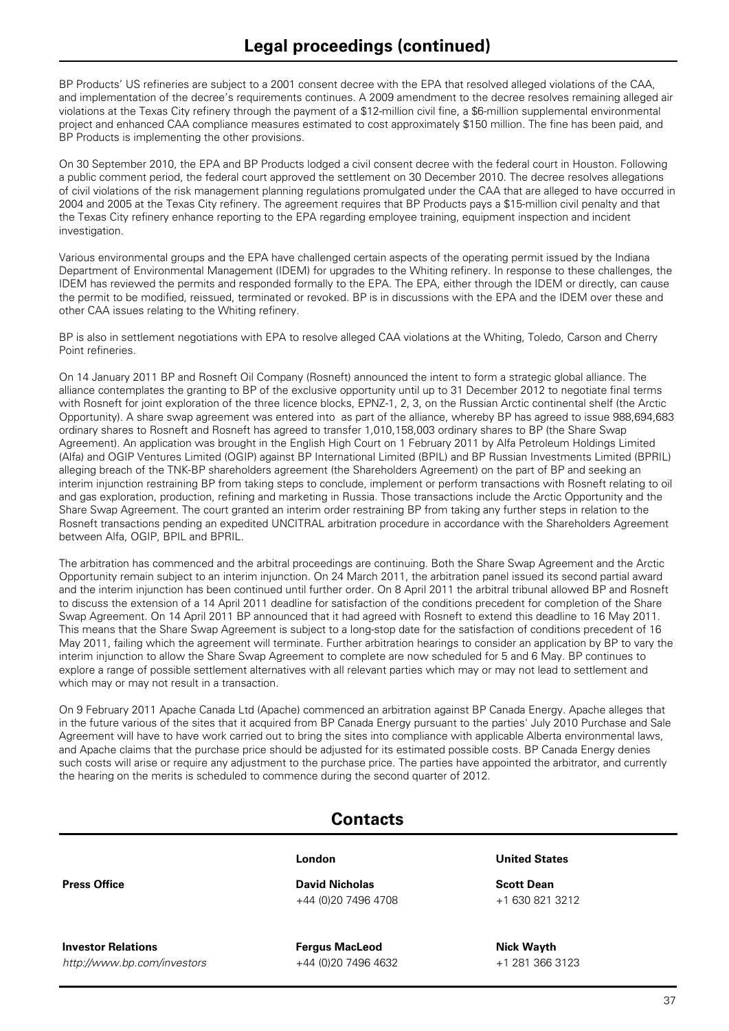# Legal proceedings (continued)

BP Products' US refineries are subject to a 2001 consent decree with the EPA that resolved alleged violations of the CAA, and implementation of the decree's requirements continues. A 2009 amendment to the decree resolves remaining alleged air violations at the Texas City refinery through the payment of a $12-million civil fine, a $6-million supplemental environmental project and enhanced CAA compliance measures estimated to cost approximately $150 million. The fine has been paid, and BP Products is implementing the other provisions.

On 30 September 2010, the EPA and BP Products lodged a civil consent decree with the federal court in Houston. Following a public comment period, the federal court approved the settlement on 30 December 2010. The decree resolves allegations of civil violations of the risk management planning regulations promulgated under the CAA that are alleged to have occurred in 2004 and 2005 at the Texas City refinery. The agreement requires that BP Products pays a $15-million civil penalty and that the Texas City refinery enhance reporting to the EPA regarding employee training, equipment inspection and incident investigation.

Various environmental groups and the EPA have challenged certain aspects of the operating permit issued by the Indiana Department of Environmental Management (IDEM) for upgrades to the Whiting refinery. In response to these challenges, the IDEM has reviewed the permits and responded formally to the EPA. The EPA, either through the IDEM or directly, can cause the permit to be modified, reissued, terminated or revoked. BP is in discussions with the EPA and the IDEM over these and other CAA issues relating to the Whiting refinery.

BP is also in settlement negotiations with EPA to resolve alleged CAA violations at the Whiting, Toledo, Carson and Cherry Point refineries.

On 14 January 2011 BP and Rosneft Oil Company (Rosneft) announced the intent to form a strategic global alliance. The alliance contemplates the granting to BP of the exclusive opportunity until up to 31 December 2012 to negotiate final terms with Rosneft for joint exploration of the three licence blocks, EPNZ-1, 2, 3, on the Russian Arctic continental shelf (the Arctic Opportunity). A share swap agreement was entered into as part of the alliance, whereby BP has agreed to issue 988,694,683 ordinary shares to Rosneft and Rosneft has agreed to transfer 1,010,158,003 ordinary shares to BP (the Share Swap Agreement). An application was brought in the English High Court on 1 February 2011 by Alfa Petroleum Holdings Limited (Alfa) and OGIP Ventures Limited (OGIP) against BP International Limited (BPIL) and BP Russian Investments Limited (BPRIL) alleging breach of the TNK-BP shareholders agreement (the Shareholders Agreement) on the part of BP and seeking an interim injunction restraining BP from taking steps to conclude, implement or perform transactions with Rosneft relating to oil and gas exploration, production, refining and marketing in Russia. Those transactions include the Arctic Opportunity and the Share Swap Agreement. The court granted an interim order restraining BP from taking any further steps in relation to the Rosneft transactions pending an expedited UNCITRAL arbitration procedure in accordance with the Shareholders Agreement between Alfa, OGIP, BPIL and BPRIL.

The arbitration has commenced and the arbitral proceedings are continuing. Both the Share Swap Agreement and the Arctic Opportunity remain subject to an interim injunction. On 24 March 2011, the arbitration panel issued its second partial award and the interim injunction has been continued until further order. On 8 April 2011 the arbitral tribunal allowed BP and Rosneft to discuss the extension of a 14 April 2011 deadline for satisfaction of the conditions precedent for completion of the Share Swap Agreement. On 14 April 2011 BP announced that it had agreed with Rosneft to extend this deadline to 16 May 2011. This means that the Share Swap Agreement is subject to a long-stop date for the satisfaction of conditions precedent of 16 May 2011, failing which the agreement will terminate. Further arbitration hearings to consider an application by BP to vary the interim injunction to allow the Share Swap Agreement to complete are now scheduled for 5 and 6 May. BP continues to explore a range of possible settlement alternatives with all relevant parties which may or may not lead to settlement and which may or may not result in a transaction.

On 9 February 2011 Apache Canada Ltd (Apache) commenced an arbitration against BP Canada Energy. Apache alleges that in the future various of the sites that it acquired from BP Canada Energy pursuant to the parties' July 2010 Purchase and Sale Agreement will have to have work carried out to bring the sites into compliance with applicable Alberta environmental laws, and Apache claims that the purchase price should be adjusted for its estimated possible costs. BP Canada Energy denies such costs will arise or require any adjustment to the purchase price. The parties have appointed the arbitrator, and currently the hearing on the merits is scheduled to commence during the second quarter of 2012.

# Contacts

| | London | United States |
|---|---|---|
| **Press Office** | **David Nicholas**<br>+44 (0)20 7496 4708 | **Scott Dean**<br>+1 630 821 3212 |
| **Investor Relations**<br>*http://www.bp.com/investors* | **Fergus MacLeod**<br>+44 (0)20 7496 4632 | **Nick Wayth**<br>+1 281 366 3123 |